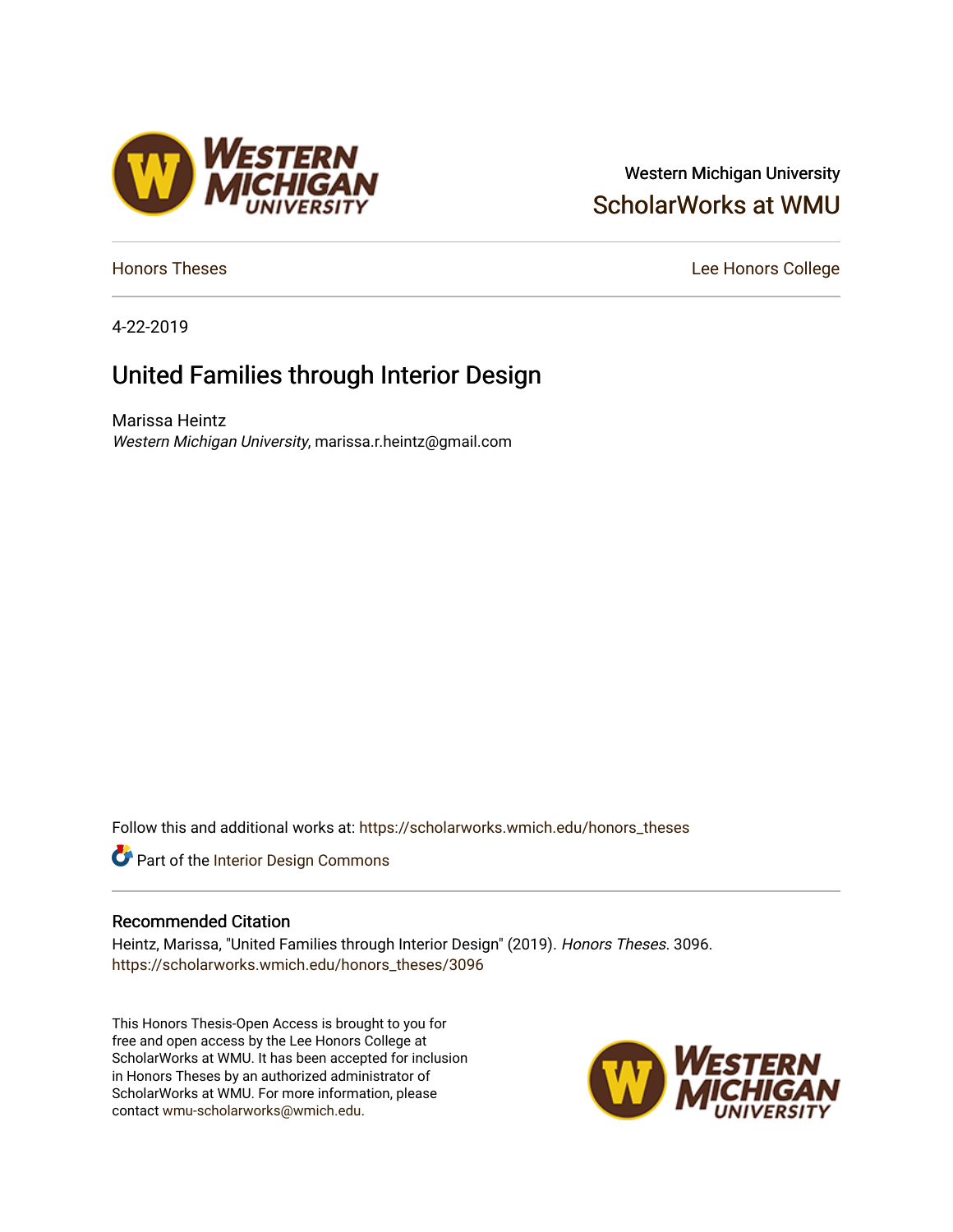Western Michigan University

ScholarWorks at WMU

Honors Theses

Lee Honors College

4-22-2019

# United Families through Interior Design

Marissa Heintz
*Western Michigan University*, marissa.r.heintz@gmail.com

Follow this and additional works at: https://scholarworks.wmich.edu/honors_theses

Part of the Interior Design Commons

## Recommended Citation

Heintz, Marissa, "United Families through Interior Design" (2019). *Honors Theses*. 3096.
https://scholarworks.wmich.edu/honors_theses/3096

This Honors Thesis-Open Access is brought to you for free and open access by the Lee Honors College at ScholarWorks at WMU. It has been accepted for inclusion in Honors Theses by an authorized administrator of ScholarWorks at WMU. For more information, please contact wmu-scholarworks@wmich.edu.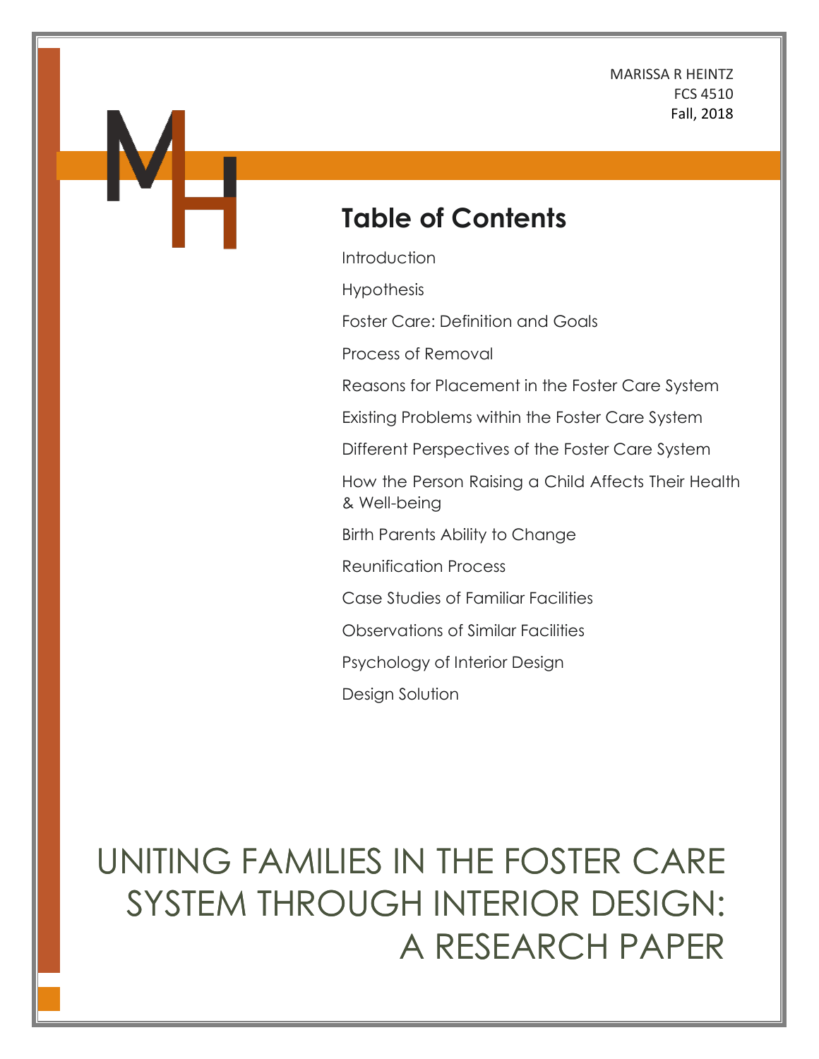MARISSA R HEINTZ
FCS 4510
Fall, 2018

## Table of Contents

Introduction

Hypothesis

Foster Care: Definition and Goals

Process of Removal

Reasons for Placement in the Foster Care System

Existing Problems within the Foster Care System

Different Perspectives of the Foster Care System

How the Person Raising a Child Affects Their Health & Well-being

Birth Parents Ability to Change

Reunification Process

Case Studies of Familiar Facilities

Observations of Similar Facilities

Psychology of Interior Design

Design Solution

# UNITING FAMILIES IN THE FOSTER CARE SYSTEM THROUGH INTERIOR DESIGN: A RESEARCH PAPER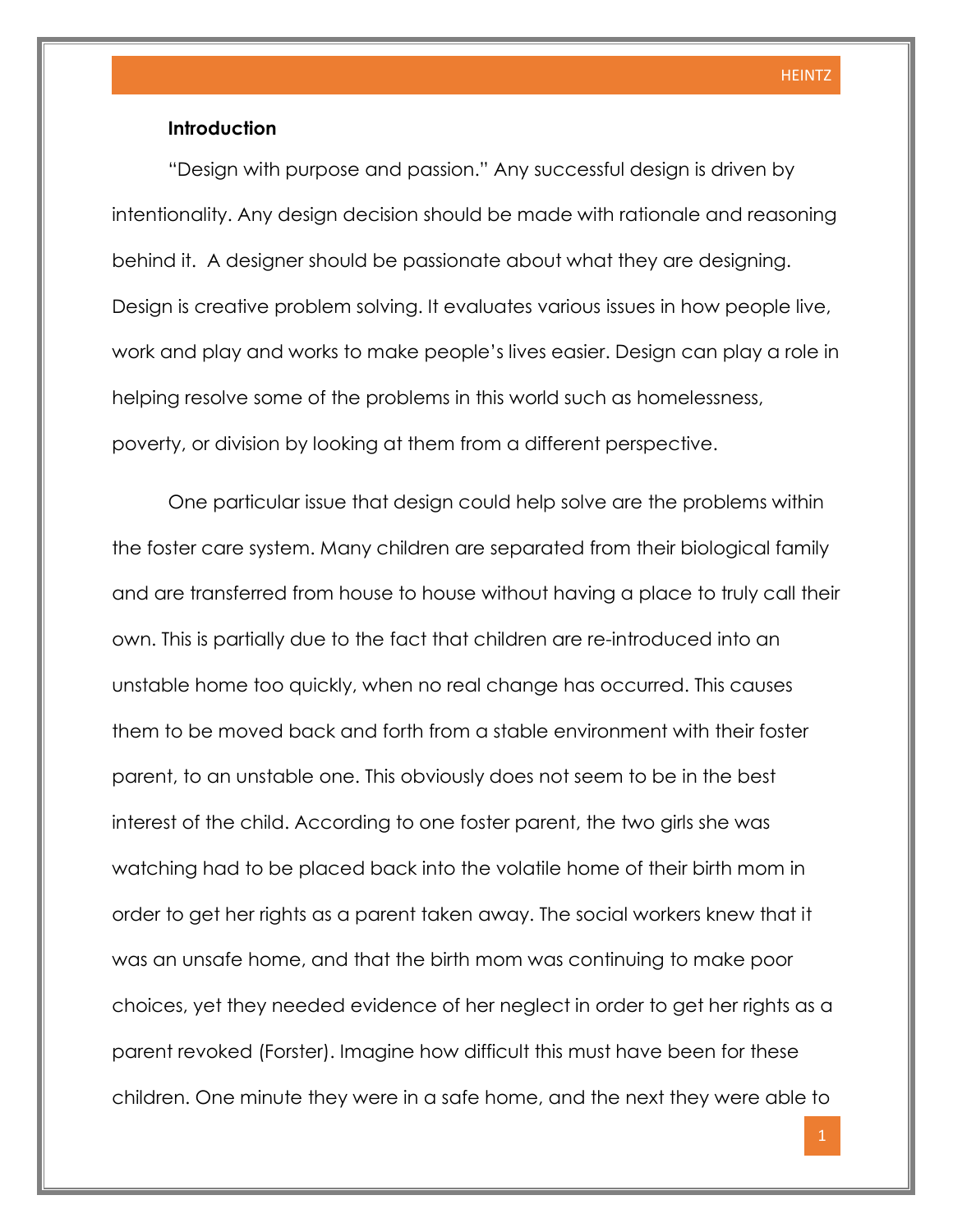**Introduction**

"Design with purpose and passion." Any successful design is driven by intentionality. Any design decision should be made with rationale and reasoning behind it. A designer should be passionate about what they are designing. Design is creative problem solving. It evaluates various issues in how people live, work and play and works to make people's lives easier. Design can play a role in helping resolve some of the problems in this world such as homelessness, poverty, or division by looking at them from a different perspective.

One particular issue that design could help solve are the problems within the foster care system. Many children are separated from their biological family and are transferred from house to house without having a place to truly call their own. This is partially due to the fact that children are re-introduced into an unstable home too quickly, when no real change has occurred. This causes them to be moved back and forth from a stable environment with their foster parent, to an unstable one. This obviously does not seem to be in the best interest of the child. According to one foster parent, the two girls she was watching had to be placed back into the volatile home of their birth mom in order to get her rights as a parent taken away. The social workers knew that it was an unsafe home, and that the birth mom was continuing to make poor choices, yet they needed evidence of her neglect in order to get her rights as a parent revoked (Forster). Imagine how difficult this must have been for these children. One minute they were in a safe home, and the next they were able to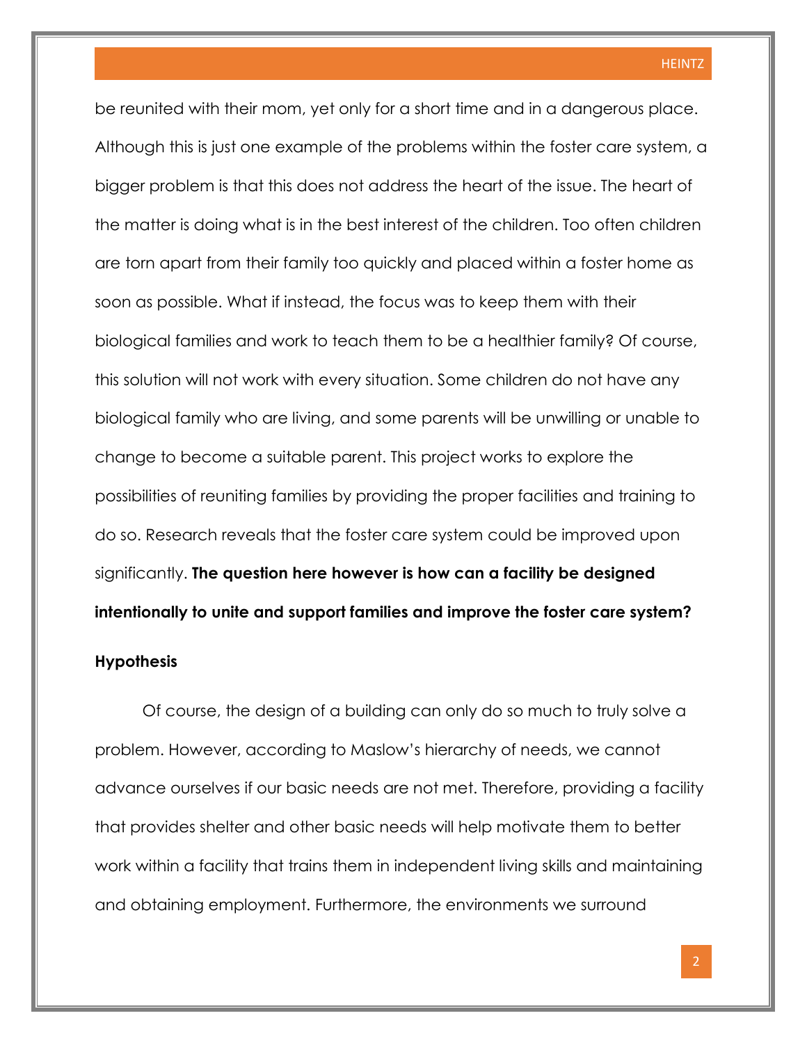be reunited with their mom, yet only for a short time and in a dangerous place. Although this is just one example of the problems within the foster care system, a bigger problem is that this does not address the heart of the issue. The heart of the matter is doing what is in the best interest of the children. Too often children are torn apart from their family too quickly and placed within a foster home as soon as possible. What if instead, the focus was to keep them with their biological families and work to teach them to be a healthier family? Of course, this solution will not work with every situation. Some children do not have any biological family who are living, and some parents will be unwilling or unable to change to become a suitable parent. This project works to explore the possibilities of reuniting families by providing the proper facilities and training to do so. Research reveals that the foster care system could be improved upon significantly. **The question here however is how can a facility be designed intentionally to unite and support families and improve the foster care system?**

**Hypothesis**

Of course, the design of a building can only do so much to truly solve a problem. However, according to Maslow's hierarchy of needs, we cannot advance ourselves if our basic needs are not met. Therefore, providing a facility that provides shelter and other basic needs will help motivate them to better work within a facility that trains them in independent living skills and maintaining and obtaining employment. Furthermore, the environments we surround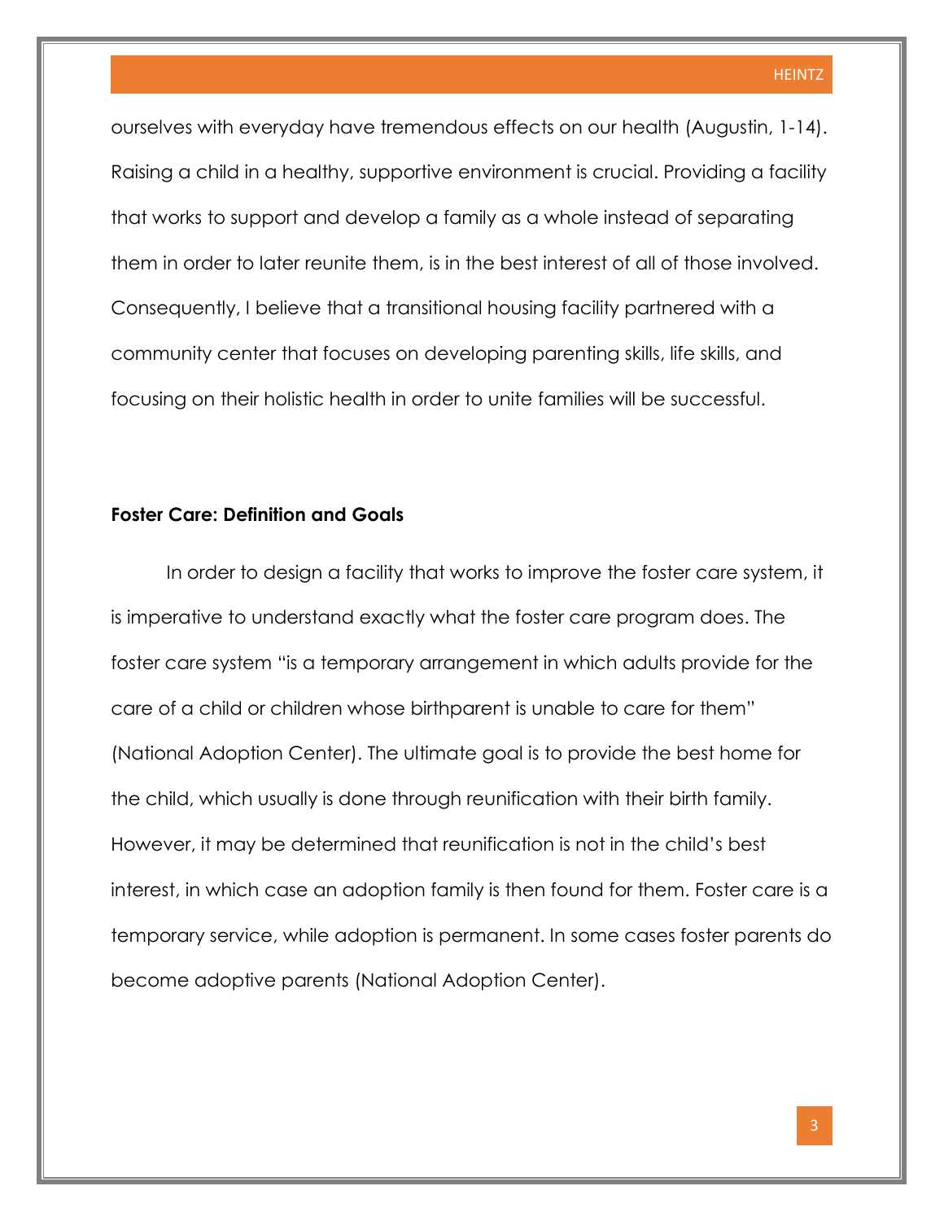ourselves with everyday have tremendous effects on our health (Augustin, 1-14). Raising a child in a healthy, supportive environment is crucial. Providing a facility that works to support and develop a family as a whole instead of separating them in order to later reunite them, is in the best interest of all of those involved. Consequently, I believe that a transitional housing facility partnered with a community center that focuses on developing parenting skills, life skills, and focusing on their holistic health in order to unite families will be successful.

**Foster Care: Definition and Goals**

In order to design a facility that works to improve the foster care system, it is imperative to understand exactly what the foster care program does. The foster care system "is a temporary arrangement in which adults provide for the care of a child or children whose birthparent is unable to care for them" (National Adoption Center). The ultimate goal is to provide the best home for the child, which usually is done through reunification with their birth family. However, it may be determined that reunification is not in the child's best interest, in which case an adoption family is then found for them. Foster care is a temporary service, while adoption is permanent. In some cases foster parents do become adoptive parents (National Adoption Center).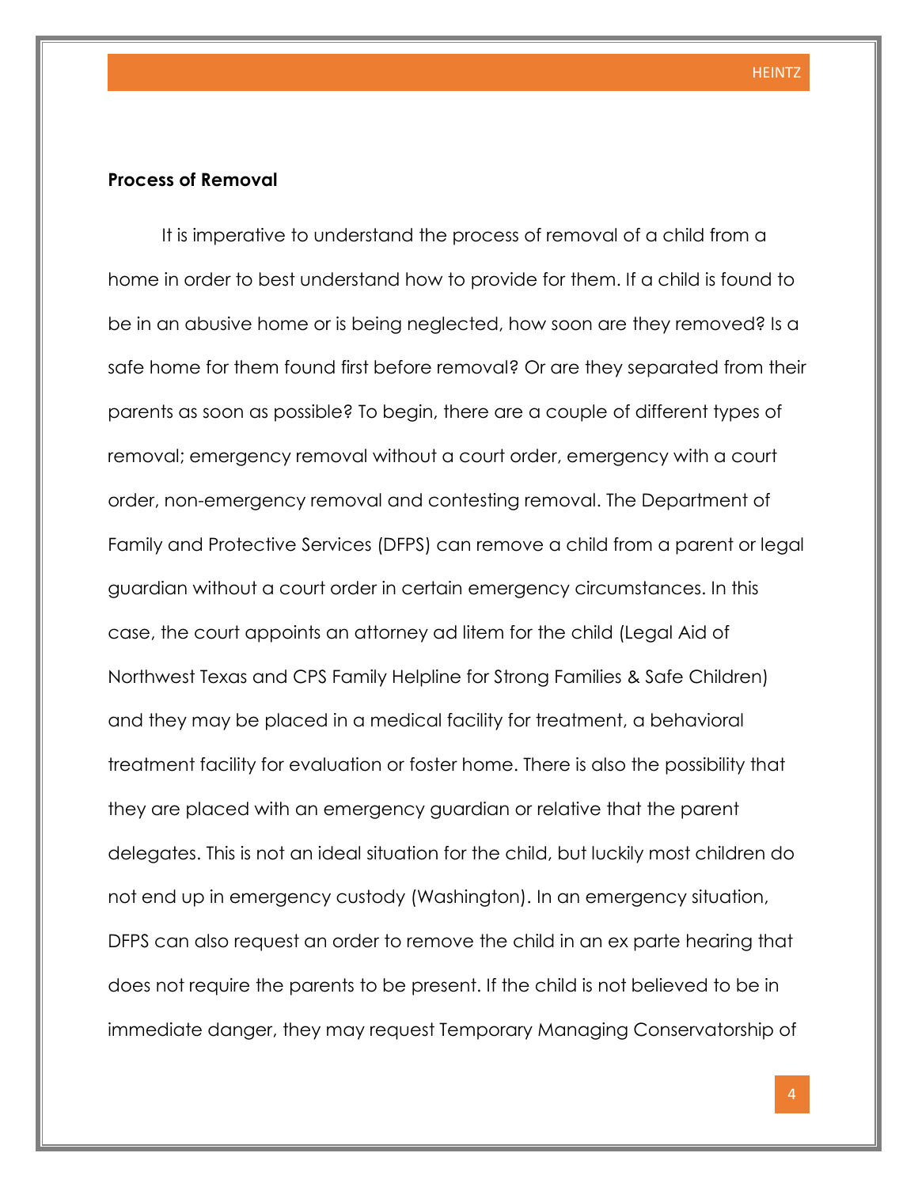**Process of Removal**

It is imperative to understand the process of removal of a child from a home in order to best understand how to provide for them. If a child is found to be in an abusive home or is being neglected, how soon are they removed? Is a safe home for them found first before removal? Or are they separated from their parents as soon as possible? To begin, there are a couple of different types of removal; emergency removal without a court order, emergency with a court order, non-emergency removal and contesting removal. The Department of Family and Protective Services (DFPS) can remove a child from a parent or legal guardian without a court order in certain emergency circumstances. In this case, the court appoints an attorney ad litem for the child (Legal Aid of Northwest Texas and CPS Family Helpline for Strong Families & Safe Children) and they may be placed in a medical facility for treatment, a behavioral treatment facility for evaluation or foster home. There is also the possibility that they are placed with an emergency guardian or relative that the parent delegates. This is not an ideal situation for the child, but luckily most children do not end up in emergency custody (Washington). In an emergency situation, DFPS can also request an order to remove the child in an ex parte hearing that does not require the parents to be present. If the child is not believed to be in immediate danger, they may request Temporary Managing Conservatorship of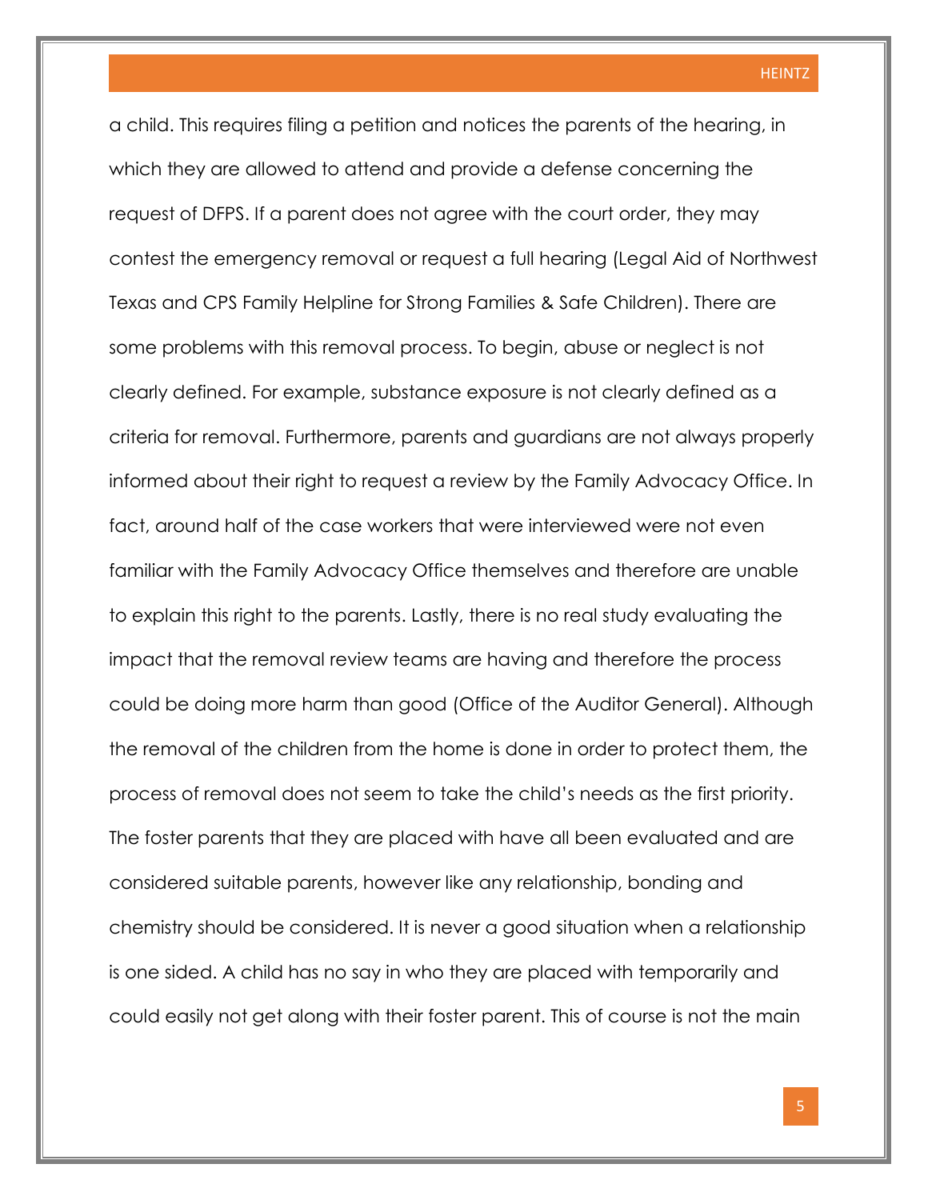a child. This requires filing a petition and notices the parents of the hearing, in which they are allowed to attend and provide a defense concerning the request of DFPS. If a parent does not agree with the court order, they may contest the emergency removal or request a full hearing (Legal Aid of Northwest Texas and CPS Family Helpline for Strong Families & Safe Children). There are some problems with this removal process. To begin, abuse or neglect is not clearly defined. For example, substance exposure is not clearly defined as a criteria for removal. Furthermore, parents and guardians are not always properly informed about their right to request a review by the Family Advocacy Office. In fact, around half of the case workers that were interviewed were not even familiar with the Family Advocacy Office themselves and therefore are unable to explain this right to the parents. Lastly, there is no real study evaluating the impact that the removal review teams are having and therefore the process could be doing more harm than good (Office of the Auditor General). Although the removal of the children from the home is done in order to protect them, the process of removal does not seem to take the child's needs as the first priority. The foster parents that they are placed with have all been evaluated and are considered suitable parents, however like any relationship, bonding and chemistry should be considered. It is never a good situation when a relationship is one sided. A child has no say in who they are placed with temporarily and could easily not get along with their foster parent. This of course is not the main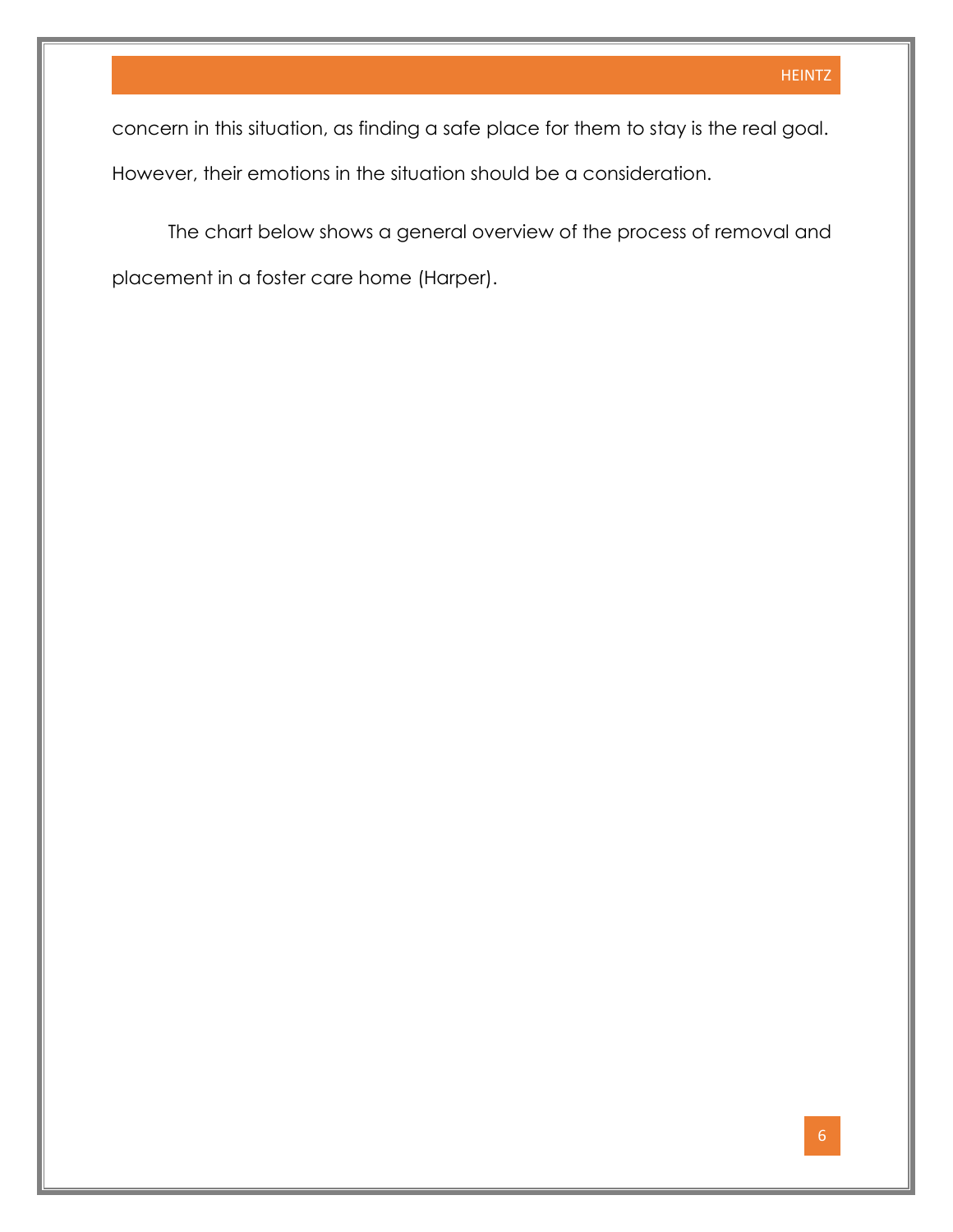concern in this situation, as finding a safe place for them to stay is the real goal. However, their emotions in the situation should be a consideration.

The chart below shows a general overview of the process of removal and placement in a foster care home (Harper).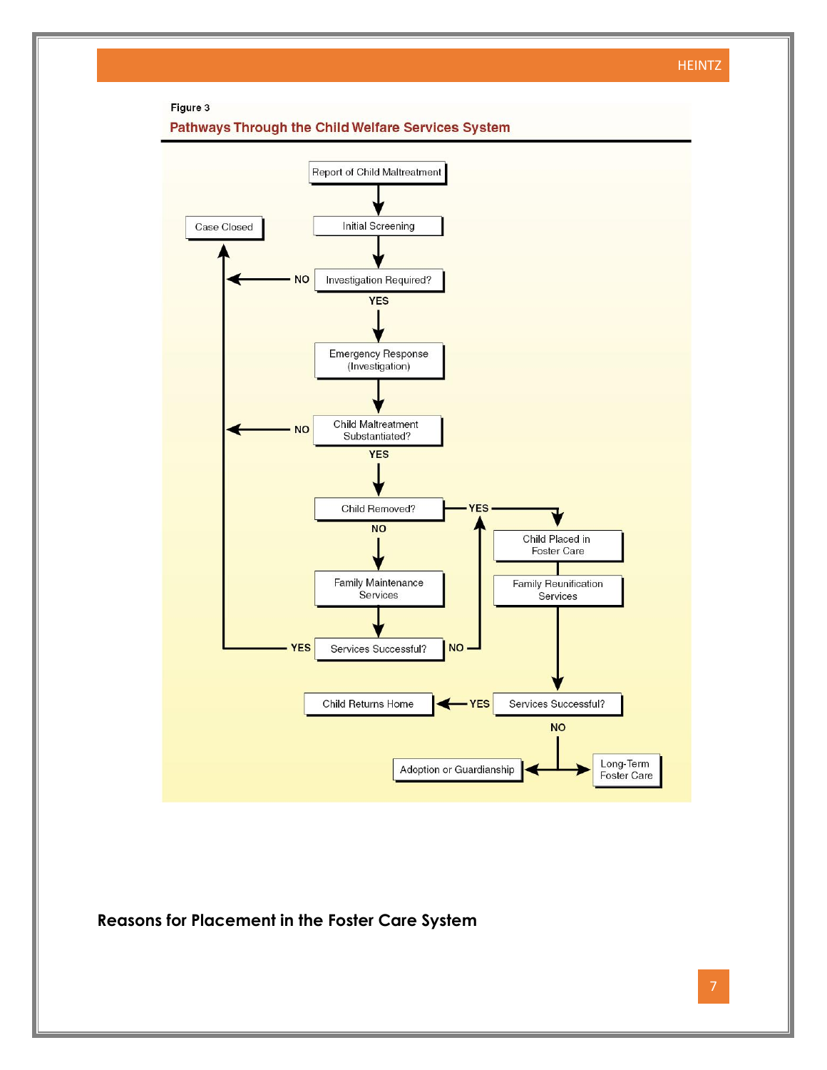Figure 3

**Pathways Through the Child Welfare Services System**

Report of Child Maltreatment → Initial Screening → Investigation Required?

- NO → Case Closed
- YES → Emergency Response (Investigation) → Child Maltreatment Substantiated?
  - NO → Case Closed
  - YES → Child Removed?
    - NO → Family Maintenance Services → Services Successful?
      - YES → Case Closed
      - NO → Child Placed in Foster Care
    - YES → Child Placed in Foster Care → Family Reunification Services → Services Successful?
      - YES → Child Returns Home
      - NO → Adoption or Guardianship / Long-Term Foster Care

## Reasons for Placement in the Foster Care System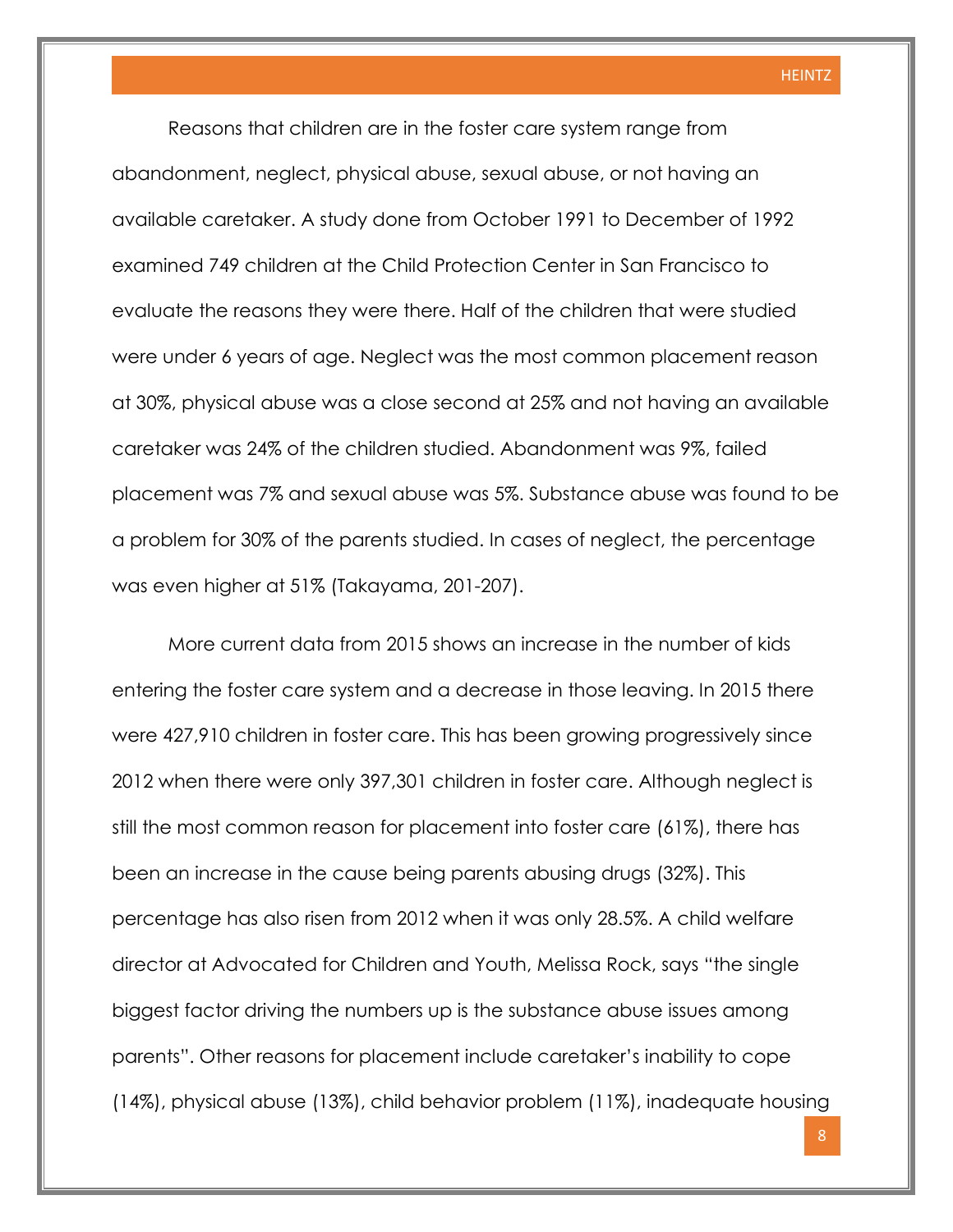Reasons that children are in the foster care system range from abandonment, neglect, physical abuse, sexual abuse, or not having an available caretaker. A study done from October 1991 to December of 1992 examined 749 children at the Child Protection Center in San Francisco to evaluate the reasons they were there. Half of the children that were studied were under 6 years of age. Neglect was the most common placement reason at 30%, physical abuse was a close second at 25% and not having an available caretaker was 24% of the children studied. Abandonment was 9%, failed placement was 7% and sexual abuse was 5%. Substance abuse was found to be a problem for 30% of the parents studied. In cases of neglect, the percentage was even higher at 51% (Takayama, 201-207).

More current data from 2015 shows an increase in the number of kids entering the foster care system and a decrease in those leaving. In 2015 there were 427,910 children in foster care. This has been growing progressively since 2012 when there were only 397,301 children in foster care. Although neglect is still the most common reason for placement into foster care (61%), there has been an increase in the cause being parents abusing drugs (32%). This percentage has also risen from 2012 when it was only 28.5%. A child welfare director at Advocated for Children and Youth, Melissa Rock, says "the single biggest factor driving the numbers up is the substance abuse issues among parents". Other reasons for placement include caretaker's inability to cope (14%), physical abuse (13%), child behavior problem (11%), inadequate housing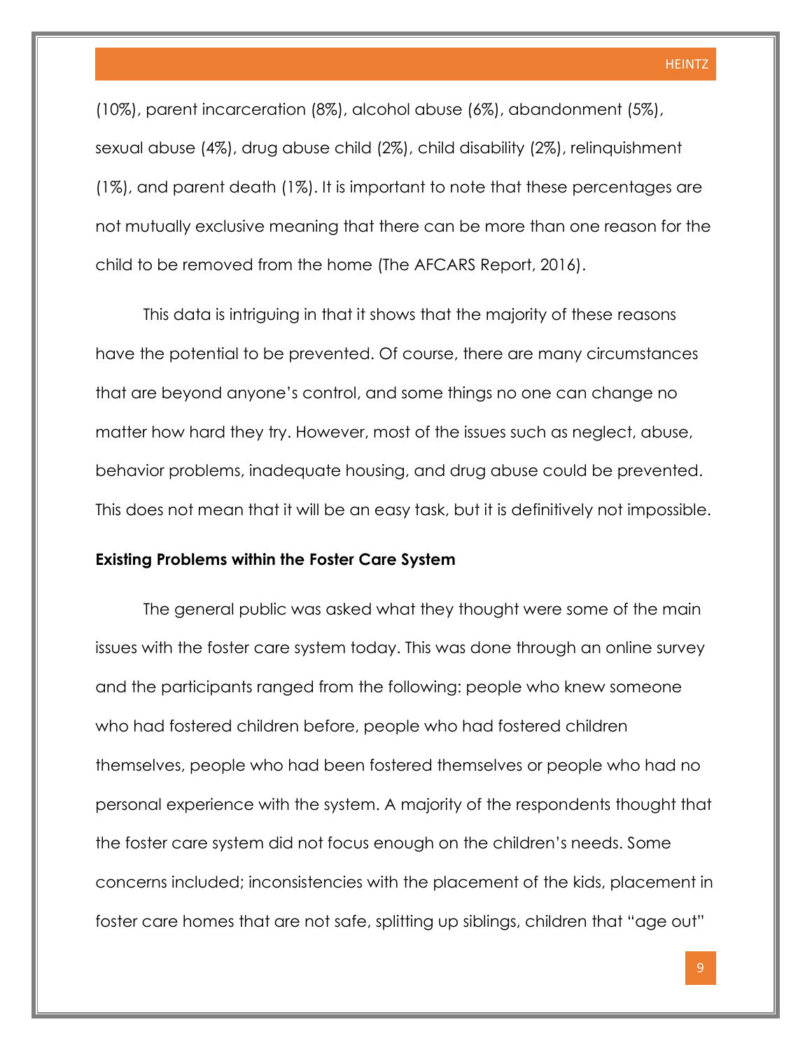(10%), parent incarceration (8%), alcohol abuse (6%), abandonment (5%), sexual abuse (4%), drug abuse child (2%), child disability (2%), relinquishment (1%), and parent death (1%). It is important to note that these percentages are not mutually exclusive meaning that there can be more than one reason for the child to be removed from the home (The AFCARS Report, 2016).

This data is intriguing in that it shows that the majority of these reasons have the potential to be prevented. Of course, there are many circumstances that are beyond anyone's control, and some things no one can change no matter how hard they try. However, most of the issues such as neglect, abuse, behavior problems, inadequate housing, and drug abuse could be prevented. This does not mean that it will be an easy task, but it is definitively not impossible.

**Existing Problems within the Foster Care System**

The general public was asked what they thought were some of the main issues with the foster care system today. This was done through an online survey and the participants ranged from the following: people who knew someone who had fostered children before, people who had fostered children themselves, people who had been fostered themselves or people who had no personal experience with the system. A majority of the respondents thought that the foster care system did not focus enough on the children's needs. Some concerns included; inconsistencies with the placement of the kids, placement in foster care homes that are not safe, splitting up siblings, children that "age out"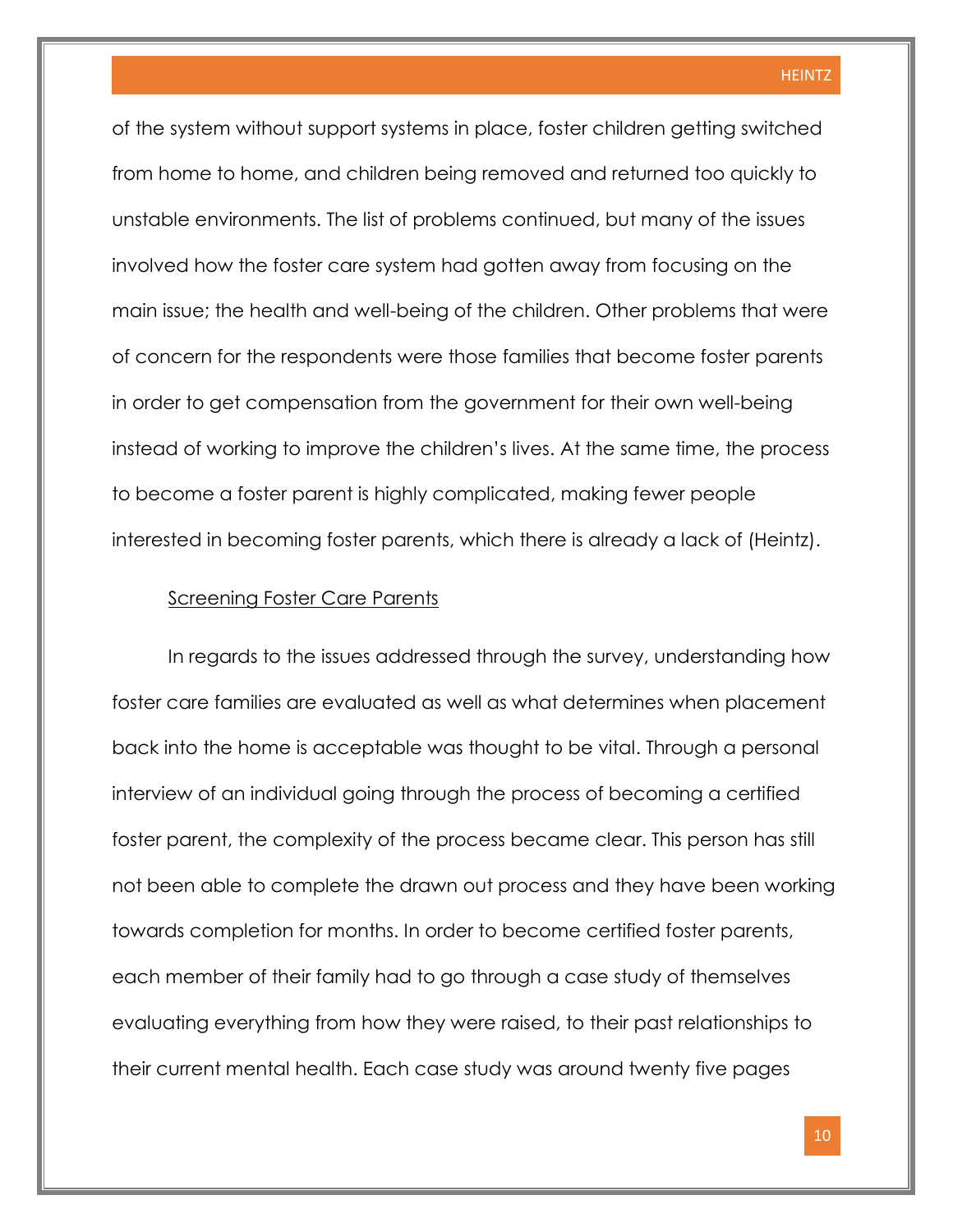of the system without support systems in place, foster children getting switched from home to home, and children being removed and returned too quickly to unstable environments. The list of problems continued, but many of the issues involved how the foster care system had gotten away from focusing on the main issue; the health and well-being of the children. Other problems that were of concern for the respondents were those families that become foster parents in order to get compensation from the government for their own well-being instead of working to improve the children's lives. At the same time, the process to become a foster parent is highly complicated, making fewer people interested in becoming foster parents, which there is already a lack of (Heintz).

### Screening Foster Care Parents

In regards to the issues addressed through the survey, understanding how foster care families are evaluated as well as what determines when placement back into the home is acceptable was thought to be vital. Through a personal interview of an individual going through the process of becoming a certified foster parent, the complexity of the process became clear. This person has still not been able to complete the drawn out process and they have been working towards completion for months. In order to become certified foster parents, each member of their family had to go through a case study of themselves evaluating everything from how they were raised, to their past relationships to their current mental health. Each case study was around twenty five pages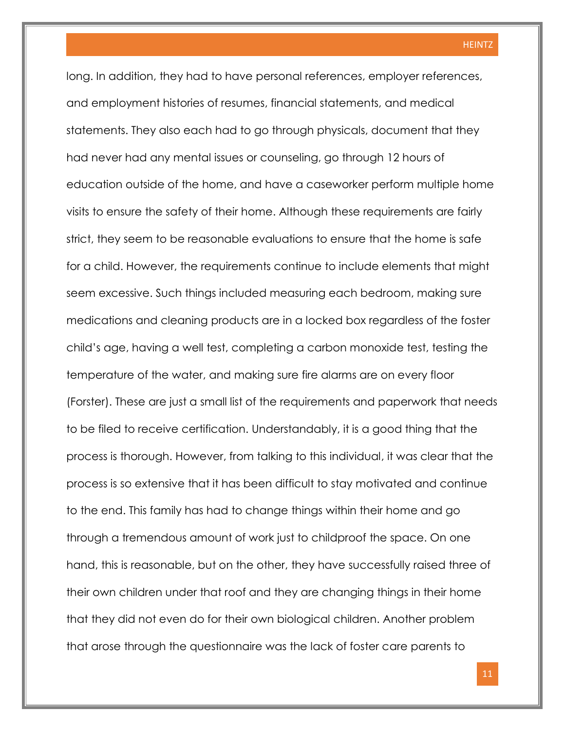long. In addition, they had to have personal references, employer references, and employment histories of resumes, financial statements, and medical statements. They also each had to go through physicals, document that they had never had any mental issues or counseling, go through 12 hours of education outside of the home, and have a caseworker perform multiple home visits to ensure the safety of their home. Although these requirements are fairly strict, they seem to be reasonable evaluations to ensure that the home is safe for a child. However, the requirements continue to include elements that might seem excessive. Such things included measuring each bedroom, making sure medications and cleaning products are in a locked box regardless of the foster child's age, having a well test, completing a carbon monoxide test, testing the temperature of the water, and making sure fire alarms are on every floor (Forster). These are just a small list of the requirements and paperwork that needs to be filed to receive certification. Understandably, it is a good thing that the process is thorough. However, from talking to this individual, it was clear that the process is so extensive that it has been difficult to stay motivated and continue to the end. This family has had to change things within their home and go through a tremendous amount of work just to childproof the space. On one hand, this is reasonable, but on the other, they have successfully raised three of their own children under that roof and they are changing things in their home that they did not even do for their own biological children. Another problem that arose through the questionnaire was the lack of foster care parents to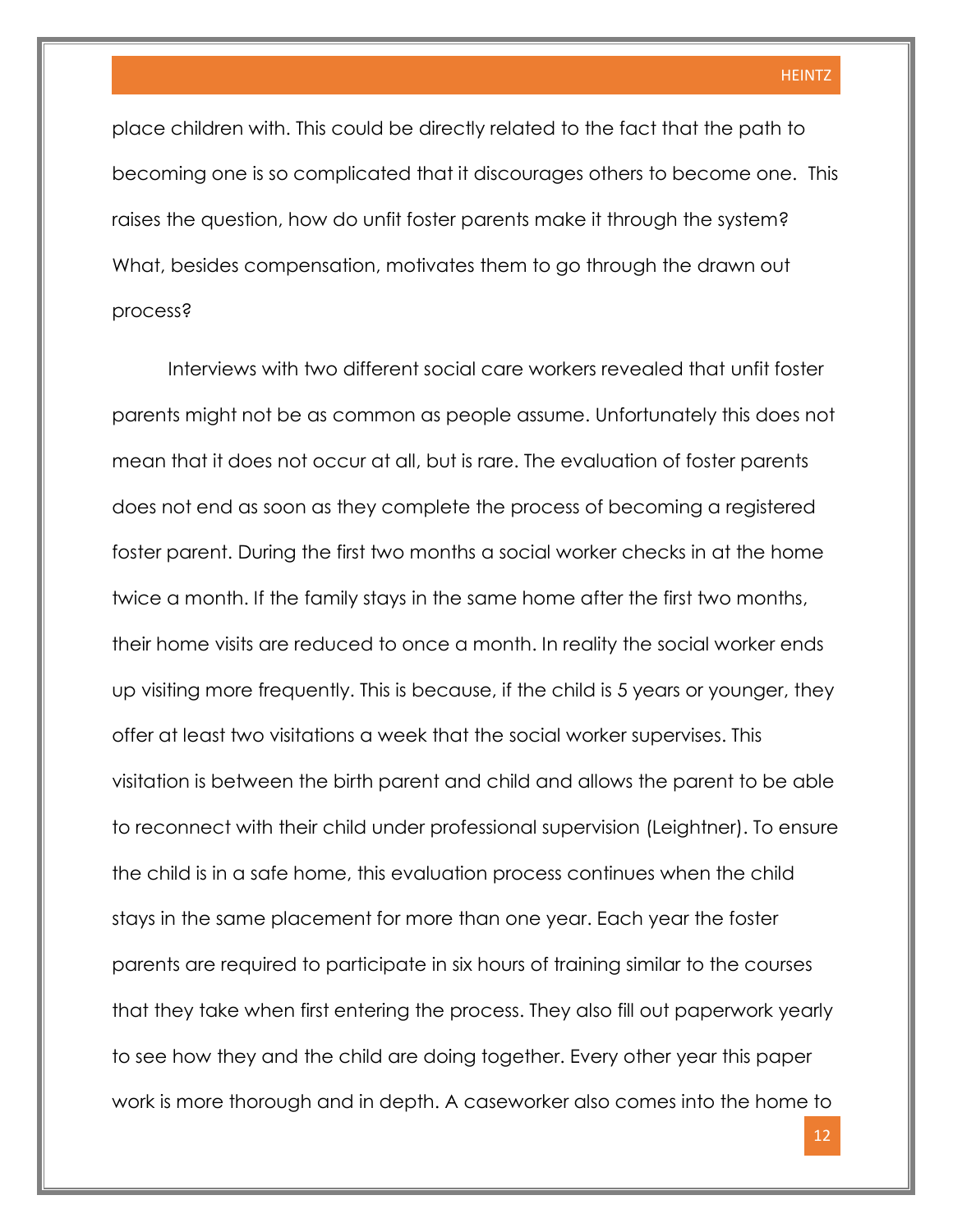place children with. This could be directly related to the fact that the path to becoming one is so complicated that it discourages others to become one.  This raises the question, how do unfit foster parents make it through the system? What, besides compensation, motivates them to go through the drawn out process?

Interviews with two different social care workers revealed that unfit foster parents might not be as common as people assume. Unfortunately this does not mean that it does not occur at all, but is rare. The evaluation of foster parents does not end as soon as they complete the process of becoming a registered foster parent. During the first two months a social worker checks in at the home twice a month. If the family stays in the same home after the first two months, their home visits are reduced to once a month. In reality the social worker ends up visiting more frequently. This is because, if the child is 5 years or younger, they offer at least two visitations a week that the social worker supervises. This visitation is between the birth parent and child and allows the parent to be able to reconnect with their child under professional supervision (Leightner). To ensure the child is in a safe home, this evaluation process continues when the child stays in the same placement for more than one year. Each year the foster parents are required to participate in six hours of training similar to the courses that they take when first entering the process. They also fill out paperwork yearly to see how they and the child are doing together. Every other year this paper work is more thorough and in depth. A caseworker also comes into the home to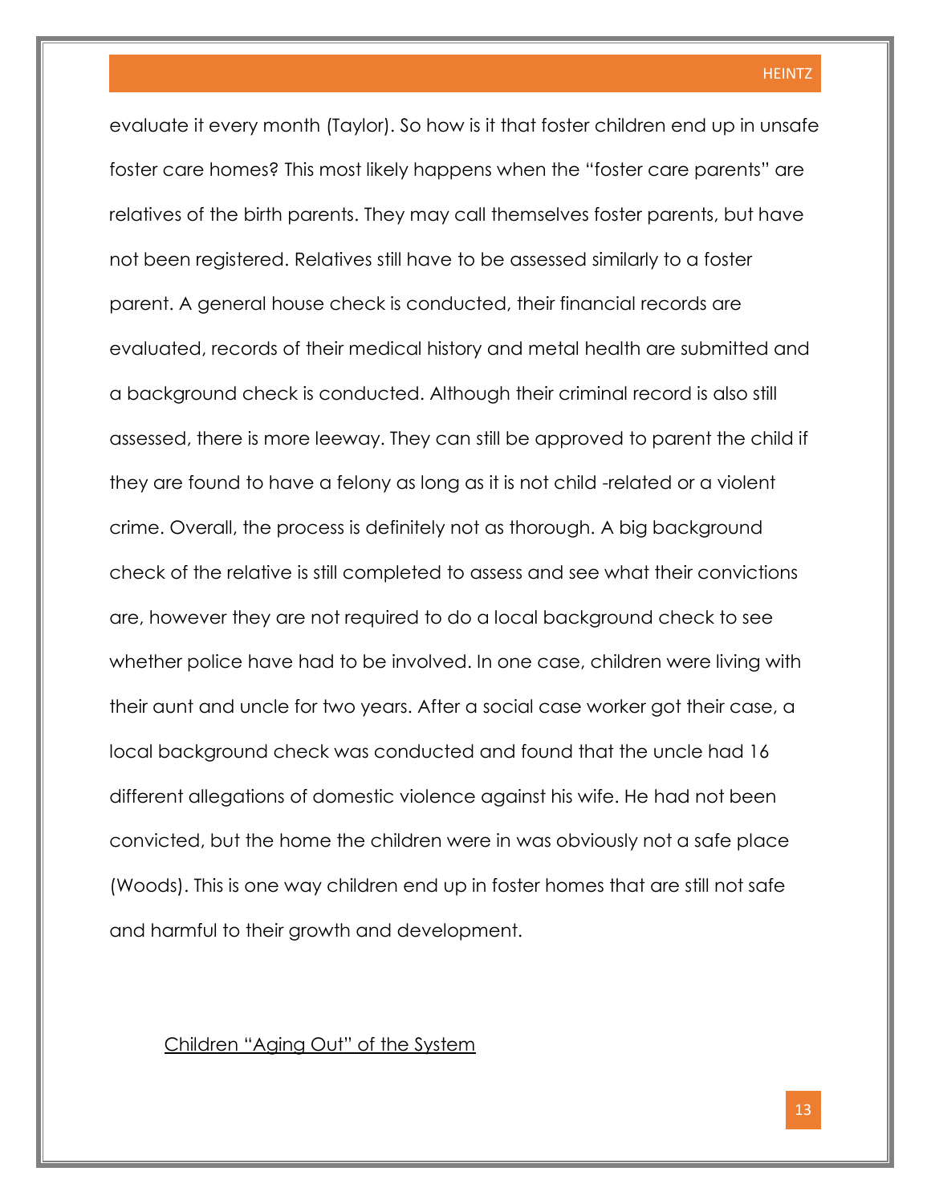evaluate it every month (Taylor). So how is it that foster children end up in unsafe foster care homes? This most likely happens when the "foster care parents" are relatives of the birth parents. They may call themselves foster parents, but have not been registered. Relatives still have to be assessed similarly to a foster parent. A general house check is conducted, their financial records are evaluated, records of their medical history and metal health are submitted and a background check is conducted. Although their criminal record is also still assessed, there is more leeway. They can still be approved to parent the child if they are found to have a felony as long as it is not child -related or a violent crime. Overall, the process is definitely not as thorough. A big background check of the relative is still completed to assess and see what their convictions are, however they are not required to do a local background check to see whether police have had to be involved. In one case, children were living with their aunt and uncle for two years. After a social case worker got their case, a local background check was conducted and found that the uncle had 16 different allegations of domestic violence against his wife. He had not been convicted, but the home the children were in was obviously not a safe place (Woods). This is one way children end up in foster homes that are still not safe and harmful to their growth and development.

## <u>Children "Aging Out" of the System</u>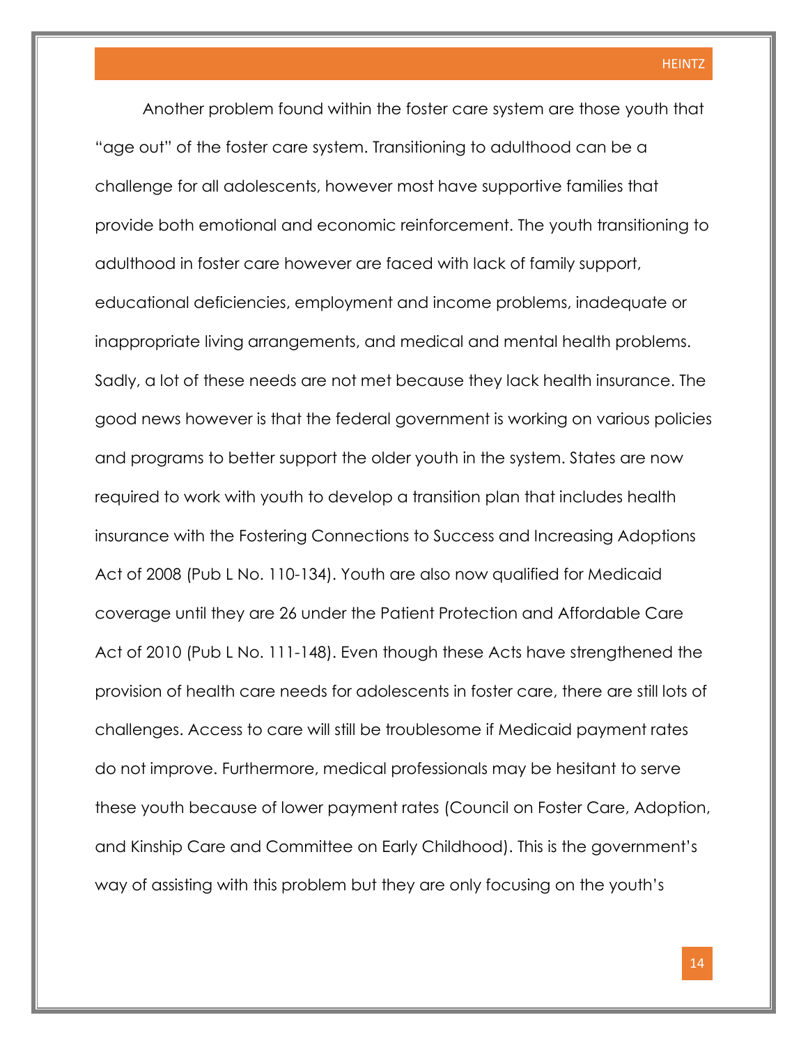Another problem found within the foster care system are those youth that "age out" of the foster care system. Transitioning to adulthood can be a challenge for all adolescents, however most have supportive families that provide both emotional and economic reinforcement. The youth transitioning to adulthood in foster care however are faced with lack of family support, educational deficiencies, employment and income problems, inadequate or inappropriate living arrangements, and medical and mental health problems. Sadly, a lot of these needs are not met because they lack health insurance. The good news however is that the federal government is working on various policies and programs to better support the older youth in the system. States are now required to work with youth to develop a transition plan that includes health insurance with the Fostering Connections to Success and Increasing Adoptions Act of 2008 (Pub L No. 110-134). Youth are also now qualified for Medicaid coverage until they are 26 under the Patient Protection and Affordable Care Act of 2010 (Pub L No. 111-148). Even though these Acts have strengthened the provision of health care needs for adolescents in foster care, there are still lots of challenges. Access to care will still be troublesome if Medicaid payment rates do not improve. Furthermore, medical professionals may be hesitant to serve these youth because of lower payment rates (Council on Foster Care, Adoption, and Kinship Care and Committee on Early Childhood). This is the government's way of assisting with this problem but they are only focusing on the youth's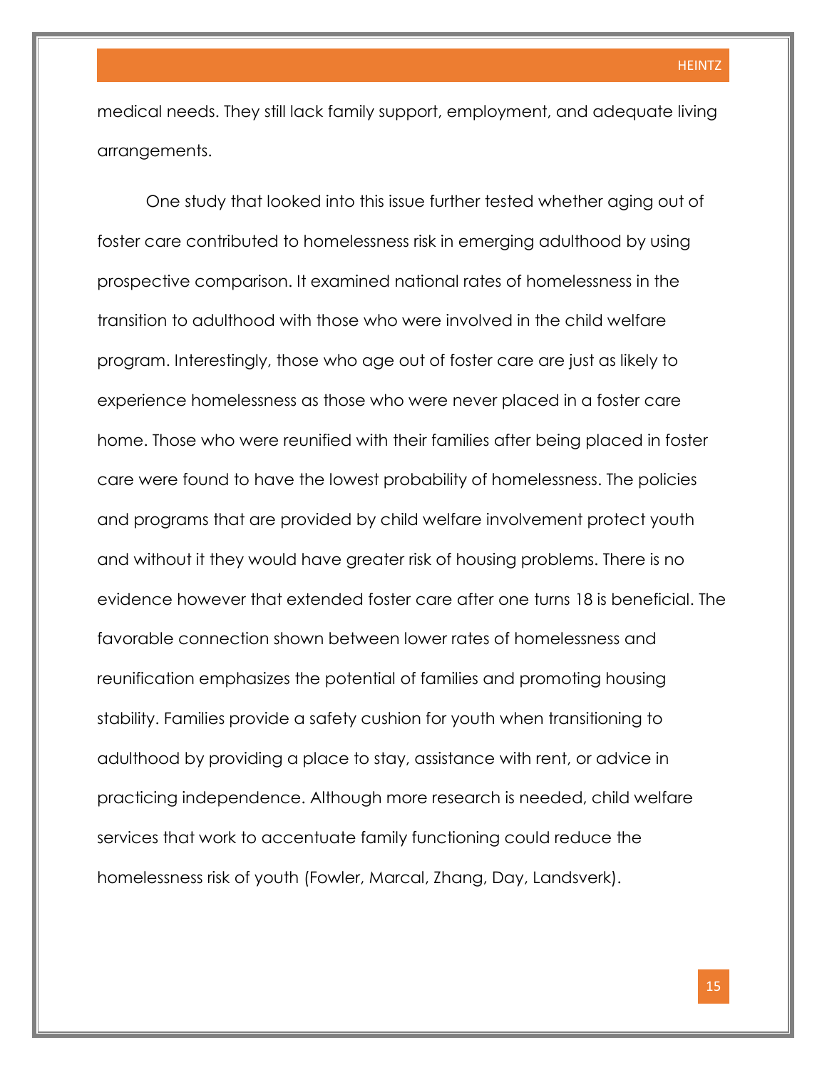medical needs. They still lack family support, employment, and adequate living arrangements.

One study that looked into this issue further tested whether aging out of foster care contributed to homelessness risk in emerging adulthood by using prospective comparison. It examined national rates of homelessness in the transition to adulthood with those who were involved in the child welfare program. Interestingly, those who age out of foster care are just as likely to experience homelessness as those who were never placed in a foster care home. Those who were reunified with their families after being placed in foster care were found to have the lowest probability of homelessness. The policies and programs that are provided by child welfare involvement protect youth and without it they would have greater risk of housing problems. There is no evidence however that extended foster care after one turns 18 is beneficial. The favorable connection shown between lower rates of homelessness and reunification emphasizes the potential of families and promoting housing stability. Families provide a safety cushion for youth when transitioning to adulthood by providing a place to stay, assistance with rent, or advice in practicing independence. Although more research is needed, child welfare services that work to accentuate family functioning could reduce the homelessness risk of youth (Fowler, Marcal, Zhang, Day, Landsverk).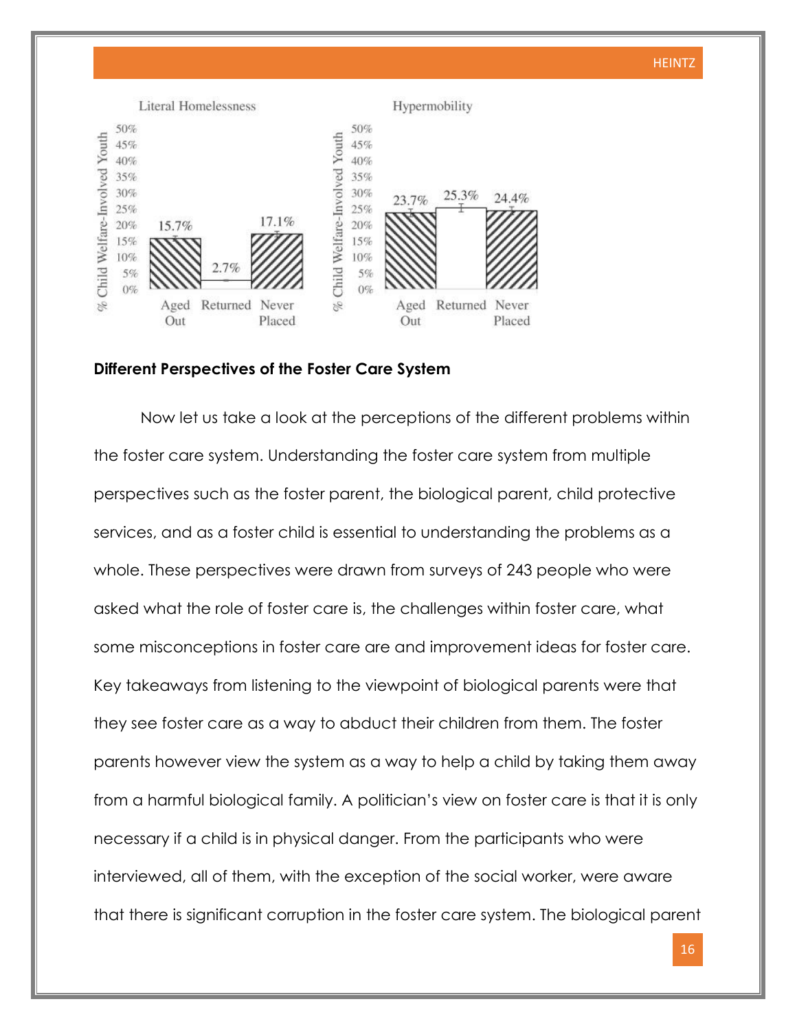## Different Perspectives of the Foster Care System

Now let us take a look at the perceptions of the different problems within the foster care system. Understanding the foster care system from multiple perspectives such as the foster parent, the biological parent, child protective services, and as a foster child is essential to understanding the problems as a whole. These perspectives were drawn from surveys of 243 people who were asked what the role of foster care is, the challenges within foster care, what some misconceptions in foster care are and improvement ideas for foster care. Key takeaways from listening to the viewpoint of biological parents were that they see foster care as a way to abduct their children from them. The foster parents however view the system as a way to help a child by taking them away from a harmful biological family. A politician's view on foster care is that it is only necessary if a child is in physical danger. From the participants who were interviewed, all of them, with the exception of the social worker, were aware that there is significant corruption in the foster care system. The biological parent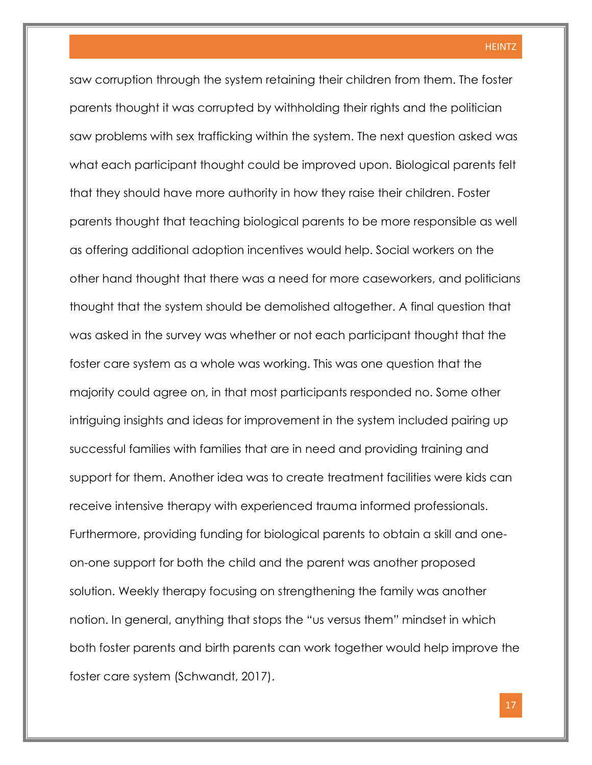saw corruption through the system retaining their children from them. The foster parents thought it was corrupted by withholding their rights and the politician saw problems with sex trafficking within the system. The next question asked was what each participant thought could be improved upon. Biological parents felt that they should have more authority in how they raise their children. Foster parents thought that teaching biological parents to be more responsible as well as offering additional adoption incentives would help. Social workers on the other hand thought that there was a need for more caseworkers, and politicians thought that the system should be demolished altogether. A final question that was asked in the survey was whether or not each participant thought that the foster care system as a whole was working. This was one question that the majority could agree on, in that most participants responded no. Some other intriguing insights and ideas for improvement in the system included pairing up successful families with families that are in need and providing training and support for them. Another idea was to create treatment facilities were kids can receive intensive therapy with experienced trauma informed professionals. Furthermore, providing funding for biological parents to obtain a skill and one-on-one support for both the child and the parent was another proposed solution. Weekly therapy focusing on strengthening the family was another notion. In general, anything that stops the "us versus them" mindset in which both foster parents and birth parents can work together would help improve the foster care system (Schwandt, 2017).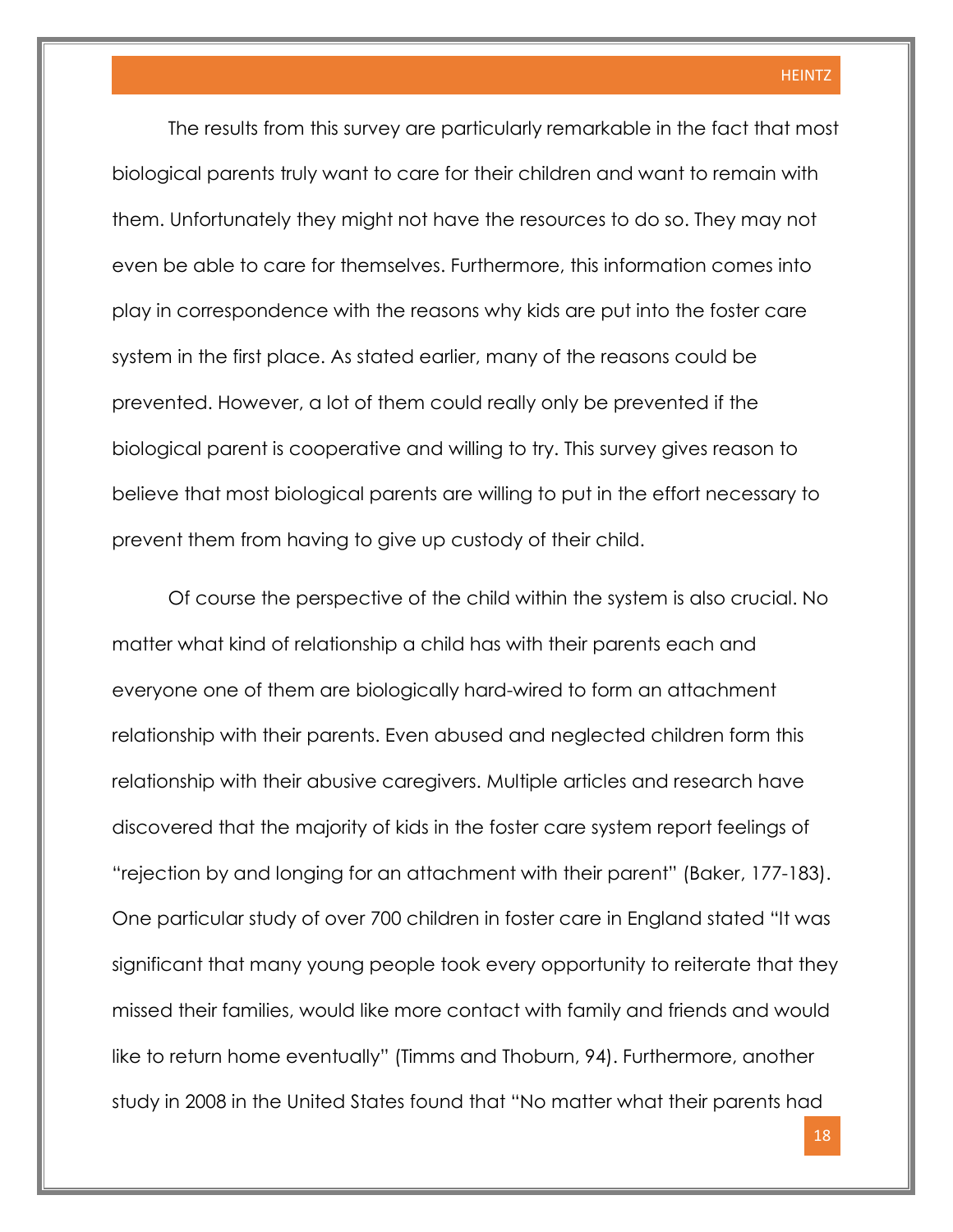The results from this survey are particularly remarkable in the fact that most biological parents truly want to care for their children and want to remain with them. Unfortunately they might not have the resources to do so. They may not even be able to care for themselves. Furthermore, this information comes into play in correspondence with the reasons why kids are put into the foster care system in the first place. As stated earlier, many of the reasons could be prevented. However, a lot of them could really only be prevented if the biological parent is cooperative and willing to try. This survey gives reason to believe that most biological parents are willing to put in the effort necessary to prevent them from having to give up custody of their child.

Of course the perspective of the child within the system is also crucial. No matter what kind of relationship a child has with their parents each and everyone one of them are biologically hard-wired to form an attachment relationship with their parents. Even abused and neglected children form this relationship with their abusive caregivers. Multiple articles and research have discovered that the majority of kids in the foster care system report feelings of "rejection by and longing for an attachment with their parent" (Baker, 177-183). One particular study of over 700 children in foster care in England stated "It was significant that many young people took every opportunity to reiterate that they missed their families, would like more contact with family and friends and would like to return home eventually" (Timms and Thoburn, 94). Furthermore, another study in 2008 in the United States found that "No matter what their parents had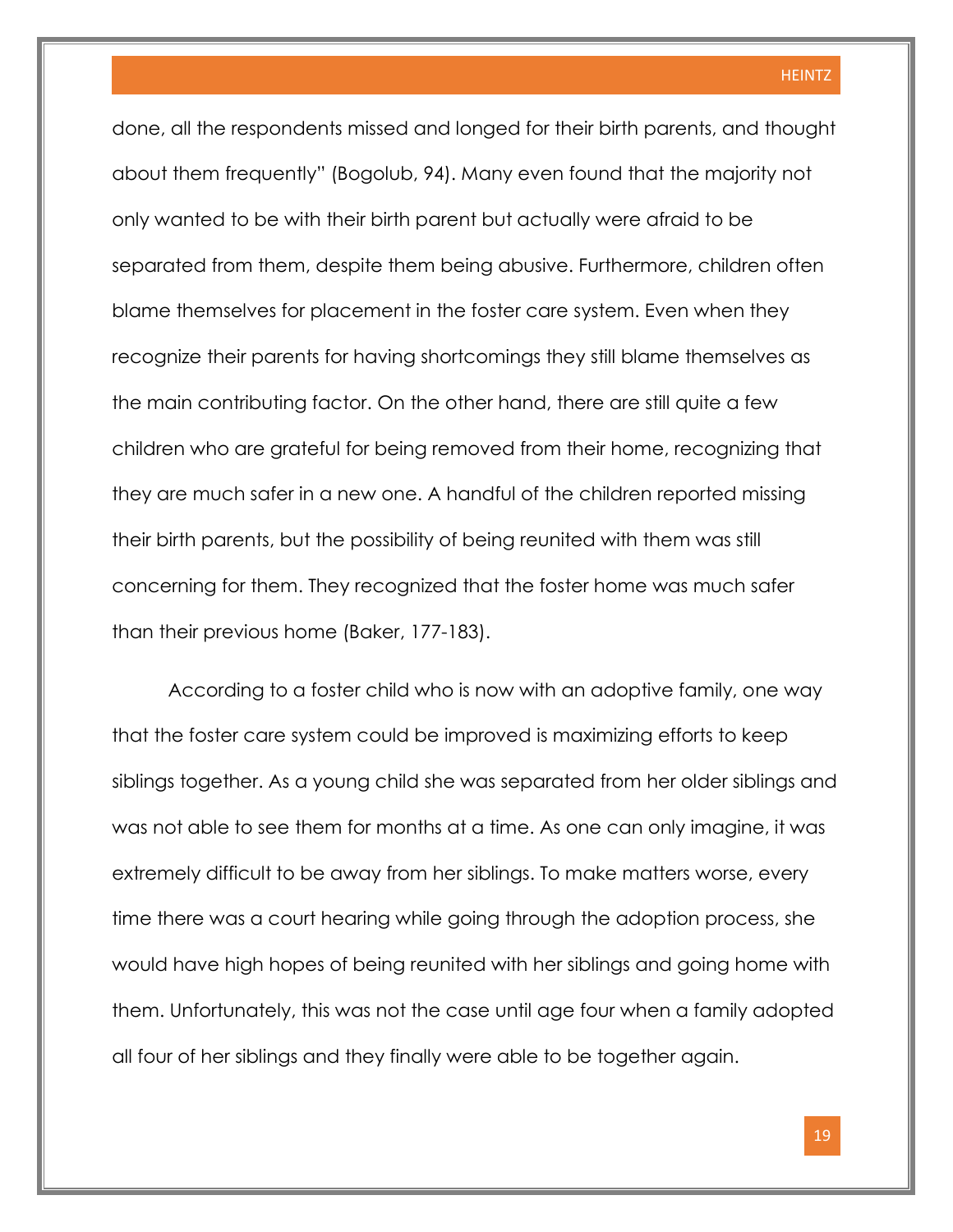done, all the respondents missed and longed for their birth parents, and thought about them frequently" (Bogolub, 94). Many even found that the majority not only wanted to be with their birth parent but actually were afraid to be separated from them, despite them being abusive. Furthermore, children often blame themselves for placement in the foster care system. Even when they recognize their parents for having shortcomings they still blame themselves as the main contributing factor. On the other hand, there are still quite a few children who are grateful for being removed from their home, recognizing that they are much safer in a new one. A handful of the children reported missing their birth parents, but the possibility of being reunited with them was still concerning for them. They recognized that the foster home was much safer than their previous home (Baker, 177-183).

According to a foster child who is now with an adoptive family, one way that the foster care system could be improved is maximizing efforts to keep siblings together. As a young child she was separated from her older siblings and was not able to see them for months at a time. As one can only imagine, it was extremely difficult to be away from her siblings. To make matters worse, every time there was a court hearing while going through the adoption process, she would have high hopes of being reunited with her siblings and going home with them. Unfortunately, this was not the case until age four when a family adopted all four of her siblings and they finally were able to be together again.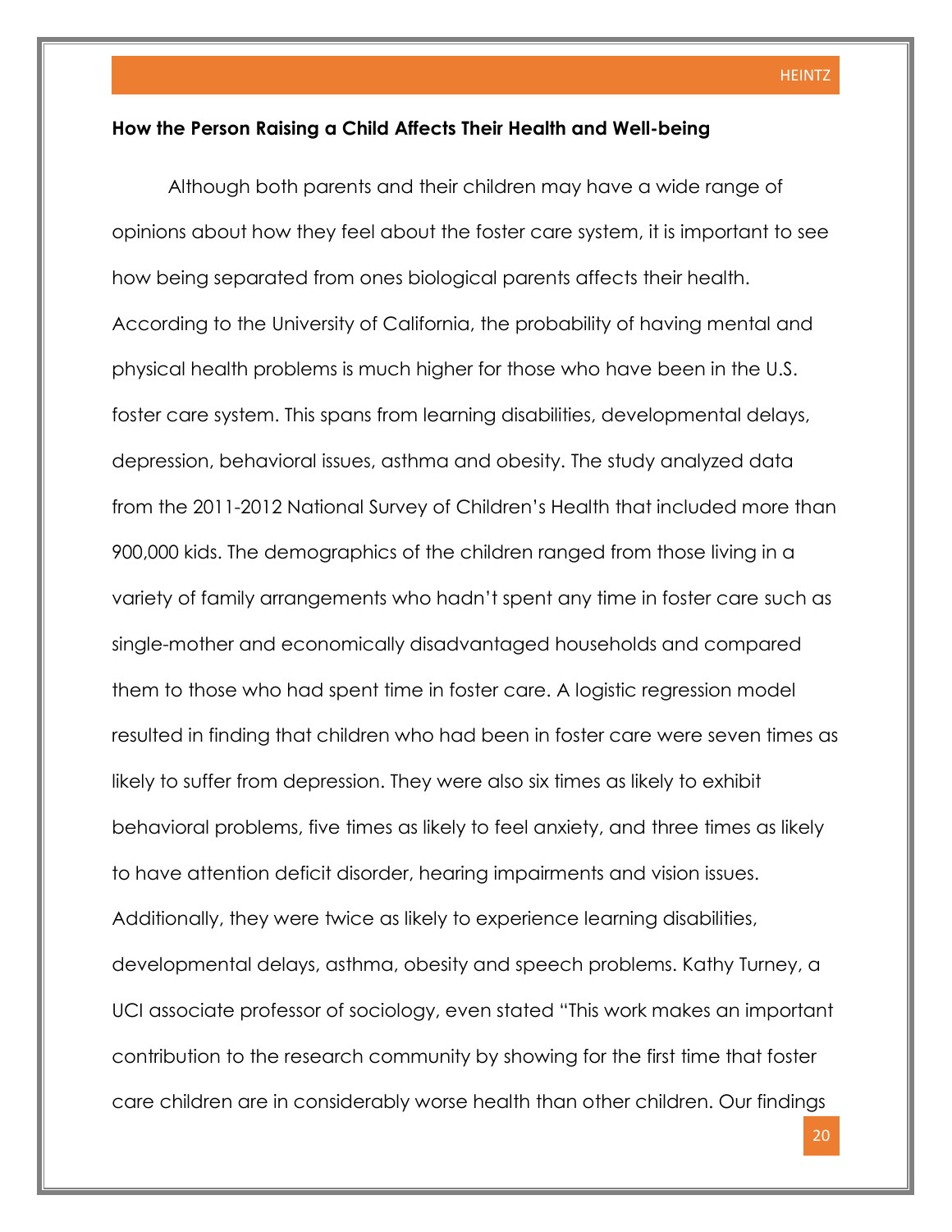**How the Person Raising a Child Affects Their Health and Well-being**

Although both parents and their children may have a wide range of opinions about how they feel about the foster care system, it is important to see how being separated from ones biological parents affects their health. According to the University of California, the probability of having mental and physical health problems is much higher for those who have been in the U.S. foster care system. This spans from learning disabilities, developmental delays, depression, behavioral issues, asthma and obesity. The study analyzed data from the 2011-2012 National Survey of Children's Health that included more than 900,000 kids. The demographics of the children ranged from those living in a variety of family arrangements who hadn't spent any time in foster care such as single-mother and economically disadvantaged households and compared them to those who had spent time in foster care. A logistic regression model resulted in finding that children who had been in foster care were seven times as likely to suffer from depression. They were also six times as likely to exhibit behavioral problems, five times as likely to feel anxiety, and three times as likely to have attention deficit disorder, hearing impairments and vision issues. Additionally, they were twice as likely to experience learning disabilities, developmental delays, asthma, obesity and speech problems. Kathy Turney, a UCI associate professor of sociology, even stated "This work makes an important contribution to the research community by showing for the first time that foster care children are in considerably worse health than other children. Our findings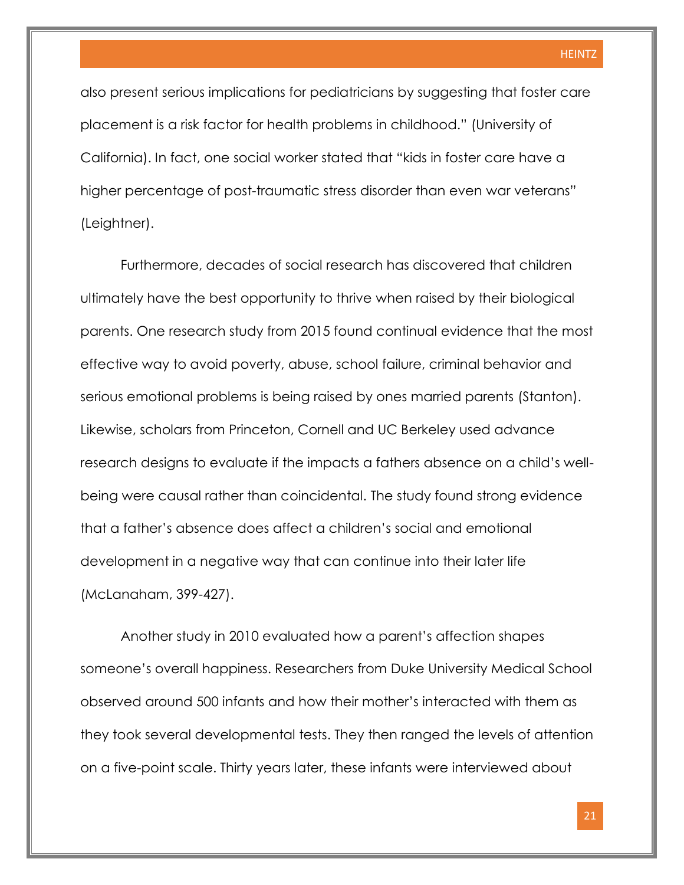also present serious implications for pediatricians by suggesting that foster care placement is a risk factor for health problems in childhood." (University of California). In fact, one social worker stated that "kids in foster care have a higher percentage of post-traumatic stress disorder than even war veterans" (Leightner).

Furthermore, decades of social research has discovered that children ultimately have the best opportunity to thrive when raised by their biological parents. One research study from 2015 found continual evidence that the most effective way to avoid poverty, abuse, school failure, criminal behavior and serious emotional problems is being raised by ones married parents (Stanton). Likewise, scholars from Princeton, Cornell and UC Berkeley used advance research designs to evaluate if the impacts a fathers absence on a child's well-being were causal rather than coincidental. The study found strong evidence that a father's absence does affect a children's social and emotional development in a negative way that can continue into their later life (McLanaham, 399-427).

Another study in 2010 evaluated how a parent's affection shapes someone's overall happiness. Researchers from Duke University Medical School observed around 500 infants and how their mother's interacted with them as they took several developmental tests. They then ranged the levels of attention on a five-point scale. Thirty years later, these infants were interviewed about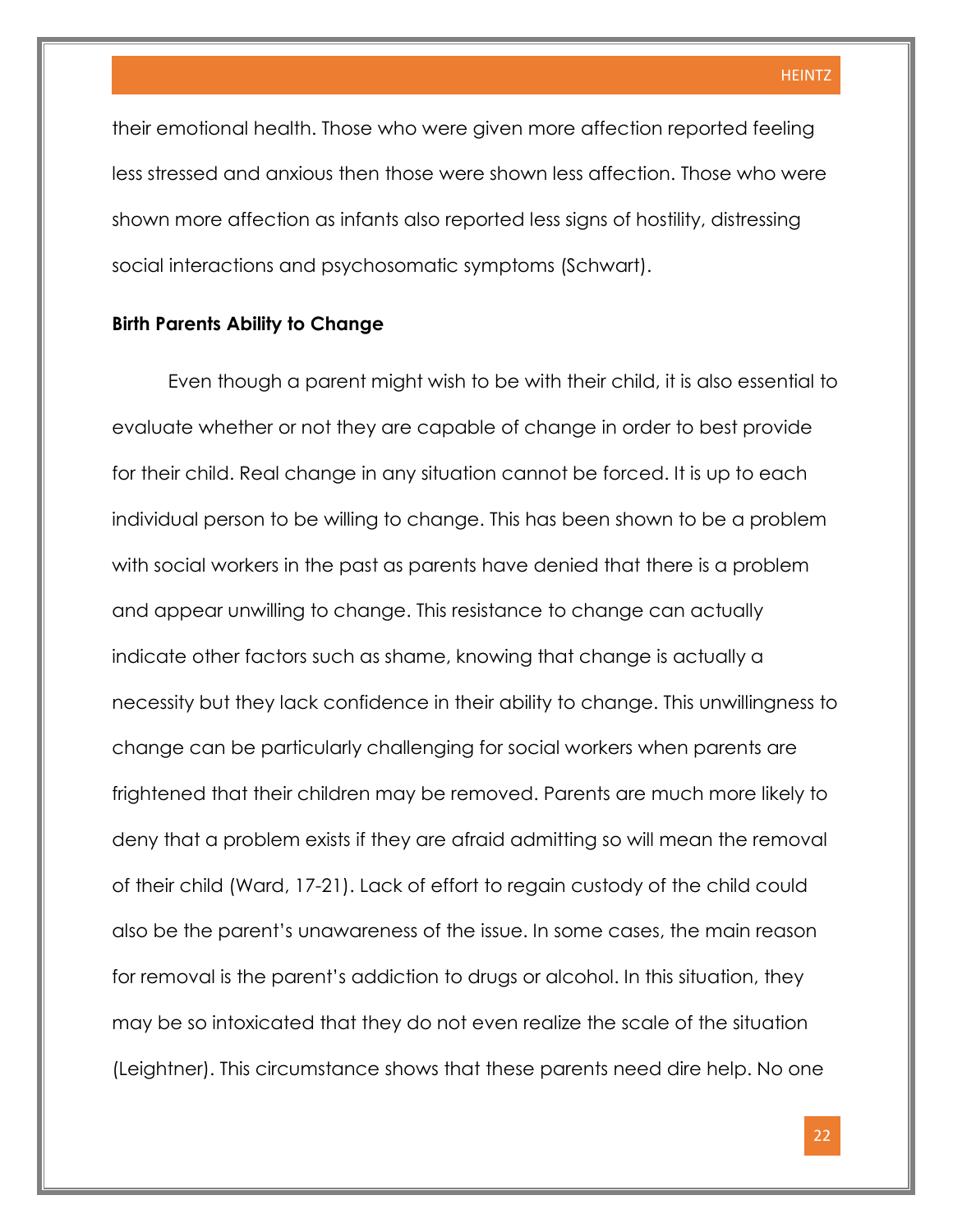their emotional health. Those who were given more affection reported feeling less stressed and anxious then those were shown less affection. Those who were shown more affection as infants also reported less signs of hostility, distressing social interactions and psychosomatic symptoms (Schwart).

**Birth Parents Ability to Change**

Even though a parent might wish to be with their child, it is also essential to evaluate whether or not they are capable of change in order to best provide for their child. Real change in any situation cannot be forced. It is up to each individual person to be willing to change. This has been shown to be a problem with social workers in the past as parents have denied that there is a problem and appear unwilling to change. This resistance to change can actually indicate other factors such as shame, knowing that change is actually a necessity but they lack confidence in their ability to change. This unwillingness to change can be particularly challenging for social workers when parents are frightened that their children may be removed. Parents are much more likely to deny that a problem exists if they are afraid admitting so will mean the removal of their child (Ward, 17-21). Lack of effort to regain custody of the child could also be the parent's unawareness of the issue. In some cases, the main reason for removal is the parent's addiction to drugs or alcohol. In this situation, they may be so intoxicated that they do not even realize the scale of the situation (Leightner). This circumstance shows that these parents need dire help. No one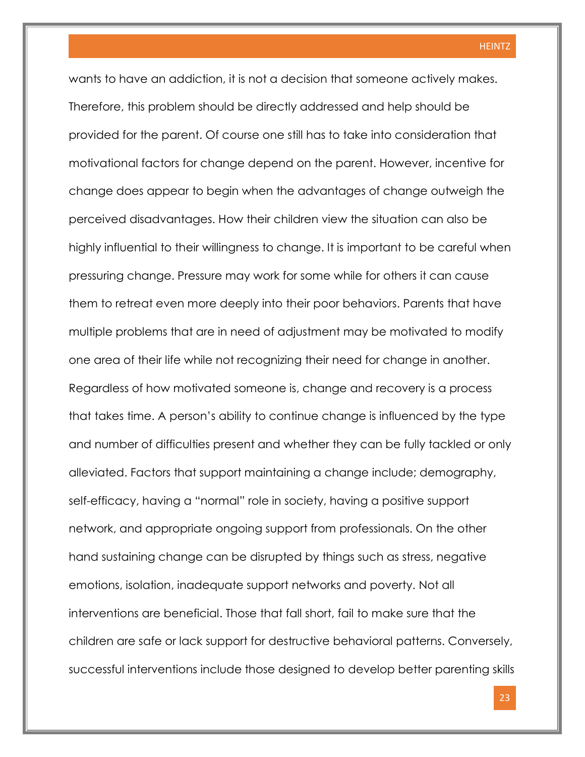wants to have an addiction, it is not a decision that someone actively makes. Therefore, this problem should be directly addressed and help should be provided for the parent. Of course one still has to take into consideration that motivational factors for change depend on the parent. However, incentive for change does appear to begin when the advantages of change outweigh the perceived disadvantages. How their children view the situation can also be highly influential to their willingness to change. It is important to be careful when pressuring change. Pressure may work for some while for others it can cause them to retreat even more deeply into their poor behaviors. Parents that have multiple problems that are in need of adjustment may be motivated to modify one area of their life while not recognizing their need for change in another. Regardless of how motivated someone is, change and recovery is a process that takes time. A person's ability to continue change is influenced by the type and number of difficulties present and whether they can be fully tackled or only alleviated. Factors that support maintaining a change include; demography, self-efficacy, having a "normal" role in society, having a positive support network, and appropriate ongoing support from professionals. On the other hand sustaining change can be disrupted by things such as stress, negative emotions, isolation, inadequate support networks and poverty. Not all interventions are beneficial. Those that fall short, fail to make sure that the children are safe or lack support for destructive behavioral patterns. Conversely, successful interventions include those designed to develop better parenting skills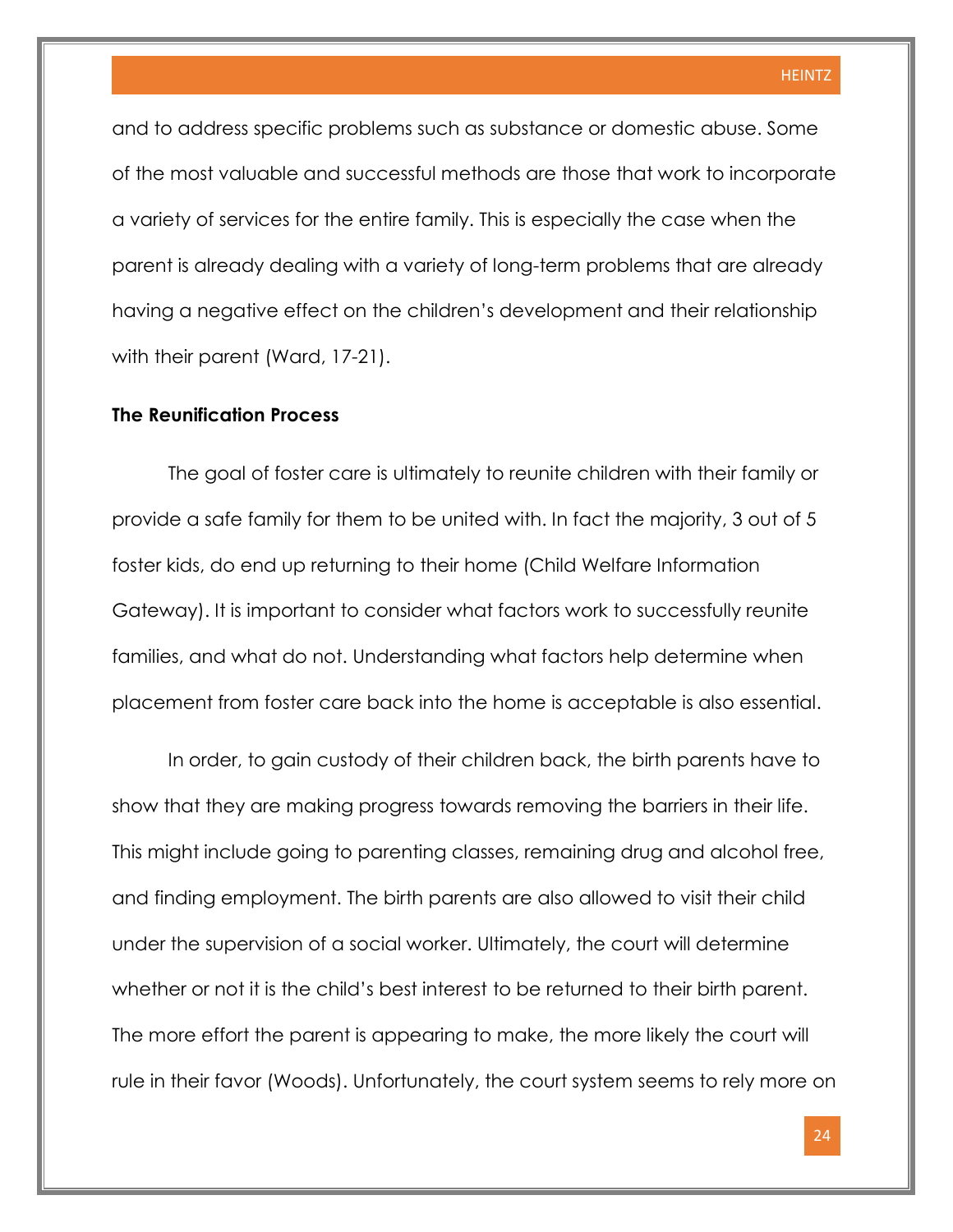and to address specific problems such as substance or domestic abuse. Some of the most valuable and successful methods are those that work to incorporate a variety of services for the entire family. This is especially the case when the parent is already dealing with a variety of long-term problems that are already having a negative effect on the children's development and their relationship with their parent (Ward, 17-21).

**The Reunification Process**

The goal of foster care is ultimately to reunite children with their family or provide a safe family for them to be united with. In fact the majority, 3 out of 5 foster kids, do end up returning to their home (Child Welfare Information Gateway). It is important to consider what factors work to successfully reunite families, and what do not. Understanding what factors help determine when placement from foster care back into the home is acceptable is also essential.

In order, to gain custody of their children back, the birth parents have to show that they are making progress towards removing the barriers in their life. This might include going to parenting classes, remaining drug and alcohol free, and finding employment. The birth parents are also allowed to visit their child under the supervision of a social worker. Ultimately, the court will determine whether or not it is the child's best interest to be returned to their birth parent. The more effort the parent is appearing to make, the more likely the court will rule in their favor (Woods). Unfortunately, the court system seems to rely more on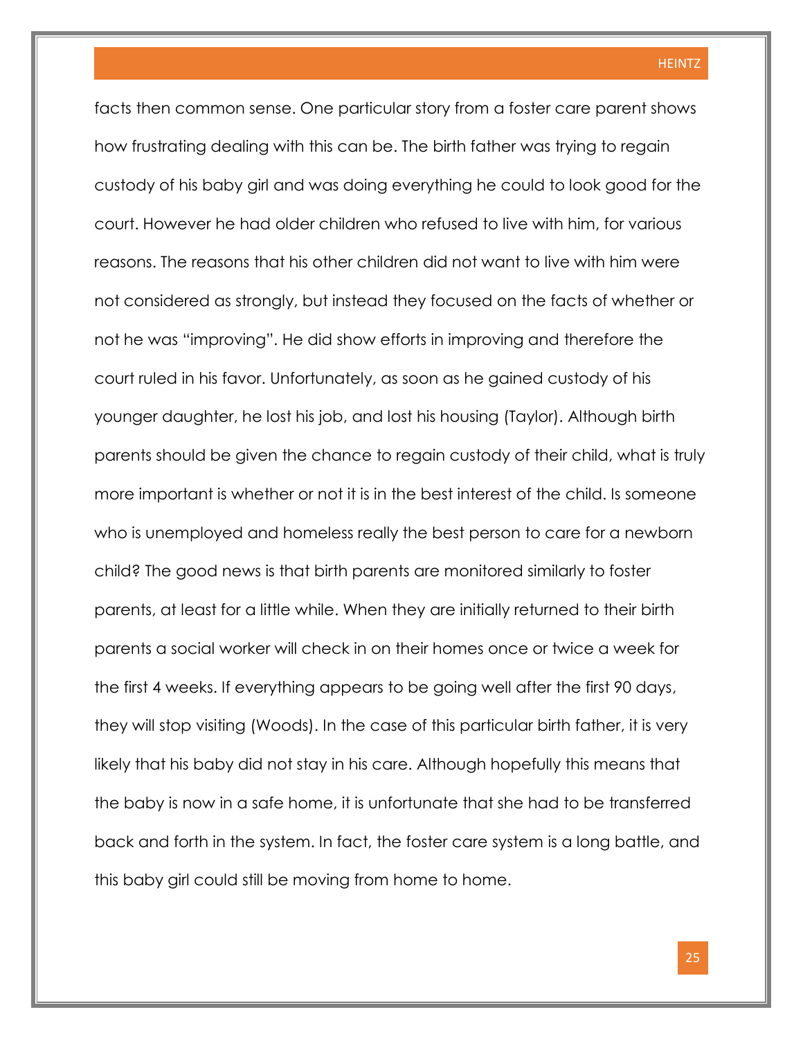facts then common sense. One particular story from a foster care parent shows how frustrating dealing with this can be. The birth father was trying to regain custody of his baby girl and was doing everything he could to look good for the court. However he had older children who refused to live with him, for various reasons. The reasons that his other children did not want to live with him were not considered as strongly, but instead they focused on the facts of whether or not he was "improving". He did show efforts in improving and therefore the court ruled in his favor. Unfortunately, as soon as he gained custody of his younger daughter, he lost his job, and lost his housing (Taylor). Although birth parents should be given the chance to regain custody of their child, what is truly more important is whether or not it is in the best interest of the child. Is someone who is unemployed and homeless really the best person to care for a newborn child? The good news is that birth parents are monitored similarly to foster parents, at least for a little while. When they are initially returned to their birth parents a social worker will check in on their homes once or twice a week for the first 4 weeks. If everything appears to be going well after the first 90 days, they will stop visiting (Woods). In the case of this particular birth father, it is very likely that his baby did not stay in his care. Although hopefully this means that the baby is now in a safe home, it is unfortunate that she had to be transferred back and forth in the system. In fact, the foster care system is a long battle, and this baby girl could still be moving from home to home.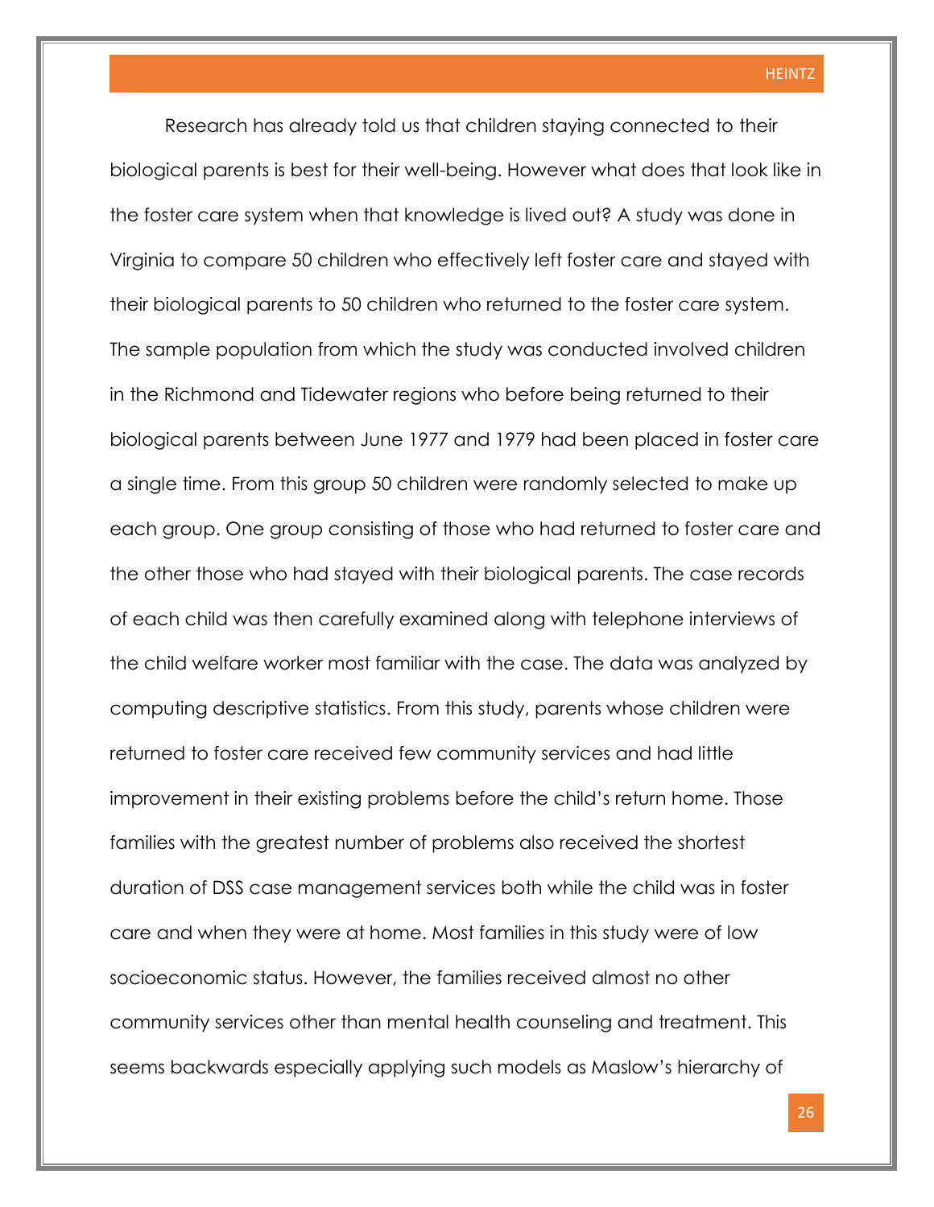Research has already told us that children staying connected to their biological parents is best for their well-being. However what does that look like in the foster care system when that knowledge is lived out? A study was done in Virginia to compare 50 children who effectively left foster care and stayed with their biological parents to 50 children who returned to the foster care system. The sample population from which the study was conducted involved children in the Richmond and Tidewater regions who before being returned to their biological parents between June 1977 and 1979 had been placed in foster care a single time. From this group 50 children were randomly selected to make up each group. One group consisting of those who had returned to foster care and the other those who had stayed with their biological parents. The case records of each child was then carefully examined along with telephone interviews of the child welfare worker most familiar with the case. The data was analyzed by computing descriptive statistics. From this study, parents whose children were returned to foster care received few community services and had little improvement in their existing problems before the child's return home. Those families with the greatest number of problems also received the shortest duration of DSS case management services both while the child was in foster care and when they were at home. Most families in this study were of low socioeconomic status. However, the families received almost no other community services other than mental health counseling and treatment. This seems backwards especially applying such models as Maslow's hierarchy of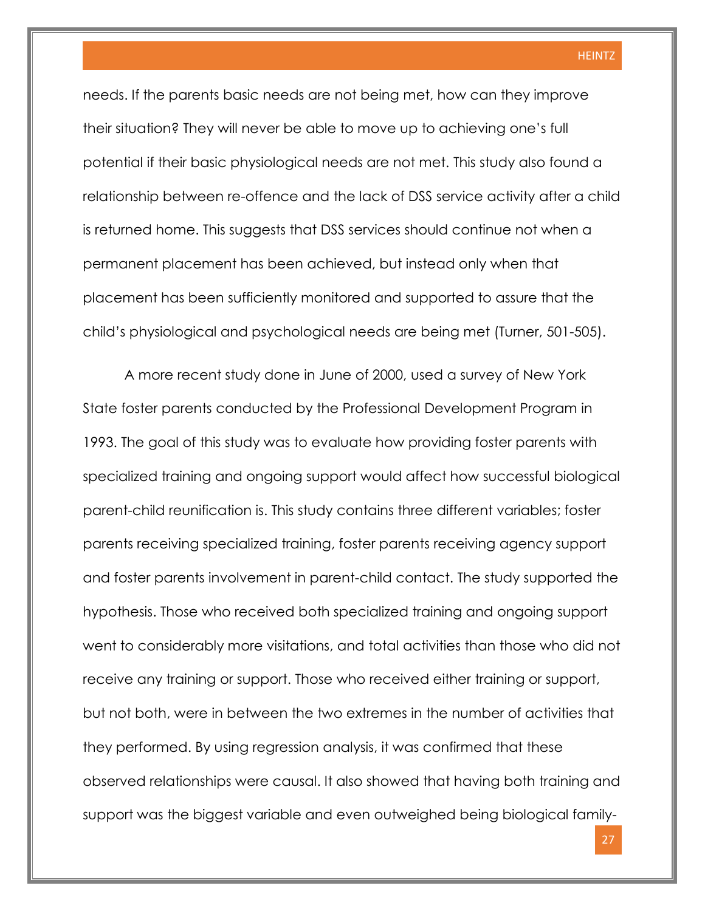needs. If the parents basic needs are not being met, how can they improve their situation? They will never be able to move up to achieving one's full potential if their basic physiological needs are not met. This study also found a relationship between re-offence and the lack of DSS service activity after a child is returned home. This suggests that DSS services should continue not when a permanent placement has been achieved, but instead only when that placement has been sufficiently monitored and supported to assure that the child's physiological and psychological needs are being met (Turner, 501-505).

A more recent study done in June of 2000, used a survey of New York State foster parents conducted by the Professional Development Program in 1993. The goal of this study was to evaluate how providing foster parents with specialized training and ongoing support would affect how successful biological parent-child reunification is. This study contains three different variables; foster parents receiving specialized training, foster parents receiving agency support and foster parents involvement in parent-child contact. The study supported the hypothesis. Those who received both specialized training and ongoing support went to considerably more visitations, and total activities than those who did not receive any training or support. Those who received either training or support, but not both, were in between the two extremes in the number of activities that they performed. By using regression analysis, it was confirmed that these observed relationships were causal. It also showed that having both training and support was the biggest variable and even outweighed being biological family-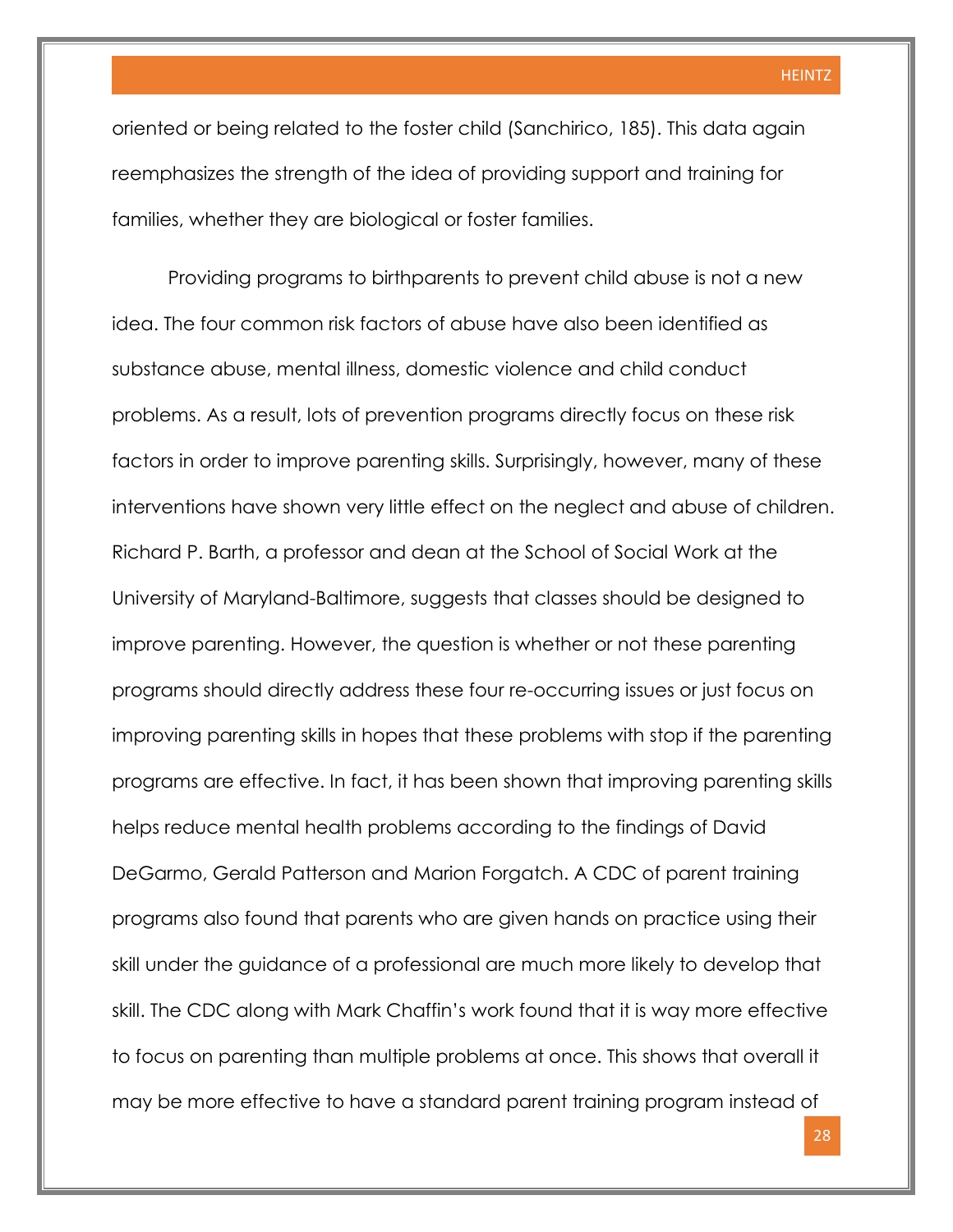oriented or being related to the foster child (Sanchirico, 185). This data again reemphasizes the strength of the idea of providing support and training for families, whether they are biological or foster families.

Providing programs to birthparents to prevent child abuse is not a new idea. The four common risk factors of abuse have also been identified as substance abuse, mental illness, domestic violence and child conduct problems. As a result, lots of prevention programs directly focus on these risk factors in order to improve parenting skills. Surprisingly, however, many of these interventions have shown very little effect on the neglect and abuse of children. Richard P. Barth, a professor and dean at the School of Social Work at the University of Maryland-Baltimore, suggests that classes should be designed to improve parenting. However, the question is whether or not these parenting programs should directly address these four re-occurring issues or just focus on improving parenting skills in hopes that these problems with stop if the parenting programs are effective. In fact, it has been shown that improving parenting skills helps reduce mental health problems according to the findings of David DeGarmo, Gerald Patterson and Marion Forgatch. A CDC of parent training programs also found that parents who are given hands on practice using their skill under the guidance of a professional are much more likely to develop that skill. The CDC along with Mark Chaffin's work found that it is way more effective to focus on parenting than multiple problems at once. This shows that overall it may be more effective to have a standard parent training program instead of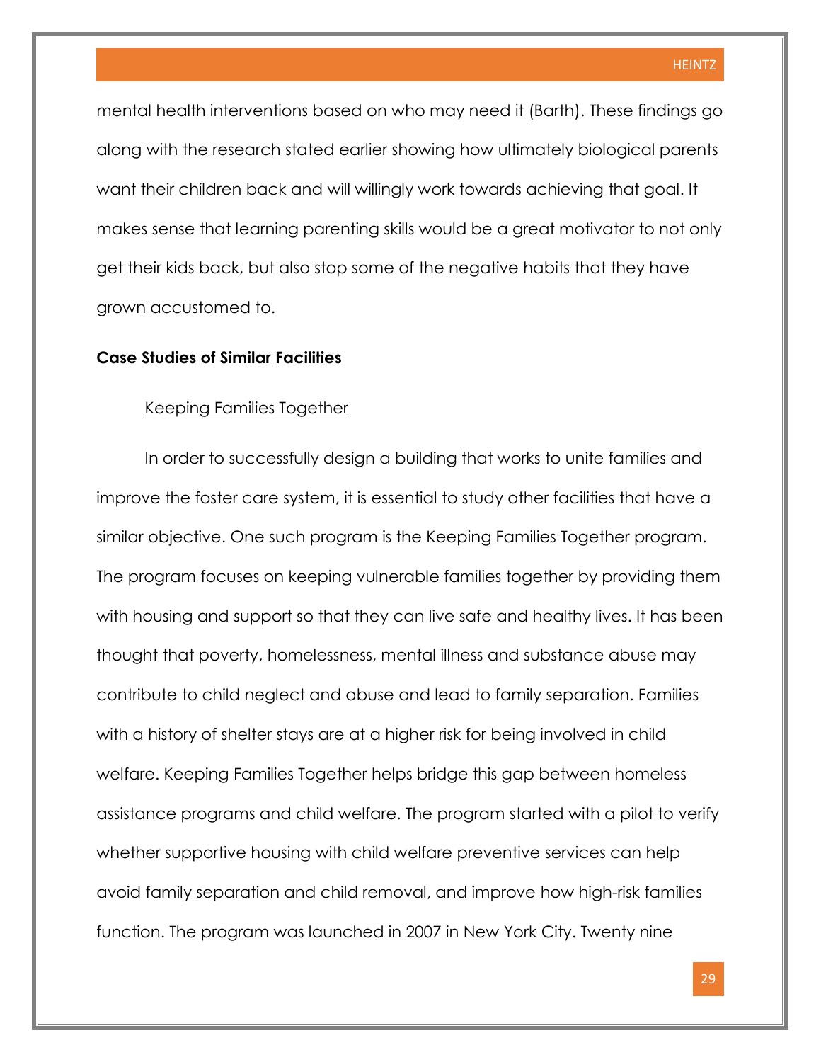mental health interventions based on who may need it (Barth). These findings go along with the research stated earlier showing how ultimately biological parents want their children back and will willingly work towards achieving that goal. It makes sense that learning parenting skills would be a great motivator to not only get their kids back, but also stop some of the negative habits that they have grown accustomed to.

## Case Studies of Similar Facilities

### Keeping Families Together

In order to successfully design a building that works to unite families and improve the foster care system, it is essential to study other facilities that have a similar objective. One such program is the Keeping Families Together program. The program focuses on keeping vulnerable families together by providing them with housing and support so that they can live safe and healthy lives. It has been thought that poverty, homelessness, mental illness and substance abuse may contribute to child neglect and abuse and lead to family separation. Families with a history of shelter stays are at a higher risk for being involved in child welfare. Keeping Families Together helps bridge this gap between homeless assistance programs and child welfare. The program started with a pilot to verify whether supportive housing with child welfare preventive services can help avoid family separation and child removal, and improve how high-risk families function. The program was launched in 2007 in New York City. Twenty nine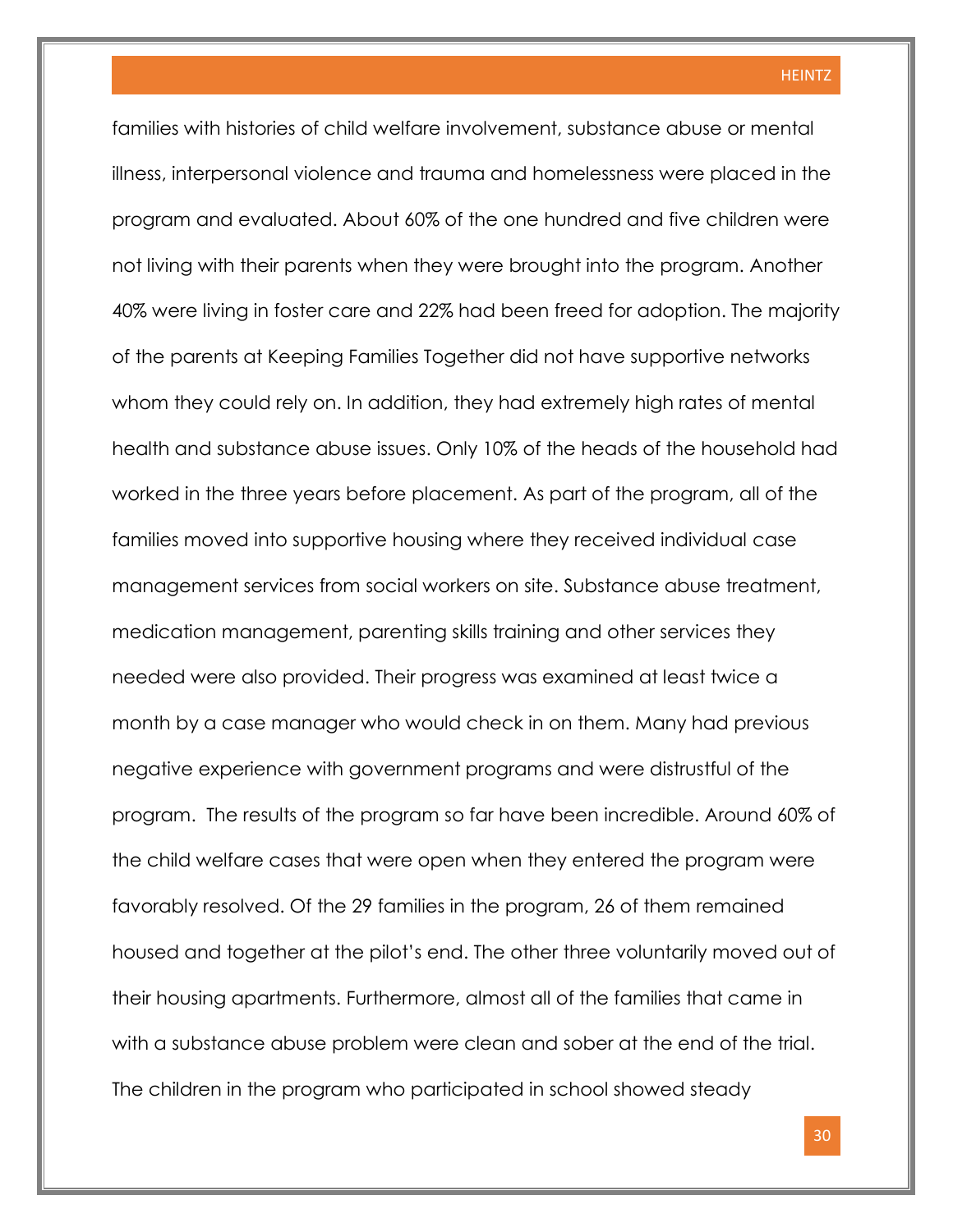families with histories of child welfare involvement, substance abuse or mental illness, interpersonal violence and trauma and homelessness were placed in the program and evaluated. About 60% of the one hundred and five children were not living with their parents when they were brought into the program. Another 40% were living in foster care and 22% had been freed for adoption. The majority of the parents at Keeping Families Together did not have supportive networks whom they could rely on. In addition, they had extremely high rates of mental health and substance abuse issues. Only 10% of the heads of the household had worked in the three years before placement. As part of the program, all of the families moved into supportive housing where they received individual case management services from social workers on site. Substance abuse treatment, medication management, parenting skills training and other services they needed were also provided. Their progress was examined at least twice a month by a case manager who would check in on them. Many had previous negative experience with government programs and were distrustful of the program. The results of the program so far have been incredible. Around 60% of the child welfare cases that were open when they entered the program were favorably resolved. Of the 29 families in the program, 26 of them remained housed and together at the pilot's end. The other three voluntarily moved out of their housing apartments. Furthermore, almost all of the families that came in with a substance abuse problem were clean and sober at the end of the trial. The children in the program who participated in school showed steady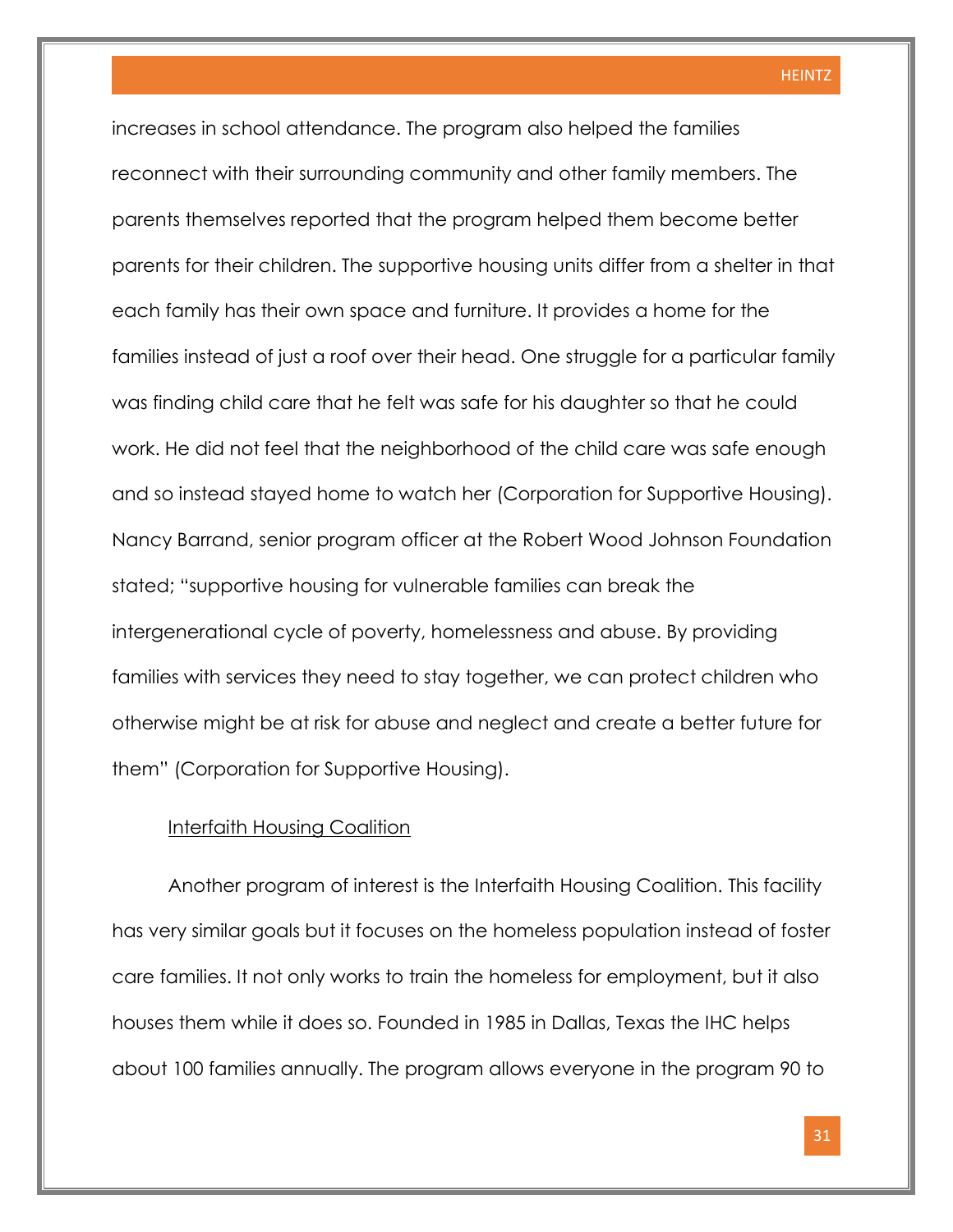increases in school attendance. The program also helped the families reconnect with their surrounding community and other family members. The parents themselves reported that the program helped them become better parents for their children. The supportive housing units differ from a shelter in that each family has their own space and furniture. It provides a home for the families instead of just a roof over their head. One struggle for a particular family was finding child care that he felt was safe for his daughter so that he could work. He did not feel that the neighborhood of the child care was safe enough and so instead stayed home to watch her (Corporation for Supportive Housing). Nancy Barrand, senior program officer at the Robert Wood Johnson Foundation stated; "supportive housing for vulnerable families can break the intergenerational cycle of poverty, homelessness and abuse. By providing families with services they need to stay together, we can protect children who otherwise might be at risk for abuse and neglect and create a better future for them" (Corporation for Supportive Housing).

<u>Interfaith Housing Coalition</u>

Another program of interest is the Interfaith Housing Coalition. This facility has very similar goals but it focuses on the homeless population instead of foster care families. It not only works to train the homeless for employment, but it also houses them while it does so. Founded in 1985 in Dallas, Texas the IHC helps about 100 families annually. The program allows everyone in the program 90 to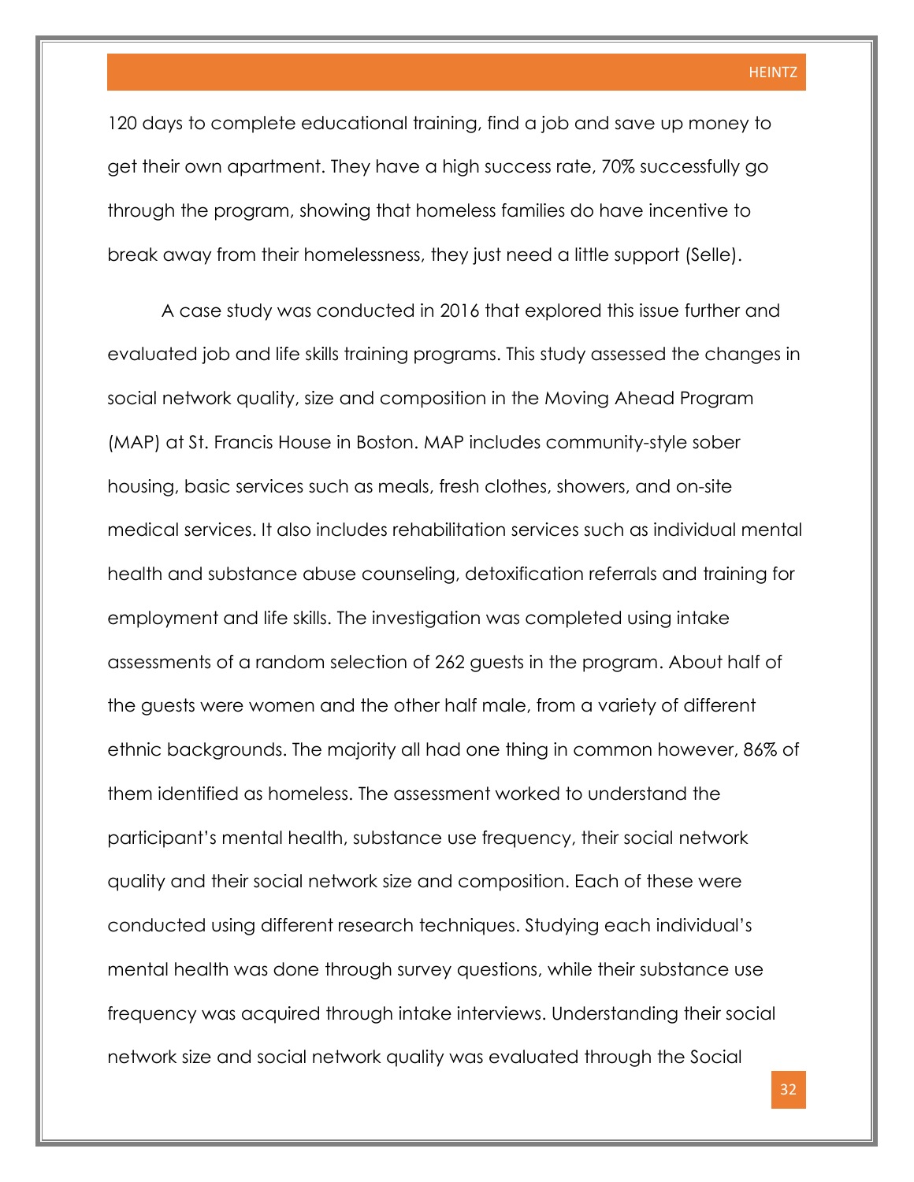120 days to complete educational training, find a job and save up money to get their own apartment. They have a high success rate, 70% successfully go through the program, showing that homeless families do have incentive to break away from their homelessness, they just need a little support (Selle).

A case study was conducted in 2016 that explored this issue further and evaluated job and life skills training programs. This study assessed the changes in social network quality, size and composition in the Moving Ahead Program (MAP) at St. Francis House in Boston. MAP includes community-style sober housing, basic services such as meals, fresh clothes, showers, and on-site medical services. It also includes rehabilitation services such as individual mental health and substance abuse counseling, detoxification referrals and training for employment and life skills. The investigation was completed using intake assessments of a random selection of 262 guests in the program. About half of the guests were women and the other half male, from a variety of different ethnic backgrounds. The majority all had one thing in common however, 86% of them identified as homeless. The assessment worked to understand the participant's mental health, substance use frequency, their social network quality and their social network size and composition. Each of these were conducted using different research techniques. Studying each individual's mental health was done through survey questions, while their substance use frequency was acquired through intake interviews. Understanding their social network size and social network quality was evaluated through the Social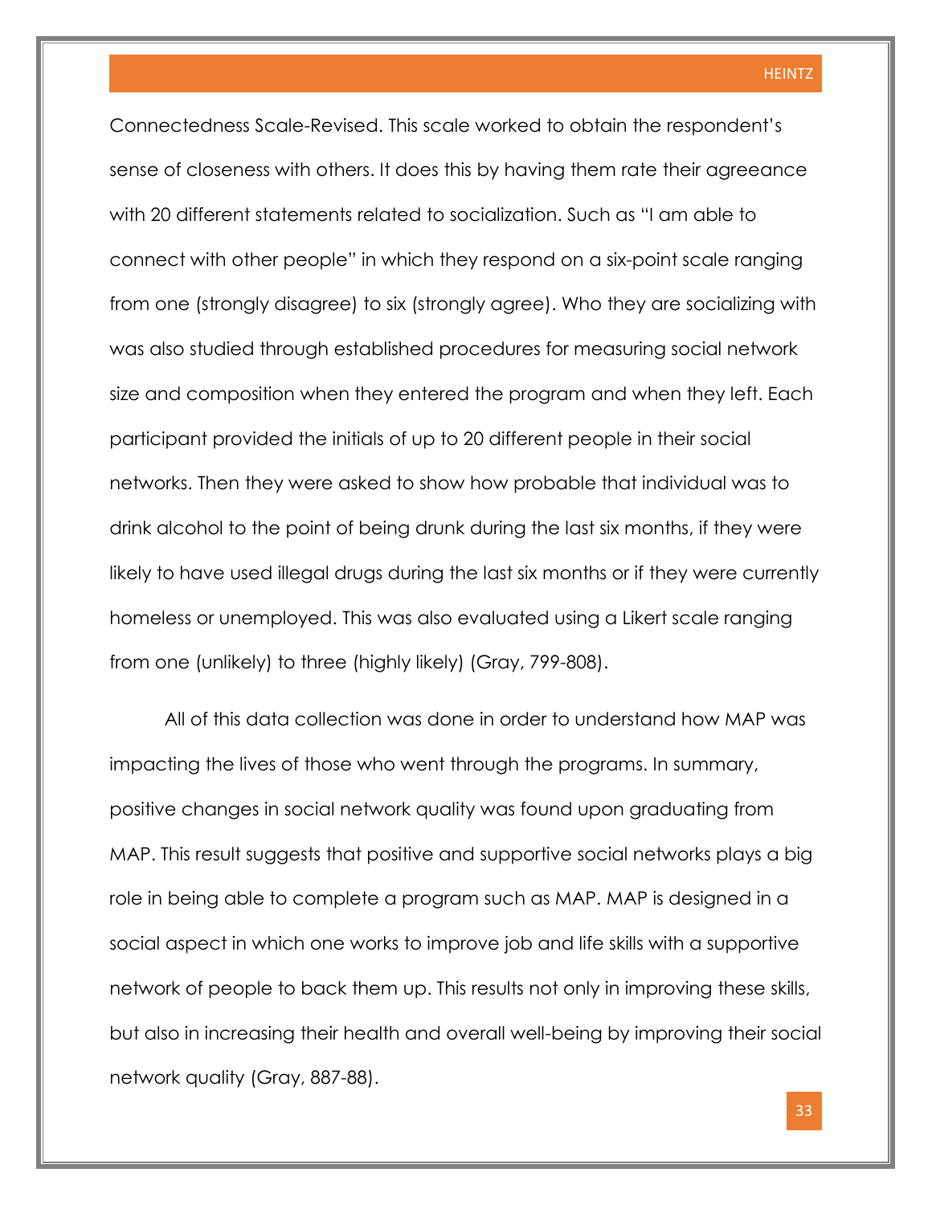Connectedness Scale-Revised. This scale worked to obtain the respondent's sense of closeness with others. It does this by having them rate their agreeance with 20 different statements related to socialization. Such as "I am able to connect with other people" in which they respond on a six-point scale ranging from one (strongly disagree) to six (strongly agree). Who they are socializing with was also studied through established procedures for measuring social network size and composition when they entered the program and when they left. Each participant provided the initials of up to 20 different people in their social networks. Then they were asked to show how probable that individual was to drink alcohol to the point of being drunk during the last six months, if they were likely to have used illegal drugs during the last six months or if they were currently homeless or unemployed. This was also evaluated using a Likert scale ranging from one (unlikely) to three (highly likely) (Gray, 799-808).

All of this data collection was done in order to understand how MAP was impacting the lives of those who went through the programs. In summary, positive changes in social network quality was found upon graduating from MAP. This result suggests that positive and supportive social networks plays a big role in being able to complete a program such as MAP. MAP is designed in a social aspect in which one works to improve job and life skills with a supportive network of people to back them up. This results not only in improving these skills, but also in increasing their health and overall well-being by improving their social network quality (Gray, 887-88).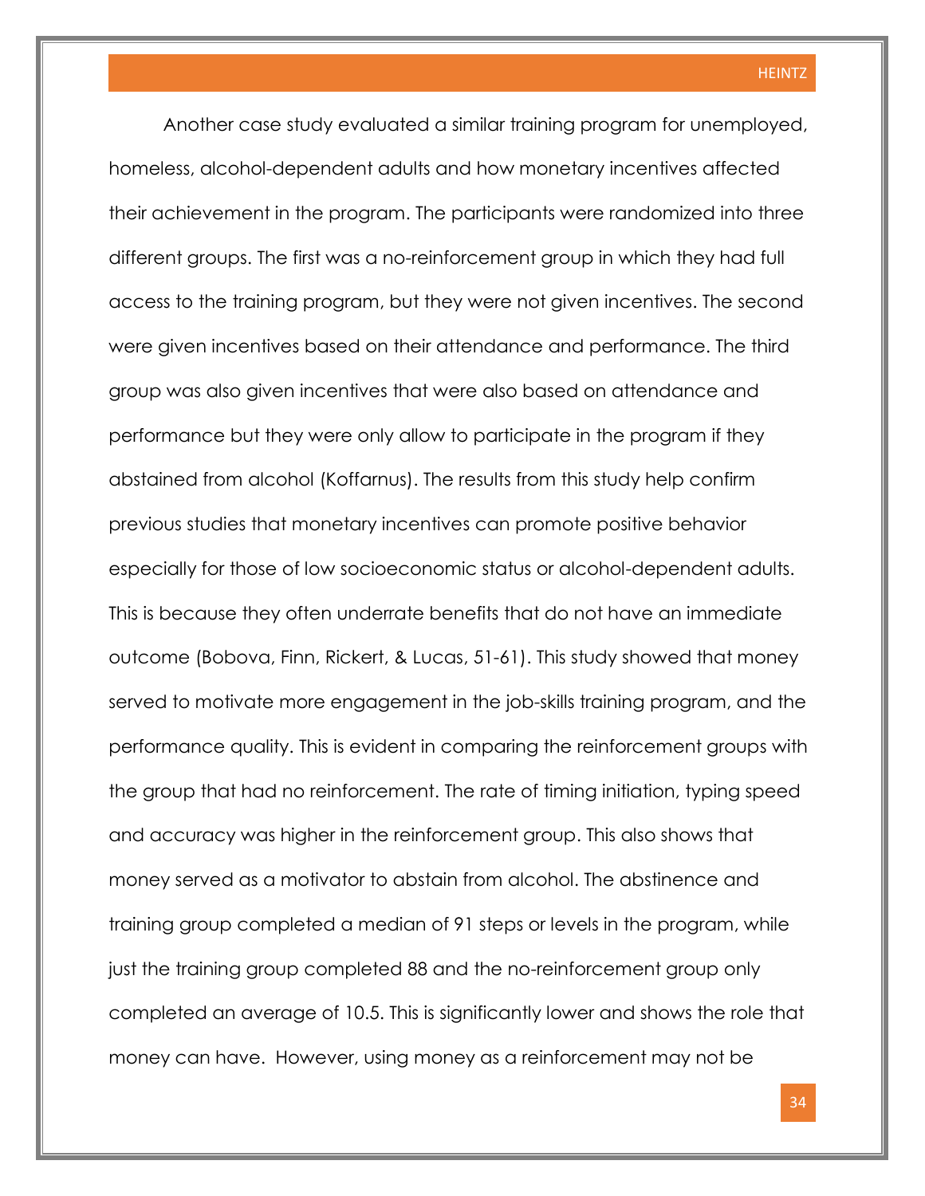Another case study evaluated a similar training program for unemployed, homeless, alcohol-dependent adults and how monetary incentives affected their achievement in the program. The participants were randomized into three different groups. The first was a no-reinforcement group in which they had full access to the training program, but they were not given incentives. The second were given incentives based on their attendance and performance. The third group was also given incentives that were also based on attendance and performance but they were only allow to participate in the program if they abstained from alcohol (Koffarnus). The results from this study help confirm previous studies that monetary incentives can promote positive behavior especially for those of low socioeconomic status or alcohol-dependent adults. This is because they often underrate benefits that do not have an immediate outcome (Bobova, Finn, Rickert, & Lucas, 51-61). This study showed that money served to motivate more engagement in the job-skills training program, and the performance quality. This is evident in comparing the reinforcement groups with the group that had no reinforcement. The rate of timing initiation, typing speed and accuracy was higher in the reinforcement group. This also shows that money served as a motivator to abstain from alcohol. The abstinence and training group completed a median of 91 steps or levels in the program, while just the training group completed 88 and the no-reinforcement group only completed an average of 10.5. This is significantly lower and shows the role that money can have. However, using money as a reinforcement may not be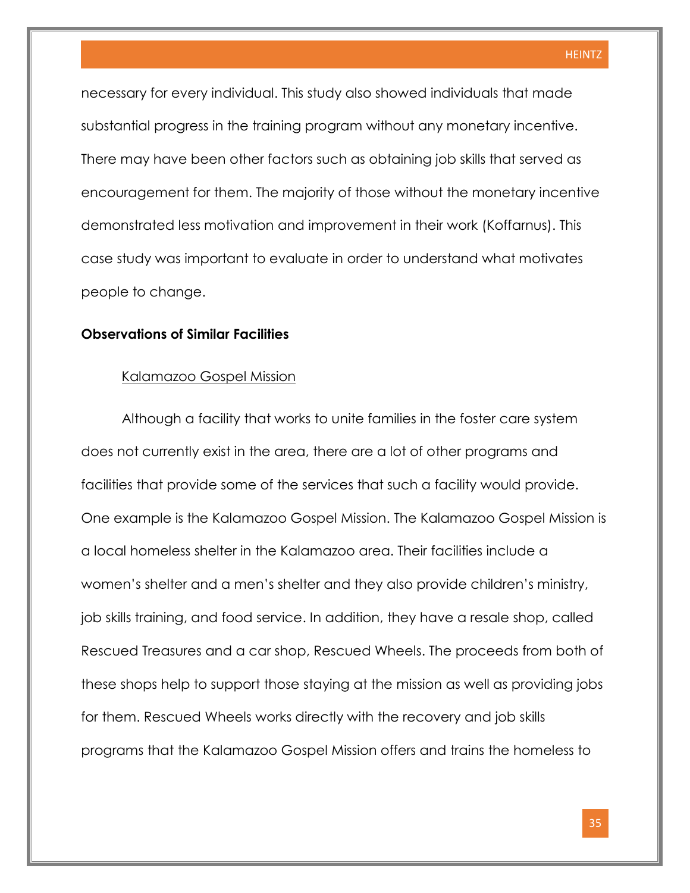necessary for every individual. This study also showed individuals that made substantial progress in the training program without any monetary incentive. There may have been other factors such as obtaining job skills that served as encouragement for them. The majority of those without the monetary incentive demonstrated less motivation and improvement in their work (Koffarnus). This case study was important to evaluate in order to understand what motivates people to change.

## Observations of Similar Facilities

### Kalamazoo Gospel Mission

Although a facility that works to unite families in the foster care system does not currently exist in the area, there are a lot of other programs and facilities that provide some of the services that such a facility would provide. One example is the Kalamazoo Gospel Mission. The Kalamazoo Gospel Mission is a local homeless shelter in the Kalamazoo area. Their facilities include a women's shelter and a men's shelter and they also provide children's ministry, job skills training, and food service. In addition, they have a resale shop, called Rescued Treasures and a car shop, Rescued Wheels. The proceeds from both of these shops help to support those staying at the mission as well as providing jobs for them. Rescued Wheels works directly with the recovery and job skills programs that the Kalamazoo Gospel Mission offers and trains the homeless to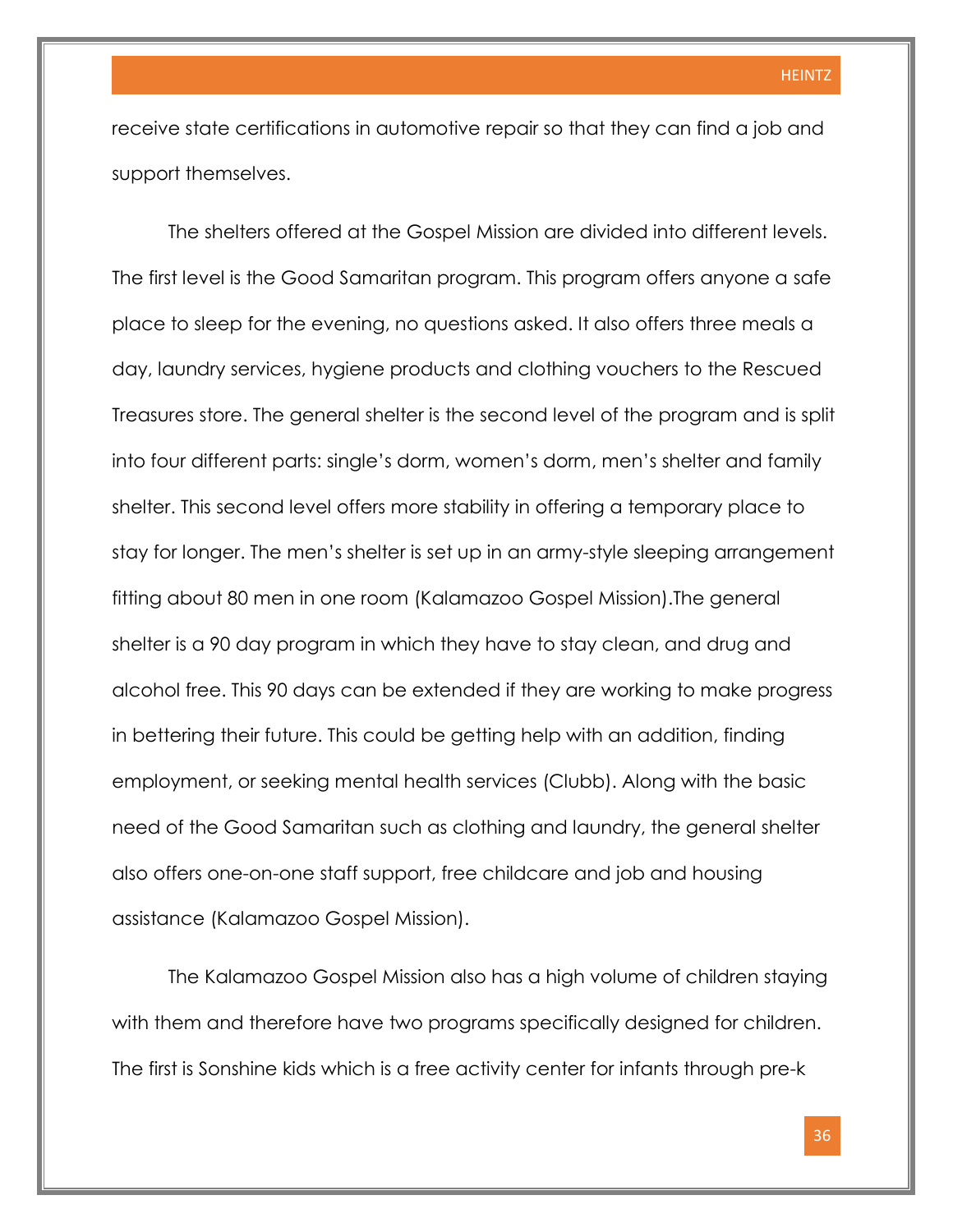receive state certifications in automotive repair so that they can find a job and support themselves.

The shelters offered at the Gospel Mission are divided into different levels. The first level is the Good Samaritan program. This program offers anyone a safe place to sleep for the evening, no questions asked. It also offers three meals a day, laundry services, hygiene products and clothing vouchers to the Rescued Treasures store. The general shelter is the second level of the program and is split into four different parts: single's dorm, women's dorm, men's shelter and family shelter. This second level offers more stability in offering a temporary place to stay for longer. The men's shelter is set up in an army-style sleeping arrangement fitting about 80 men in one room (Kalamazoo Gospel Mission).The general shelter is a 90 day program in which they have to stay clean, and drug and alcohol free. This 90 days can be extended if they are working to make progress in bettering their future. This could be getting help with an addition, finding employment, or seeking mental health services (Clubb). Along with the basic need of the Good Samaritan such as clothing and laundry, the general shelter also offers one-on-one staff support, free childcare and job and housing assistance (Kalamazoo Gospel Mission).

The Kalamazoo Gospel Mission also has a high volume of children staying with them and therefore have two programs specifically designed for children. The first is Sonshine kids which is a free activity center for infants through pre-k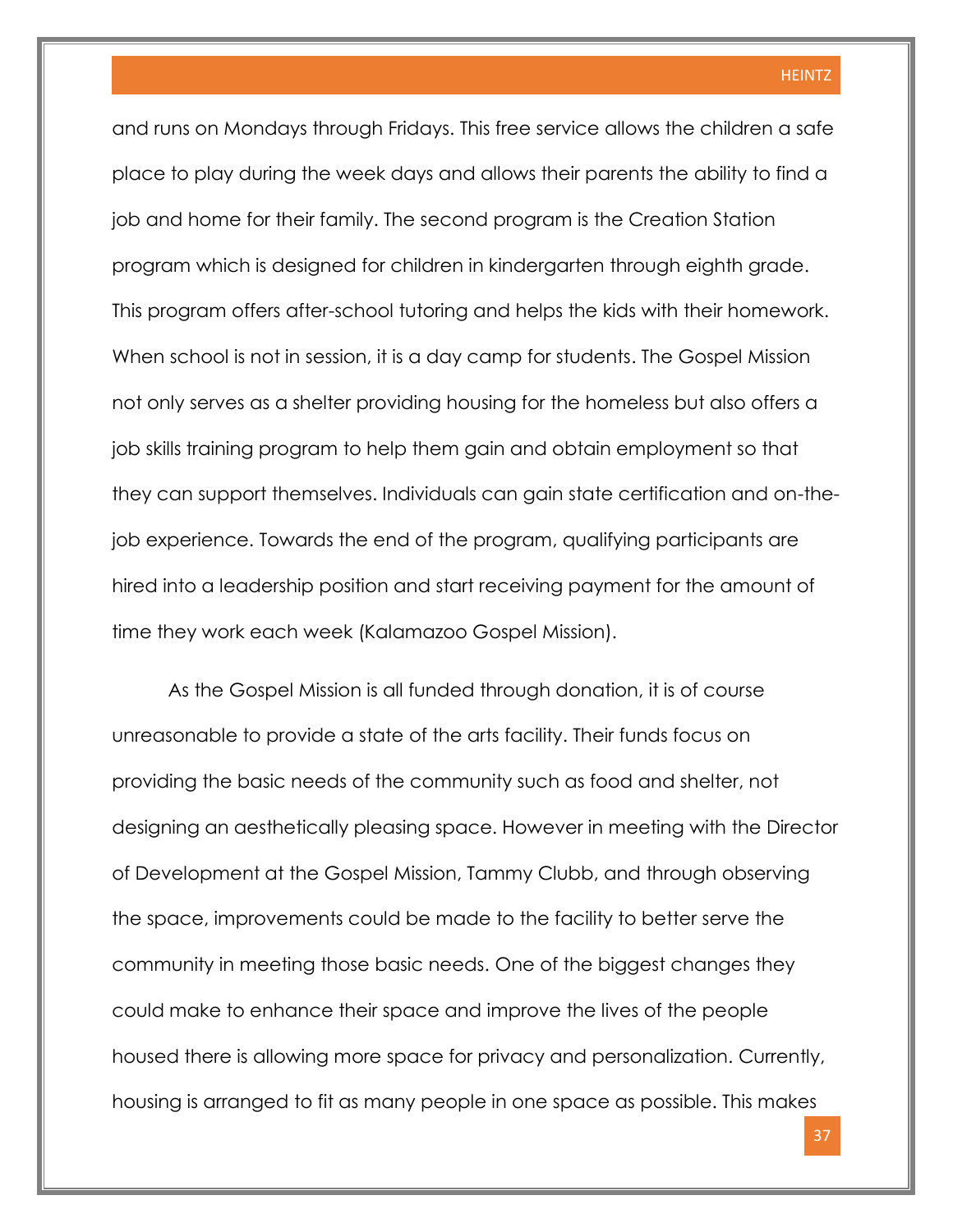and runs on Mondays through Fridays. This free service allows the children a safe place to play during the week days and allows their parents the ability to find a job and home for their family. The second program is the Creation Station program which is designed for children in kindergarten through eighth grade. This program offers after-school tutoring and helps the kids with their homework. When school is not in session, it is a day camp for students. The Gospel Mission not only serves as a shelter providing housing for the homeless but also offers a job skills training program to help them gain and obtain employment so that they can support themselves. Individuals can gain state certification and on-the-job experience. Towards the end of the program, qualifying participants are hired into a leadership position and start receiving payment for the amount of time they work each week (Kalamazoo Gospel Mission).

As the Gospel Mission is all funded through donation, it is of course unreasonable to provide a state of the arts facility. Their funds focus on providing the basic needs of the community such as food and shelter, not designing an aesthetically pleasing space. However in meeting with the Director of Development at the Gospel Mission, Tammy Clubb, and through observing the space, improvements could be made to the facility to better serve the community in meeting those basic needs. One of the biggest changes they could make to enhance their space and improve the lives of the people housed there is allowing more space for privacy and personalization. Currently, housing is arranged to fit as many people in one space as possible. This makes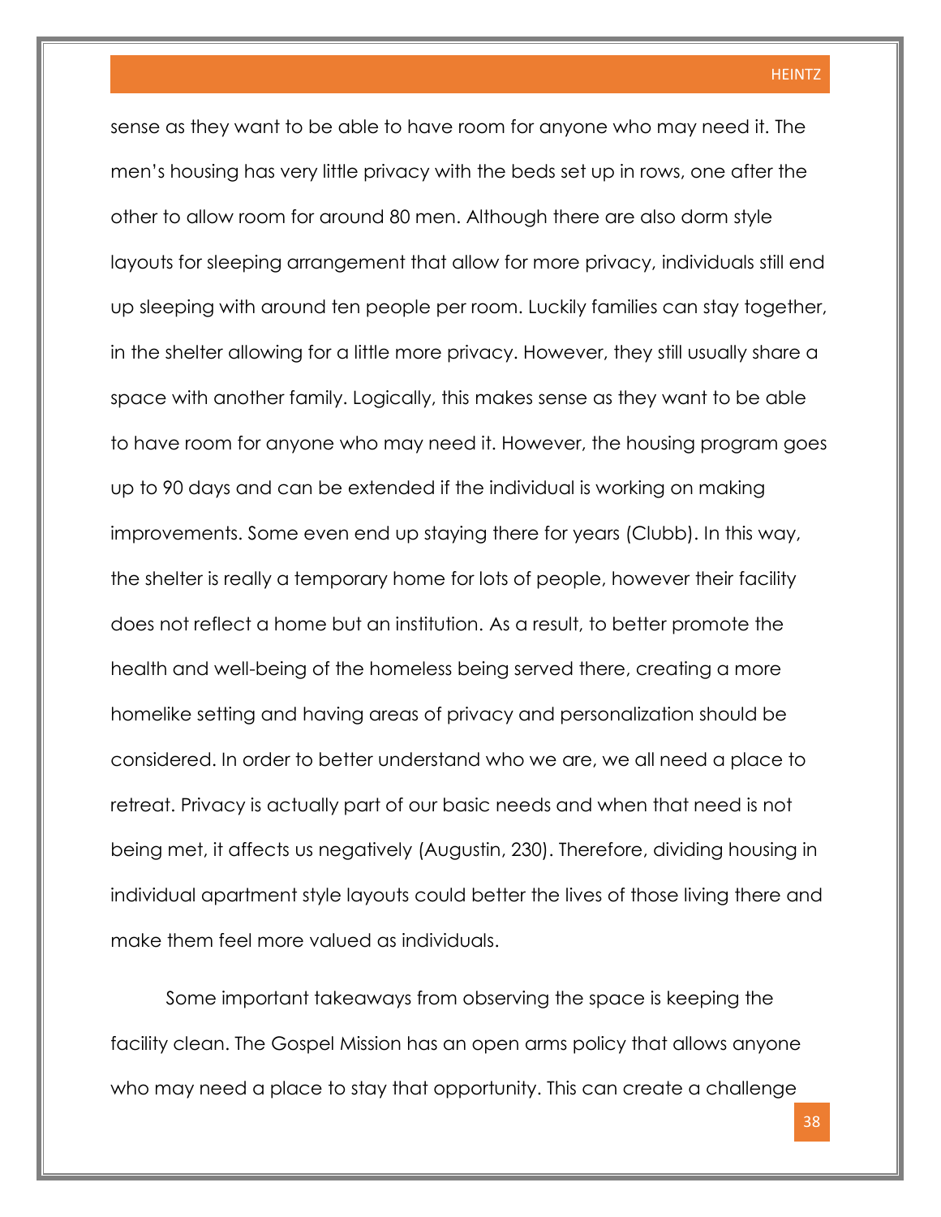sense as they want to be able to have room for anyone who may need it. The men's housing has very little privacy with the beds set up in rows, one after the other to allow room for around 80 men. Although there are also dorm style layouts for sleeping arrangement that allow for more privacy, individuals still end up sleeping with around ten people per room. Luckily families can stay together, in the shelter allowing for a little more privacy. However, they still usually share a space with another family. Logically, this makes sense as they want to be able to have room for anyone who may need it. However, the housing program goes up to 90 days and can be extended if the individual is working on making improvements. Some even end up staying there for years (Clubb). In this way, the shelter is really a temporary home for lots of people, however their facility does not reflect a home but an institution. As a result, to better promote the health and well-being of the homeless being served there, creating a more homelike setting and having areas of privacy and personalization should be considered. In order to better understand who we are, we all need a place to retreat. Privacy is actually part of our basic needs and when that need is not being met, it affects us negatively (Augustin, 230). Therefore, dividing housing in individual apartment style layouts could better the lives of those living there and make them feel more valued as individuals.

Some important takeaways from observing the space is keeping the facility clean. The Gospel Mission has an open arms policy that allows anyone who may need a place to stay that opportunity. This can create a challenge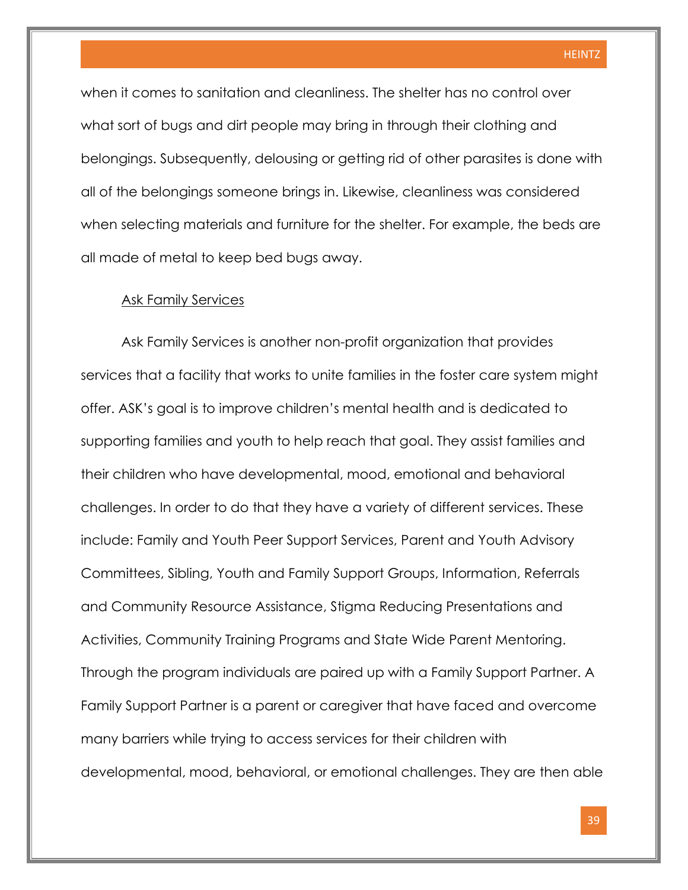when it comes to sanitation and cleanliness. The shelter has no control over what sort of bugs and dirt people may bring in through their clothing and belongings. Subsequently, delousing or getting rid of other parasites is done with all of the belongings someone brings in. Likewise, cleanliness was considered when selecting materials and furniture for the shelter. For example, the beds are all made of metal to keep bed bugs away.

<u>Ask Family Services</u>

Ask Family Services is another non-profit organization that provides services that a facility that works to unite families in the foster care system might offer. ASK's goal is to improve children's mental health and is dedicated to supporting families and youth to help reach that goal. They assist families and their children who have developmental, mood, emotional and behavioral challenges. In order to do that they have a variety of different services. These include: Family and Youth Peer Support Services, Parent and Youth Advisory Committees, Sibling, Youth and Family Support Groups, Information, Referrals and Community Resource Assistance, Stigma Reducing Presentations and Activities, Community Training Programs and State Wide Parent Mentoring. Through the program individuals are paired up with a Family Support Partner. A Family Support Partner is a parent or caregiver that have faced and overcome many barriers while trying to access services for their children with developmental, mood, behavioral, or emotional challenges. They are then able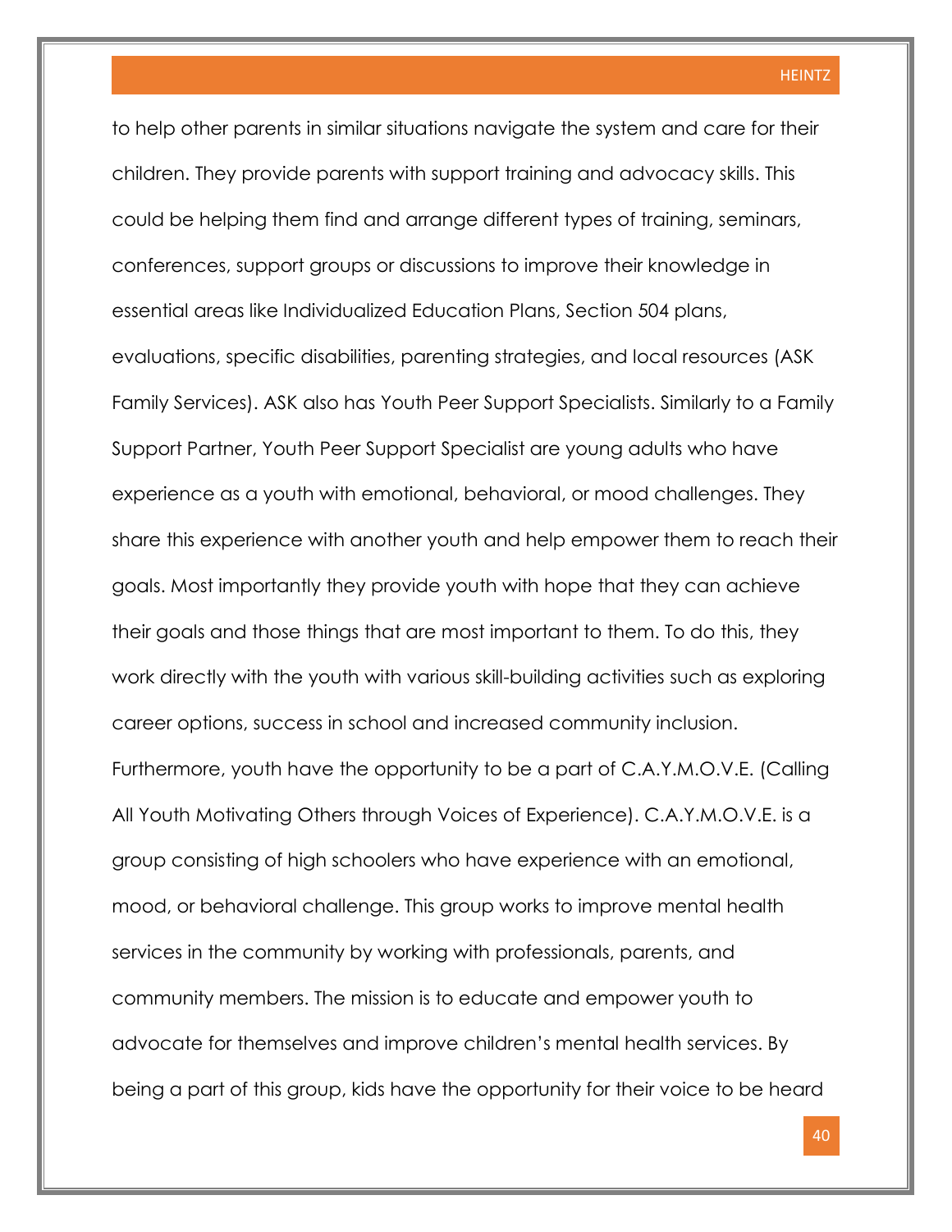to help other parents in similar situations navigate the system and care for their children. They provide parents with support training and advocacy skills. This could be helping them find and arrange different types of training, seminars, conferences, support groups or discussions to improve their knowledge in essential areas like Individualized Education Plans, Section 504 plans, evaluations, specific disabilities, parenting strategies, and local resources (ASK Family Services). ASK also has Youth Peer Support Specialists. Similarly to a Family Support Partner, Youth Peer Support Specialist are young adults who have experience as a youth with emotional, behavioral, or mood challenges. They share this experience with another youth and help empower them to reach their goals. Most importantly they provide youth with hope that they can achieve their goals and those things that are most important to them. To do this, they work directly with the youth with various skill-building activities such as exploring career options, success in school and increased community inclusion. Furthermore, youth have the opportunity to be a part of C.A.Y.M.O.V.E. (Calling All Youth Motivating Others through Voices of Experience). C.A.Y.M.O.V.E. is a group consisting of high schoolers who have experience with an emotional, mood, or behavioral challenge. This group works to improve mental health services in the community by working with professionals, parents, and community members. The mission is to educate and empower youth to advocate for themselves and improve children's mental health services. By being a part of this group, kids have the opportunity for their voice to be heard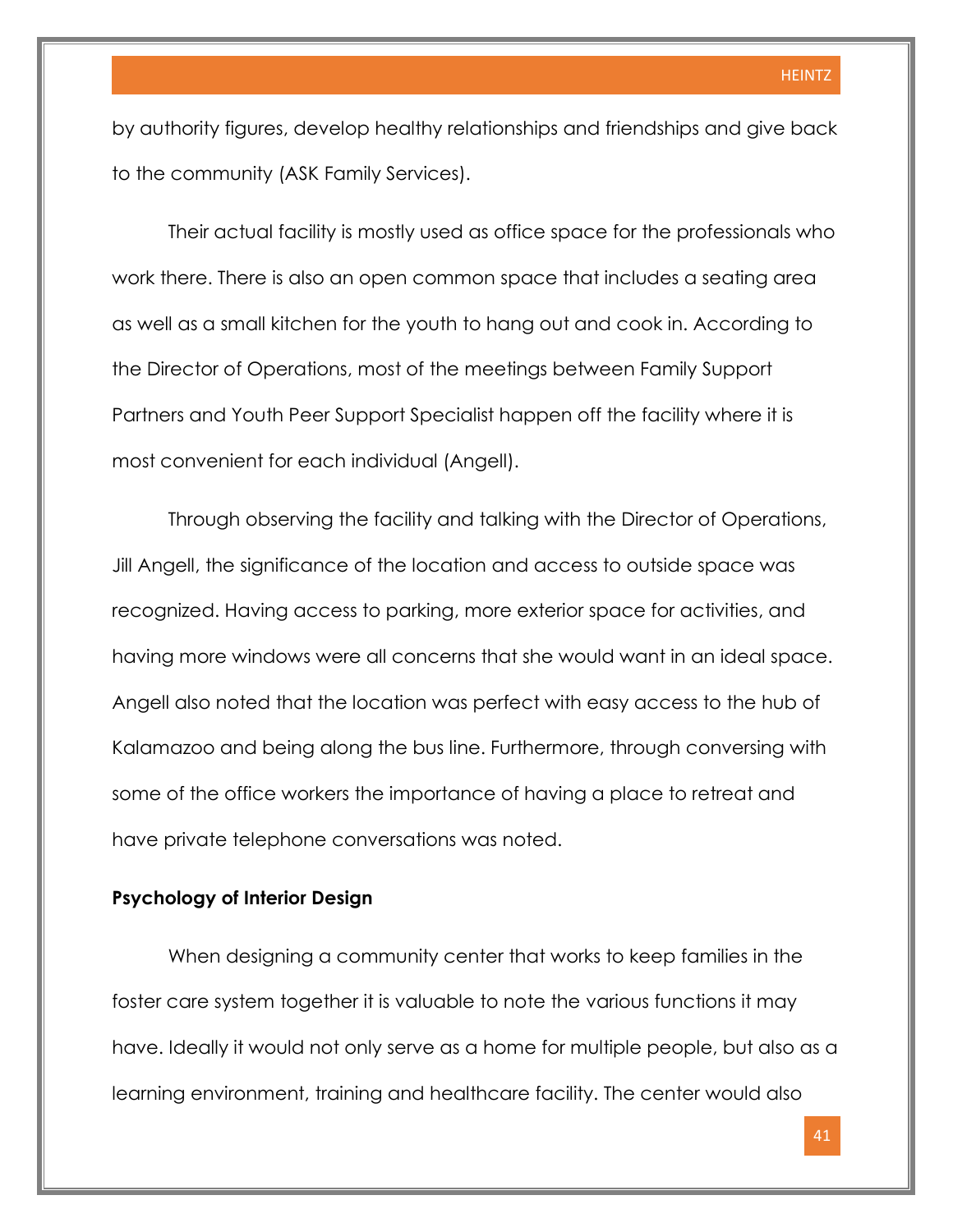by authority figures, develop healthy relationships and friendships and give back to the community (ASK Family Services).

Their actual facility is mostly used as office space for the professionals who work there. There is also an open common space that includes a seating area as well as a small kitchen for the youth to hang out and cook in. According to the Director of Operations, most of the meetings between Family Support Partners and Youth Peer Support Specialist happen off the facility where it is most convenient for each individual (Angell).

Through observing the facility and talking with the Director of Operations, Jill Angell, the significance of the location and access to outside space was recognized. Having access to parking, more exterior space for activities, and having more windows were all concerns that she would want in an ideal space. Angell also noted that the location was perfect with easy access to the hub of Kalamazoo and being along the bus line. Furthermore, through conversing with some of the office workers the importance of having a place to retreat and have private telephone conversations was noted.

**Psychology of Interior Design**

When designing a community center that works to keep families in the foster care system together it is valuable to note the various functions it may have. Ideally it would not only serve as a home for multiple people, but also as a learning environment, training and healthcare facility. The center would also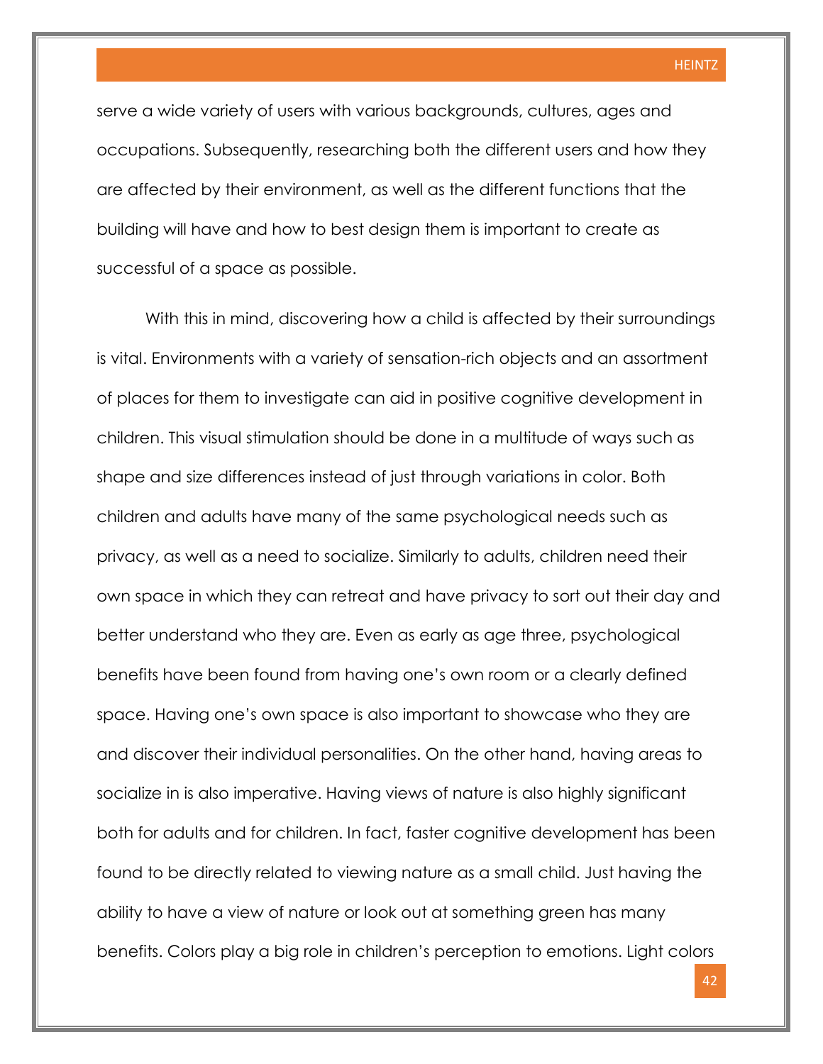serve a wide variety of users with various backgrounds, cultures, ages and occupations. Subsequently, researching both the different users and how they are affected by their environment, as well as the different functions that the building will have and how to best design them is important to create as successful of a space as possible.

With this in mind, discovering how a child is affected by their surroundings is vital. Environments with a variety of sensation-rich objects and an assortment of places for them to investigate can aid in positive cognitive development in children. This visual stimulation should be done in a multitude of ways such as shape and size differences instead of just through variations in color. Both children and adults have many of the same psychological needs such as privacy, as well as a need to socialize. Similarly to adults, children need their own space in which they can retreat and have privacy to sort out their day and better understand who they are. Even as early as age three, psychological benefits have been found from having one's own room or a clearly defined space. Having one's own space is also important to showcase who they are and discover their individual personalities. On the other hand, having areas to socialize in is also imperative. Having views of nature is also highly significant both for adults and for children. In fact, faster cognitive development has been found to be directly related to viewing nature as a small child. Just having the ability to have a view of nature or look out at something green has many benefits. Colors play a big role in children's perception to emotions. Light colors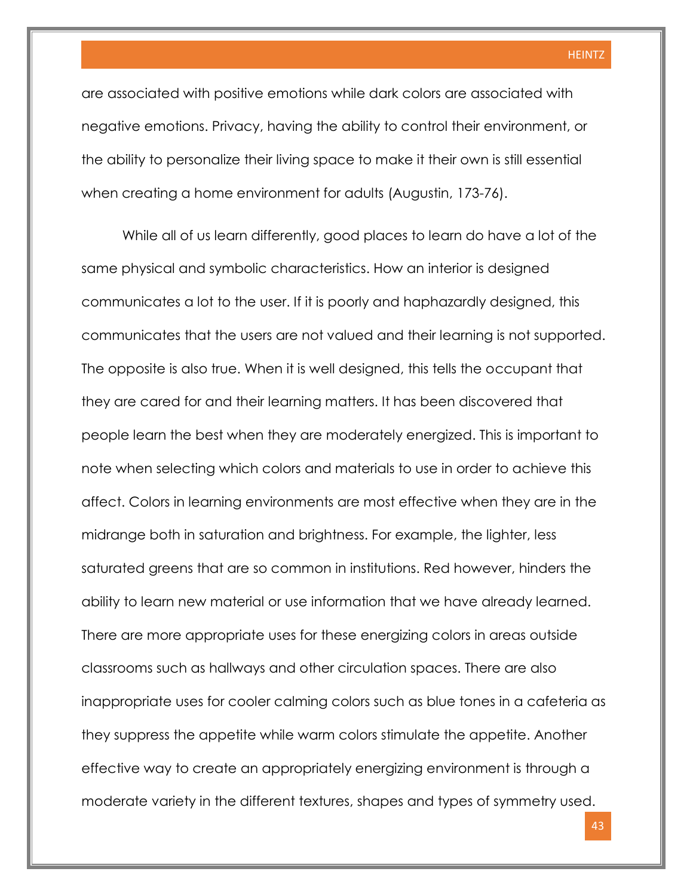are associated with positive emotions while dark colors are associated with negative emotions. Privacy, having the ability to control their environment, or the ability to personalize their living space to make it their own is still essential when creating a home environment for adults (Augustin, 173-76).

While all of us learn differently, good places to learn do have a lot of the same physical and symbolic characteristics. How an interior is designed communicates a lot to the user. If it is poorly and haphazardly designed, this communicates that the users are not valued and their learning is not supported. The opposite is also true. When it is well designed, this tells the occupant that they are cared for and their learning matters. It has been discovered that people learn the best when they are moderately energized. This is important to note when selecting which colors and materials to use in order to achieve this affect. Colors in learning environments are most effective when they are in the midrange both in saturation and brightness. For example, the lighter, less saturated greens that are so common in institutions. Red however, hinders the ability to learn new material or use information that we have already learned. There are more appropriate uses for these energizing colors in areas outside classrooms such as hallways and other circulation spaces. There are also inappropriate uses for cooler calming colors such as blue tones in a cafeteria as they suppress the appetite while warm colors stimulate the appetite. Another effective way to create an appropriately energizing environment is through a moderate variety in the different textures, shapes and types of symmetry used.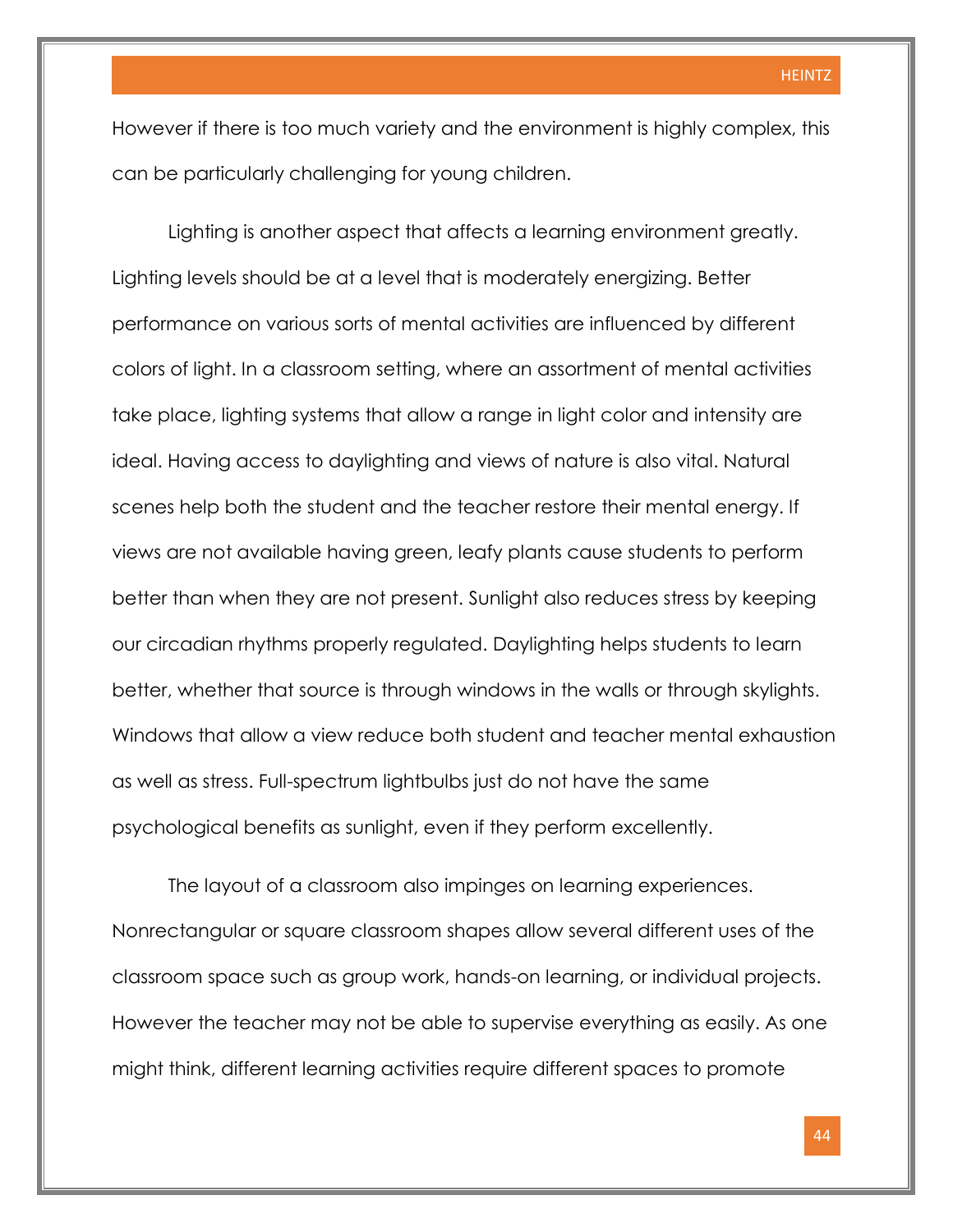However if there is too much variety and the environment is highly complex, this can be particularly challenging for young children.

Lighting is another aspect that affects a learning environment greatly. Lighting levels should be at a level that is moderately energizing. Better performance on various sorts of mental activities are influenced by different colors of light. In a classroom setting, where an assortment of mental activities take place, lighting systems that allow a range in light color and intensity are ideal. Having access to daylighting and views of nature is also vital. Natural scenes help both the student and the teacher restore their mental energy. If views are not available having green, leafy plants cause students to perform better than when they are not present. Sunlight also reduces stress by keeping our circadian rhythms properly regulated. Daylighting helps students to learn better, whether that source is through windows in the walls or through skylights. Windows that allow a view reduce both student and teacher mental exhaustion as well as stress. Full-spectrum lightbulbs just do not have the same psychological benefits as sunlight, even if they perform excellently.

The layout of a classroom also impinges on learning experiences. Nonrectangular or square classroom shapes allow several different uses of the classroom space such as group work, hands-on learning, or individual projects. However the teacher may not be able to supervise everything as easily. As one might think, different learning activities require different spaces to promote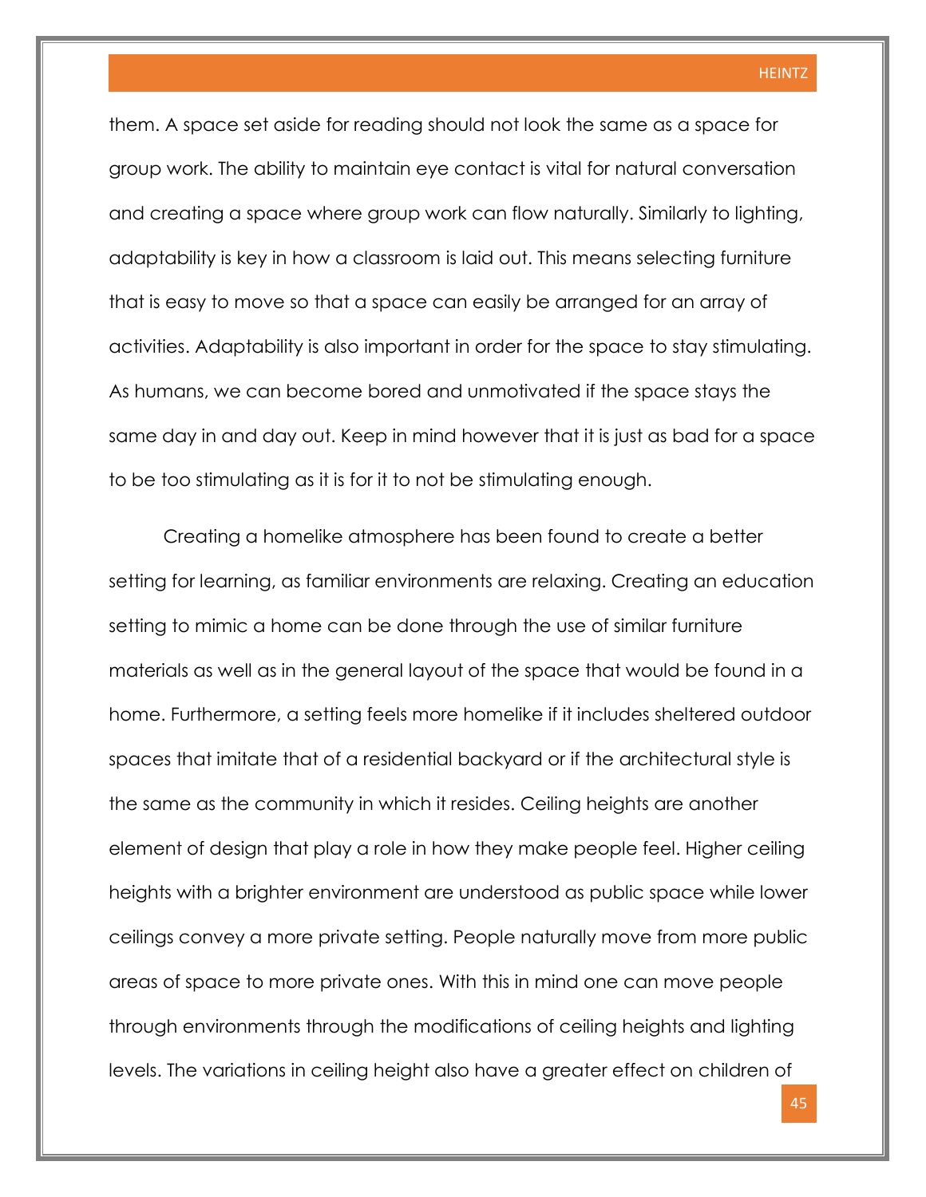them. A space set aside for reading should not look the same as a space for group work. The ability to maintain eye contact is vital for natural conversation and creating a space where group work can flow naturally. Similarly to lighting, adaptability is key in how a classroom is laid out. This means selecting furniture that is easy to move so that a space can easily be arranged for an array of activities. Adaptability is also important in order for the space to stay stimulating. As humans, we can become bored and unmotivated if the space stays the same day in and day out. Keep in mind however that it is just as bad for a space to be too stimulating as it is for it to not be stimulating enough.

Creating a homelike atmosphere has been found to create a better setting for learning, as familiar environments are relaxing. Creating an education setting to mimic a home can be done through the use of similar furniture materials as well as in the general layout of the space that would be found in a home. Furthermore, a setting feels more homelike if it includes sheltered outdoor spaces that imitate that of a residential backyard or if the architectural style is the same as the community in which it resides. Ceiling heights are another element of design that play a role in how they make people feel. Higher ceiling heights with a brighter environment are understood as public space while lower ceilings convey a more private setting. People naturally move from more public areas of space to more private ones. With this in mind one can move people through environments through the modifications of ceiling heights and lighting levels. The variations in ceiling height also have a greater effect on children of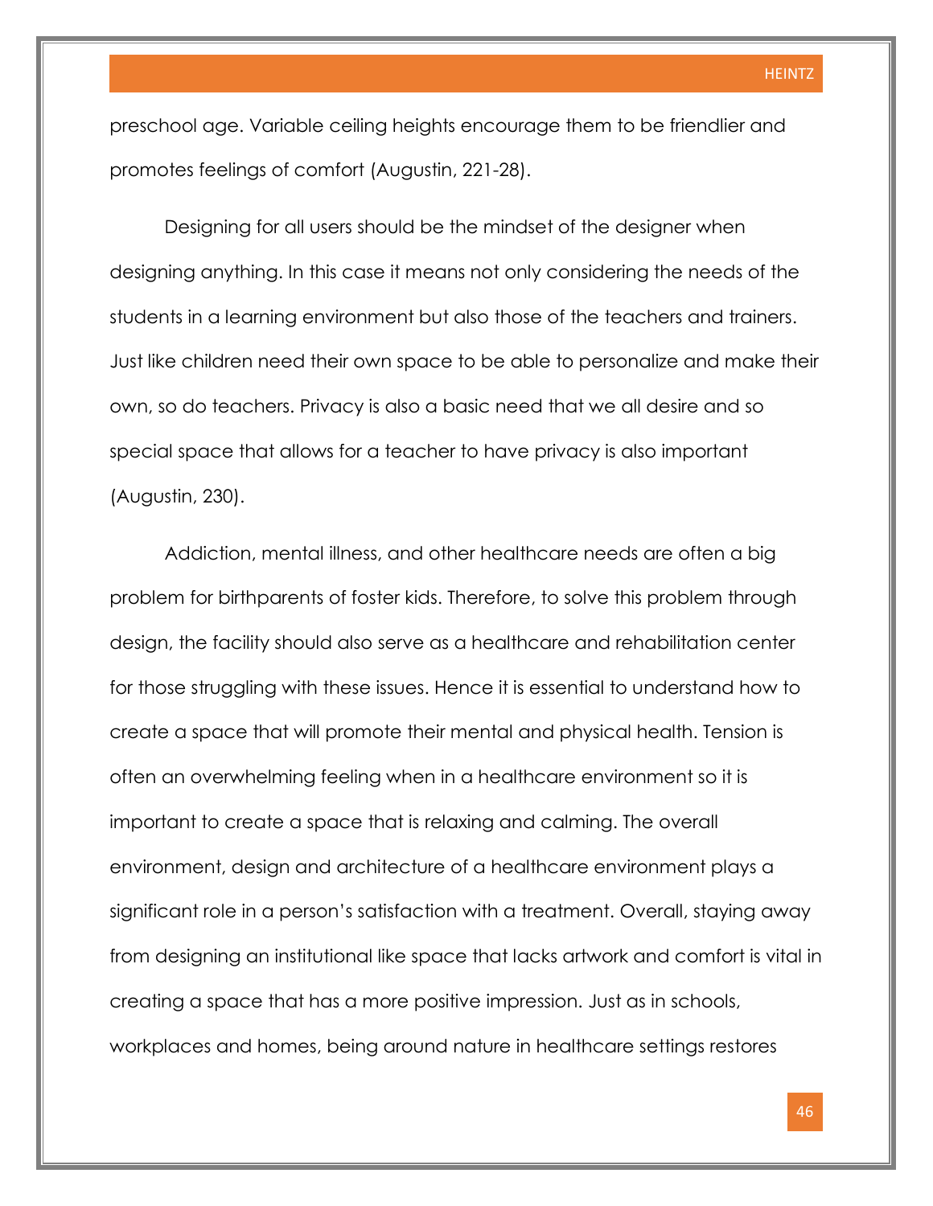preschool age. Variable ceiling heights encourage them to be friendlier and promotes feelings of comfort (Augustin, 221-28).

Designing for all users should be the mindset of the designer when designing anything. In this case it means not only considering the needs of the students in a learning environment but also those of the teachers and trainers. Just like children need their own space to be able to personalize and make their own, so do teachers. Privacy is also a basic need that we all desire and so special space that allows for a teacher to have privacy is also important (Augustin, 230).

Addiction, mental illness, and other healthcare needs are often a big problem for birthparents of foster kids. Therefore, to solve this problem through design, the facility should also serve as a healthcare and rehabilitation center for those struggling with these issues. Hence it is essential to understand how to create a space that will promote their mental and physical health. Tension is often an overwhelming feeling when in a healthcare environment so it is important to create a space that is relaxing and calming. The overall environment, design and architecture of a healthcare environment plays a significant role in a person's satisfaction with a treatment. Overall, staying away from designing an institutional like space that lacks artwork and comfort is vital in creating a space that has a more positive impression. Just as in schools, workplaces and homes, being around nature in healthcare settings restores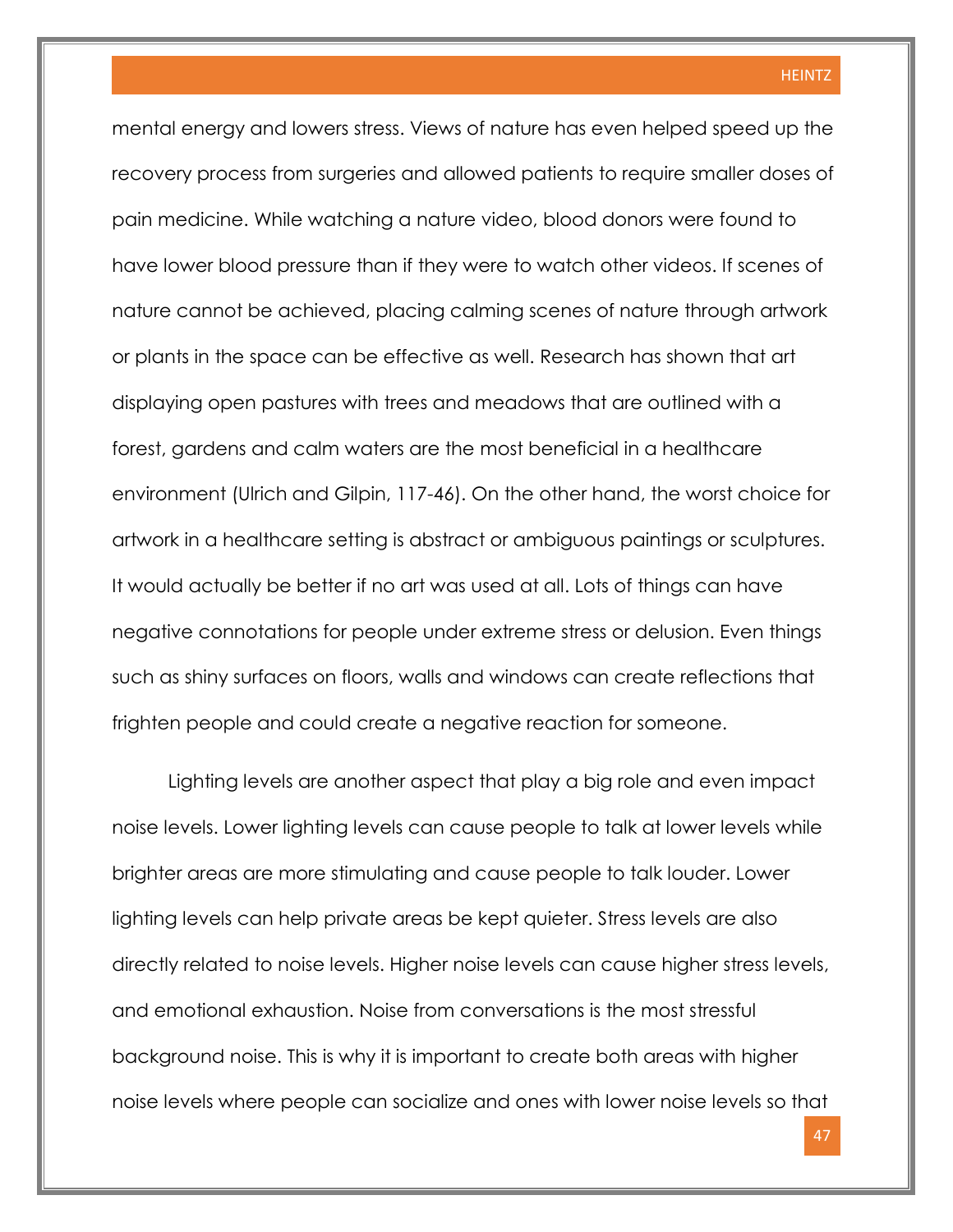mental energy and lowers stress. Views of nature has even helped speed up the recovery process from surgeries and allowed patients to require smaller doses of pain medicine. While watching a nature video, blood donors were found to have lower blood pressure than if they were to watch other videos. If scenes of nature cannot be achieved, placing calming scenes of nature through artwork or plants in the space can be effective as well. Research has shown that art displaying open pastures with trees and meadows that are outlined with a forest, gardens and calm waters are the most beneficial in a healthcare environment (Ulrich and Gilpin, 117-46). On the other hand, the worst choice for artwork in a healthcare setting is abstract or ambiguous paintings or sculptures. It would actually be better if no art was used at all. Lots of things can have negative connotations for people under extreme stress or delusion. Even things such as shiny surfaces on floors, walls and windows can create reflections that frighten people and could create a negative reaction for someone.

Lighting levels are another aspect that play a big role and even impact noise levels. Lower lighting levels can cause people to talk at lower levels while brighter areas are more stimulating and cause people to talk louder. Lower lighting levels can help private areas be kept quieter. Stress levels are also directly related to noise levels. Higher noise levels can cause higher stress levels, and emotional exhaustion. Noise from conversations is the most stressful background noise. This is why it is important to create both areas with higher noise levels where people can socialize and ones with lower noise levels so that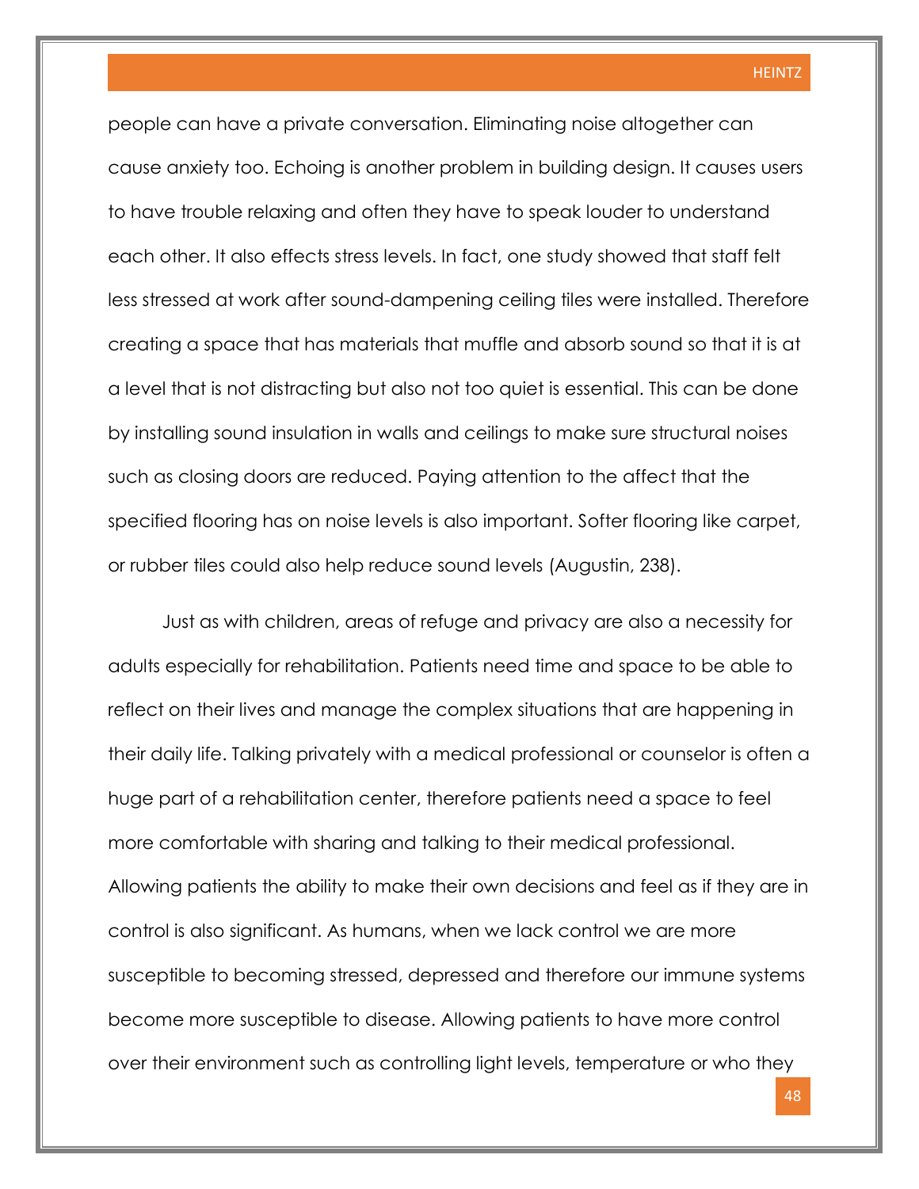people can have a private conversation. Eliminating noise altogether can cause anxiety too. Echoing is another problem in building design. It causes users to have trouble relaxing and often they have to speak louder to understand each other. It also effects stress levels. In fact, one study showed that staff felt less stressed at work after sound-dampening ceiling tiles were installed. Therefore creating a space that has materials that muffle and absorb sound so that it is at a level that is not distracting but also not too quiet is essential. This can be done by installing sound insulation in walls and ceilings to make sure structural noises such as closing doors are reduced. Paying attention to the affect that the specified flooring has on noise levels is also important. Softer flooring like carpet, or rubber tiles could also help reduce sound levels (Augustin, 238).

Just as with children, areas of refuge and privacy are also a necessity for adults especially for rehabilitation. Patients need time and space to be able to reflect on their lives and manage the complex situations that are happening in their daily life. Talking privately with a medical professional or counselor is often a huge part of a rehabilitation center, therefore patients need a space to feel more comfortable with sharing and talking to their medical professional. Allowing patients the ability to make their own decisions and feel as if they are in control is also significant. As humans, when we lack control we are more susceptible to becoming stressed, depressed and therefore our immune systems become more susceptible to disease. Allowing patients to have more control over their environment such as controlling light levels, temperature or who they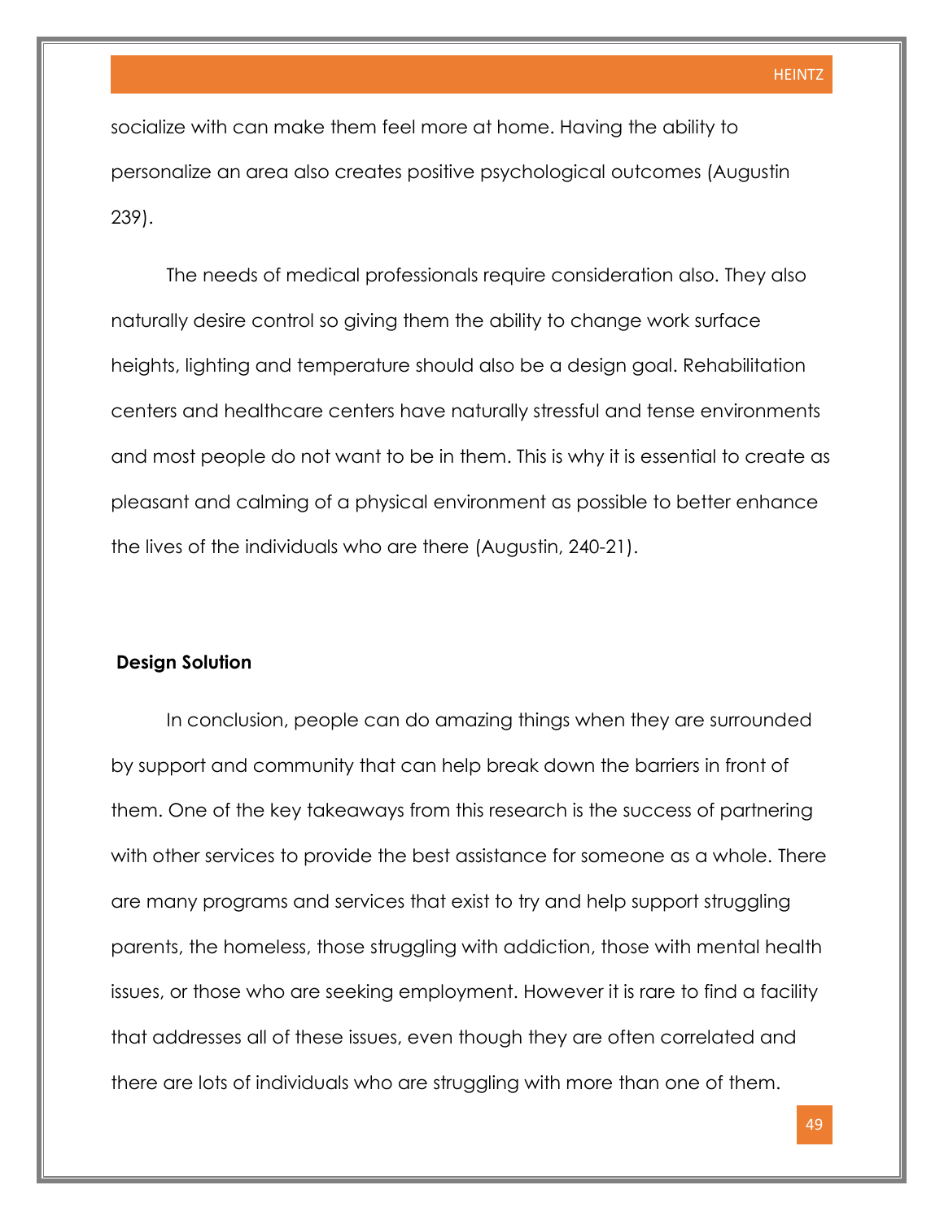socialize with can make them feel more at home. Having the ability to personalize an area also creates positive psychological outcomes (Augustin 239).

The needs of medical professionals require consideration also. They also naturally desire control so giving them the ability to change work surface heights, lighting and temperature should also be a design goal. Rehabilitation centers and healthcare centers have naturally stressful and tense environments and most people do not want to be in them. This is why it is essential to create as pleasant and calming of a physical environment as possible to better enhance the lives of the individuals who are there (Augustin, 240-21).

**Design Solution**

In conclusion, people can do amazing things when they are surrounded by support and community that can help break down the barriers in front of them. One of the key takeaways from this research is the success of partnering with other services to provide the best assistance for someone as a whole. There are many programs and services that exist to try and help support struggling parents, the homeless, those struggling with addiction, those with mental health issues, or those who are seeking employment. However it is rare to find a facility that addresses all of these issues, even though they are often correlated and there are lots of individuals who are struggling with more than one of them.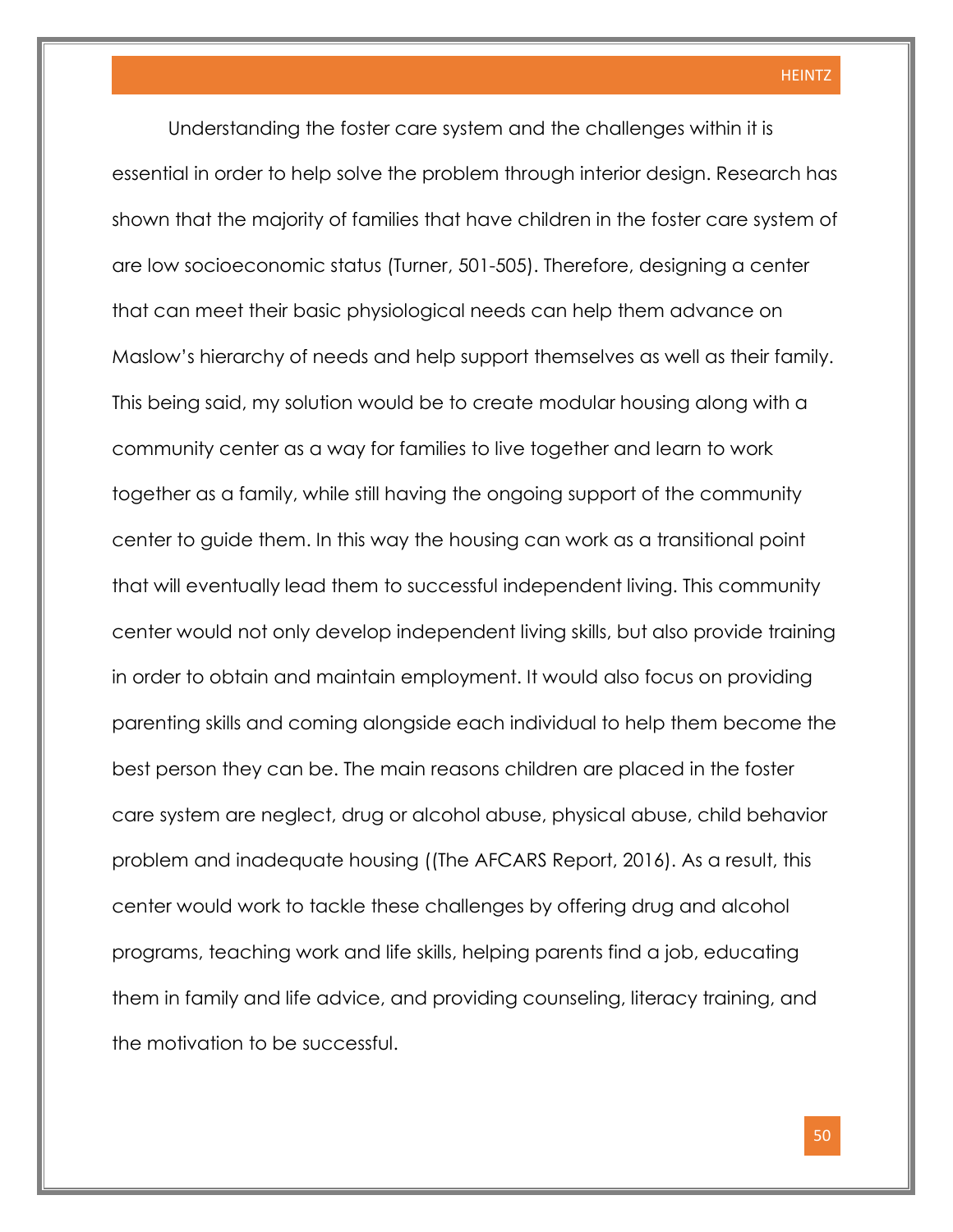Understanding the foster care system and the challenges within it is essential in order to help solve the problem through interior design. Research has shown that the majority of families that have children in the foster care system of are low socioeconomic status (Turner, 501-505). Therefore, designing a center that can meet their basic physiological needs can help them advance on Maslow's hierarchy of needs and help support themselves as well as their family. This being said, my solution would be to create modular housing along with a community center as a way for families to live together and learn to work together as a family, while still having the ongoing support of the community center to guide them. In this way the housing can work as a transitional point that will eventually lead them to successful independent living. This community center would not only develop independent living skills, but also provide training in order to obtain and maintain employment. It would also focus on providing parenting skills and coming alongside each individual to help them become the best person they can be. The main reasons children are placed in the foster care system are neglect, drug or alcohol abuse, physical abuse, child behavior problem and inadequate housing ((The AFCARS Report, 2016). As a result, this center would work to tackle these challenges by offering drug and alcohol programs, teaching work and life skills, helping parents find a job, educating them in family and life advice, and providing counseling, literacy training, and the motivation to be successful.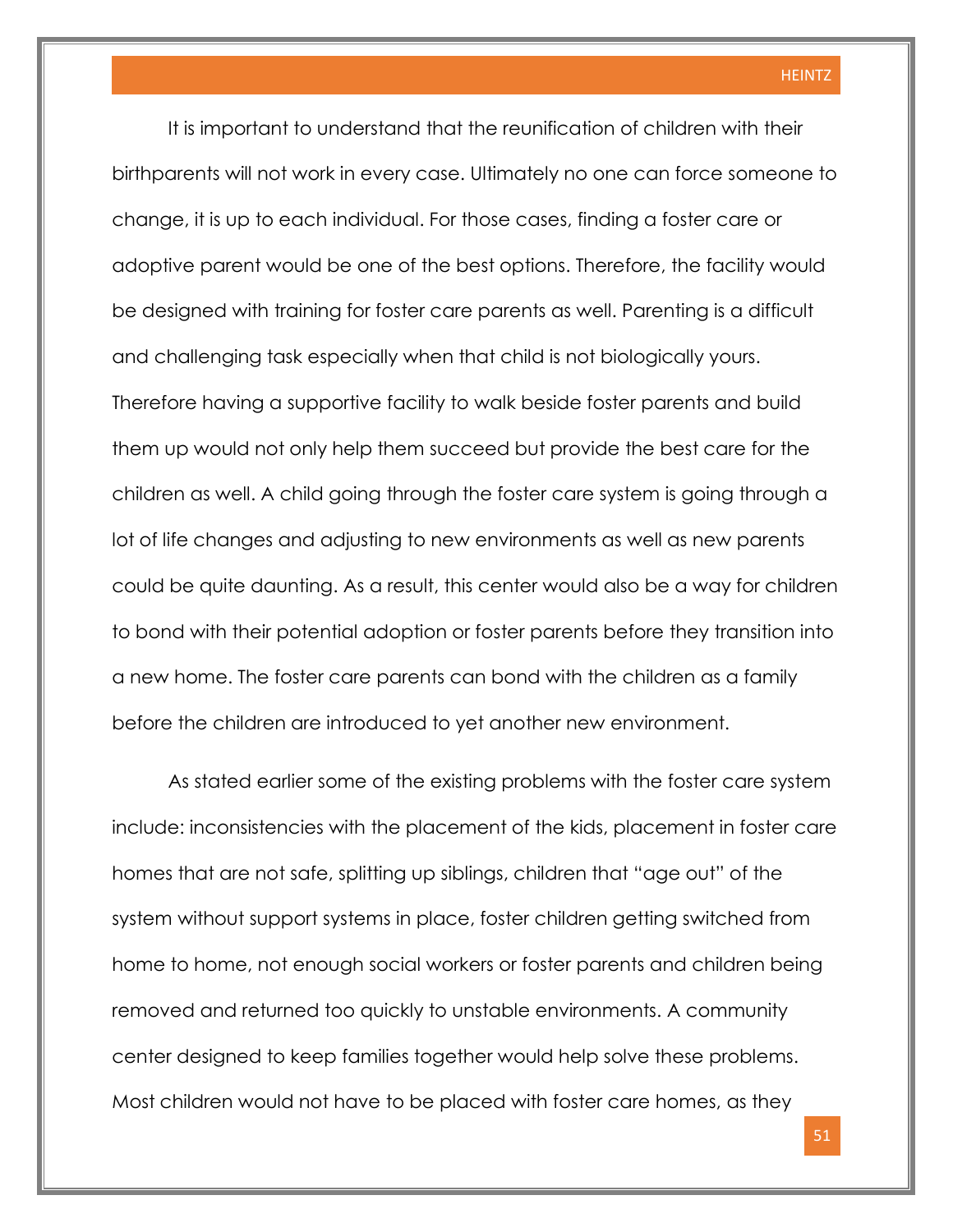It is important to understand that the reunification of children with their birthparents will not work in every case. Ultimately no one can force someone to change, it is up to each individual. For those cases, finding a foster care or adoptive parent would be one of the best options. Therefore, the facility would be designed with training for foster care parents as well. Parenting is a difficult and challenging task especially when that child is not biologically yours. Therefore having a supportive facility to walk beside foster parents and build them up would not only help them succeed but provide the best care for the children as well. A child going through the foster care system is going through a lot of life changes and adjusting to new environments as well as new parents could be quite daunting. As a result, this center would also be a way for children to bond with their potential adoption or foster parents before they transition into a new home. The foster care parents can bond with the children as a family before the children are introduced to yet another new environment.

As stated earlier some of the existing problems with the foster care system include: inconsistencies with the placement of the kids, placement in foster care homes that are not safe, splitting up siblings, children that "age out" of the system without support systems in place, foster children getting switched from home to home, not enough social workers or foster parents and children being removed and returned too quickly to unstable environments. A community center designed to keep families together would help solve these problems. Most children would not have to be placed with foster care homes, as they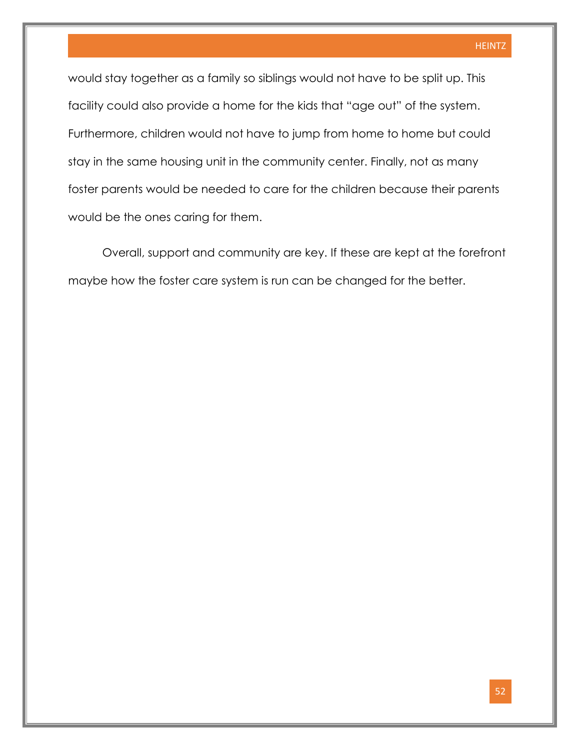would stay together as a family so siblings would not have to be split up. This facility could also provide a home for the kids that "age out" of the system. Furthermore, children would not have to jump from home to home but could stay in the same housing unit in the community center. Finally, not as many foster parents would be needed to care for the children because their parents would be the ones caring for them.

Overall, support and community are key. If these are kept at the forefront maybe how the foster care system is run can be changed for the better.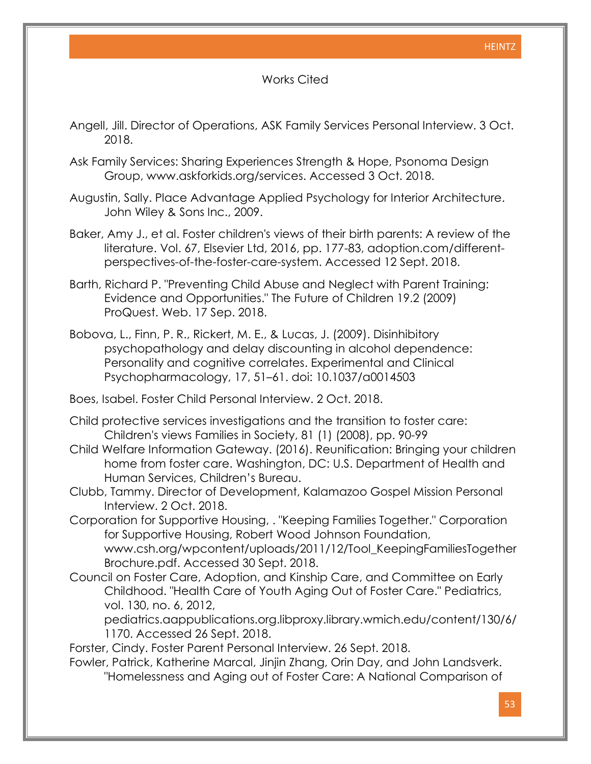# Works Cited

Angell, Jill. Director of Operations, ASK Family Services Personal Interview. 3 Oct. 2018.

Ask Family Services: Sharing Experiences Strength & Hope, Psonoma Design Group, www.askforkids.org/services. Accessed 3 Oct. 2018.

Augustin, Sally. Place Advantage Applied Psychology for Interior Architecture. John Wiley & Sons Inc., 2009.

Baker, Amy J., et al. Foster children's views of their birth parents: A review of the literature. Vol. 67, Elsevier Ltd, 2016, pp. 177-83, adoption.com/different-perspectives-of-the-foster-care-system. Accessed 12 Sept. 2018.

Barth, Richard P. "Preventing Child Abuse and Neglect with Parent Training: Evidence and Opportunities." The Future of Children 19.2 (2009) ProQuest. Web. 17 Sep. 2018.

Bobova, L., Finn, P. R., Rickert, M. E., & Lucas, J. (2009). Disinhibitory psychopathology and delay discounting in alcohol dependence: Personality and cognitive correlates. Experimental and Clinical Psychopharmacology, 17, 51–61. doi: 10.1037/a0014503

Boes, Isabel. Foster Child Personal Interview. 2 Oct. 2018.

Child protective services investigations and the transition to foster care: Children's views Families in Society, 81 (1) (2008), pp. 90-99

Child Welfare Information Gateway. (2016). Reunification: Bringing your children home from foster care. Washington, DC: U.S. Department of Health and Human Services, Children's Bureau.

Clubb, Tammy. Director of Development, Kalamazoo Gospel Mission Personal Interview. 2 Oct. 2018.

Corporation for Supportive Housing, . "Keeping Families Together." Corporation for Supportive Housing, Robert Wood Johnson Foundation, www.csh.org/wpcontent/uploads/2011/12/Tool_KeepingFamiliesTogether Brochure.pdf. Accessed 30 Sept. 2018.

Council on Foster Care, Adoption, and Kinship Care, and Committee on Early Childhood. "Health Care of Youth Aging Out of Foster Care." Pediatrics, vol. 130, no. 6, 2012, pediatrics.aappublications.org.libproxy.library.wmich.edu/content/130/6/1170. Accessed 26 Sept. 2018.

Forster, Cindy. Foster Parent Personal Interview. 26 Sept. 2018.

Fowler, Patrick, Katherine Marcal, Jinjin Zhang, Orin Day, and John Landsverk. "Homelessness and Aging out of Foster Care: A National Comparison of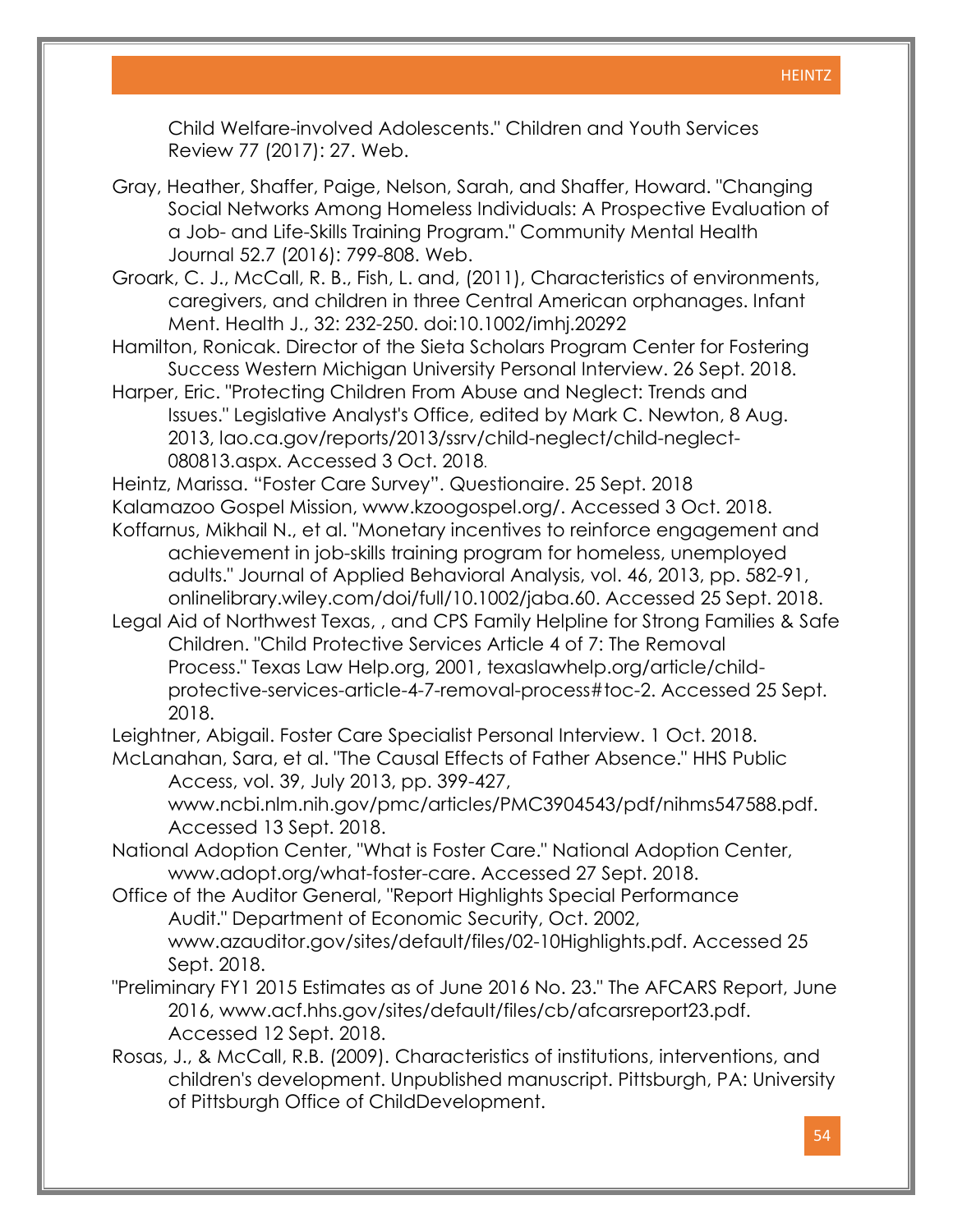Child Welfare-involved Adolescents." Children and Youth Services Review 77 (2017): 27. Web.

Gray, Heather, Shaffer, Paige, Nelson, Sarah, and Shaffer, Howard. "Changing Social Networks Among Homeless Individuals: A Prospective Evaluation of a Job- and Life-Skills Training Program." Community Mental Health Journal 52.7 (2016): 799-808. Web.

Groark, C. J., McCall, R. B., Fish, L. and, (2011), Characteristics of environments, caregivers, and children in three Central American orphanages. Infant Ment. Health J., 32: 232-250. doi:10.1002/imhj.20292

Hamilton, Ronicak. Director of the Sieta Scholars Program Center for Fostering Success Western Michigan University Personal Interview. 26 Sept. 2018.

Harper, Eric. "Protecting Children From Abuse and Neglect: Trends and Issues." Legislative Analyst's Office, edited by Mark C. Newton, 8 Aug. 2013, lao.ca.gov/reports/2013/ssrv/child-neglect/child-neglect-080813.aspx. Accessed 3 Oct. 2018.

Heintz, Marissa. "Foster Care Survey". Questionaire. 25 Sept. 2018

Kalamazoo Gospel Mission, www.kzoogospel.org/. Accessed 3 Oct. 2018.

Koffarnus, Mikhail N., et al. "Monetary incentives to reinforce engagement and achievement in job-skills training program for homeless, unemployed adults." Journal of Applied Behavioral Analysis, vol. 46, 2013, pp. 582-91, onlinelibrary.wiley.com/doi/full/10.1002/jaba.60. Accessed 25 Sept. 2018.

Legal Aid of Northwest Texas, , and CPS Family Helpline for Strong Families & Safe Children. "Child Protective Services Article 4 of 7: The Removal Process." Texas Law Help.org, 2001, texaslawhelp.org/article/child-protective-services-article-4-7-removal-process#toc-2. Accessed 25 Sept. 2018.

Leightner, Abigail. Foster Care Specialist Personal Interview. 1 Oct. 2018.

McLanahan, Sara, et al. "The Causal Effects of Father Absence." HHS Public Access, vol. 39, July 2013, pp. 399-427, www.ncbi.nlm.nih.gov/pmc/articles/PMC3904543/pdf/nihms547588.pdf. Accessed 13 Sept. 2018.

National Adoption Center, "What is Foster Care." National Adoption Center, www.adopt.org/what-foster-care. Accessed 27 Sept. 2018.

Office of the Auditor General, "Report Highlights Special Performance Audit." Department of Economic Security, Oct. 2002, www.azauditor.gov/sites/default/files/02-10Highlights.pdf. Accessed 25 Sept. 2018.

"Preliminary FY1 2015 Estimates as of June 2016 No. 23." The AFCARS Report, June 2016, www.acf.hhs.gov/sites/default/files/cb/afcarsreport23.pdf. Accessed 12 Sept. 2018.

Rosas, J., & McCall, R.B. (2009). Characteristics of institutions, interventions, and children's development. Unpublished manuscript. Pittsburgh, PA: University of Pittsburgh Office of ChildDevelopment.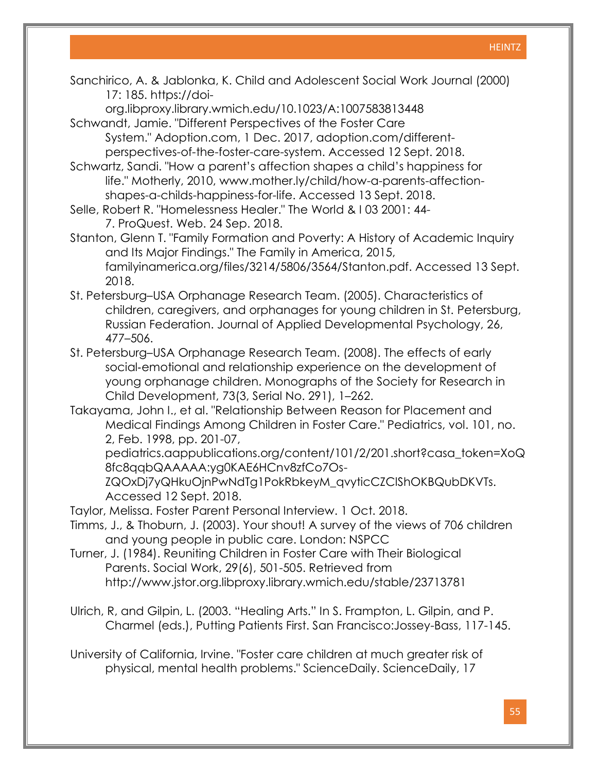Sanchirico, A. & Jablonka, K. Child and Adolescent Social Work Journal (2000) 17: 185. https://doi-org.libproxy.library.wmich.edu/10.1023/A:1007583813448

Schwandt, Jamie. "Different Perspectives of the Foster Care System." Adoption.com, 1 Dec. 2017, adoption.com/different-perspectives-of-the-foster-care-system. Accessed 12 Sept. 2018.

Schwartz, Sandi. "How a parent's affection shapes a child's happiness for life." Motherly, 2010, www.mother.ly/child/how-a-parents-affection-shapes-a-childs-happiness-for-life. Accessed 13 Sept. 2018.

Selle, Robert R. "Homelessness Healer." The World & I 03 2001: 44-7. ProQuest. Web. 24 Sep. 2018.

Stanton, Glenn T. "Family Formation and Poverty: A History of Academic Inquiry and Its Major Findings." The Family in America, 2015, familyinamerica.org/files/3214/5806/3564/Stanton.pdf. Accessed 13 Sept. 2018.

St. Petersburg–USA Orphanage Research Team. (2005). Characteristics of children, caregivers, and orphanages for young children in St. Petersburg, Russian Federation. Journal of Applied Developmental Psychology, 26, 477–506.

St. Petersburg–USA Orphanage Research Team. (2008). The effects of early social-emotional and relationship experience on the development of young orphanage children. Monographs of the Society for Research in Child Development, 73(3, Serial No. 291), 1–262.

Takayama, John I., et al. "Relationship Between Reason for Placement and Medical Findings Among Children in Foster Care." Pediatrics, vol. 101, no. 2, Feb. 1998, pp. 201-07, pediatrics.aappublications.org/content/101/2/201.short?casa_token=XoQ8fc8qqbQAAAAA:yg0KAE6HCnv8zfCo7Os-ZQOxDj7yQHkuOjnPwNdTg1PokRbkeyM_qvyticCZClShOKBQubDKVTs. Accessed 12 Sept. 2018.

Taylor, Melissa. Foster Parent Personal Interview. 1 Oct. 2018.

Timms, J., & Thoburn, J. (2003). Your shout! A survey of the views of 706 children and young people in public care. London: NSPCC

Turner, J. (1984). Reuniting Children in Foster Care with Their Biological Parents. Social Work, 29(6), 501-505. Retrieved from http://www.jstor.org.libproxy.library.wmich.edu/stable/23713781

Ulrich, R, and Gilpin, L. (2003. "Healing Arts." In S. Frampton, L. Gilpin, and P. Charmel (eds.), Putting Patients First. San Francisco:Jossey-Bass, 117-145.

University of California, Irvine. "Foster care children at much greater risk of physical, mental health problems." ScienceDaily. ScienceDaily, 17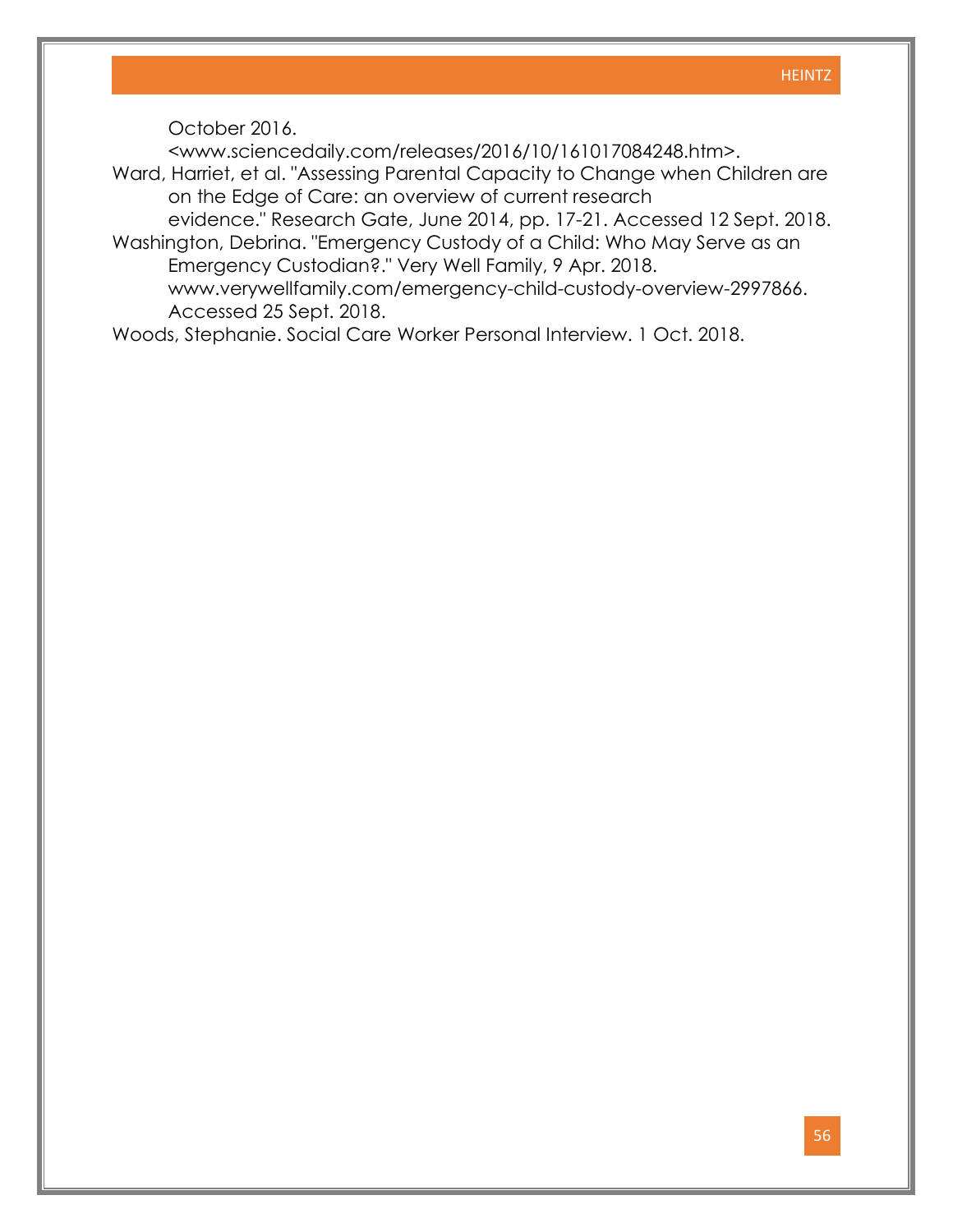October 2016.
<www.sciencedaily.com/releases/2016/10/161017084248.htm>.

Ward, Harriet, et al. "Assessing Parental Capacity to Change when Children are on the Edge of Care: an overview of current research evidence." Research Gate, June 2014, pp. 17-21. Accessed 12 Sept. 2018.

Washington, Debrina. "Emergency Custody of a Child: Who May Serve as an Emergency Custodian?." Very Well Family, 9 Apr. 2018. www.verywellfamily.com/emergency-child-custody-overview-2997866. Accessed 25 Sept. 2018.

Woods, Stephanie. Social Care Worker Personal Interview. 1 Oct. 2018.